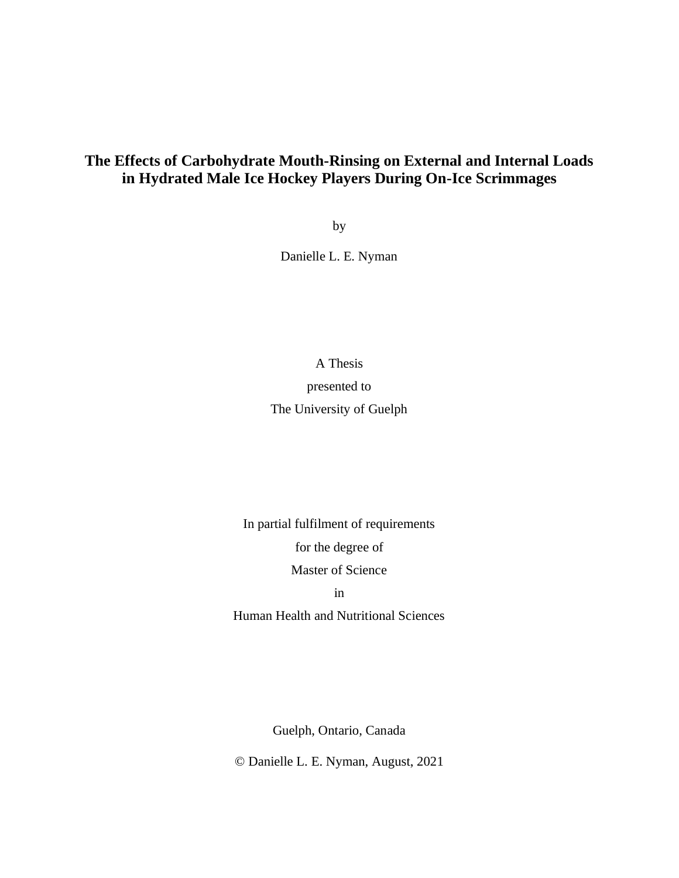# The Effects of Carbohydrate Mouth-Rinsing on External and Internal Loads in Hydrated Male Ice Hockey Players During On-Ice Scrimmages

by

Danielle L. E. Nyman

A Thesis
presented to
The University of Guelph

In partial fulfilment of requirements
for the degree of
Master of Science
in
Human Health and Nutritional Sciences

Guelph, Ontario, Canada

© Danielle L. E. Nyman, August, 2021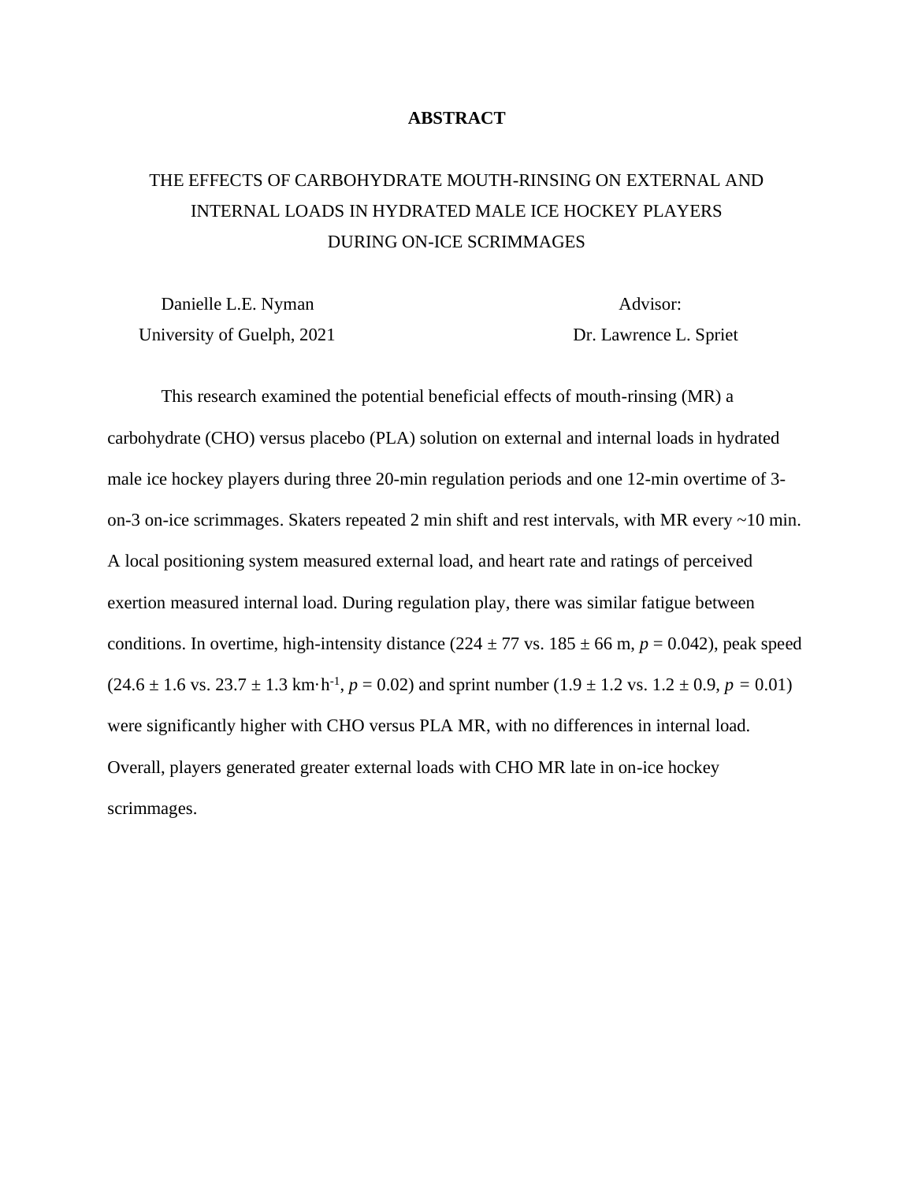# ABSTRACT

THE EFFECTS OF CARBOHYDRATE MOUTH-RINSING ON EXTERNAL AND INTERNAL LOADS IN HYDRATED MALE ICE HOCKEY PLAYERS DURING ON-ICE SCRIMMAGES

Danielle L.E. Nyman
University of Guelph, 2021

Advisor:
Dr. Lawrence L. Spriet

This research examined the potential beneficial effects of mouth-rinsing (MR) a carbohydrate (CHO) versus placebo (PLA) solution on external and internal loads in hydrated male ice hockey players during three 20-min regulation periods and one 12-min overtime of 3-on-3 on-ice scrimmages. Skaters repeated 2 min shift and rest intervals, with MR every ~10 min. A local positioning system measured external load, and heart rate and ratings of perceived exertion measured internal load. During regulation play, there was similar fatigue between conditions. In overtime, high-intensity distance (224 ± 77 vs. 185 ± 66 m, $p = 0.042$), peak speed (24.6 ± 1.6 vs. 23.7 ± 1.3 $km \cdot h^{-1}$, $p = 0.02$) and sprint number (1.9 ± 1.2 vs. 1.2 ± 0.9, $p = 0.01$) were significantly higher with CHO versus PLA MR, with no differences in internal load. Overall, players generated greater external loads with CHO MR late in on-ice hockey scrimmages.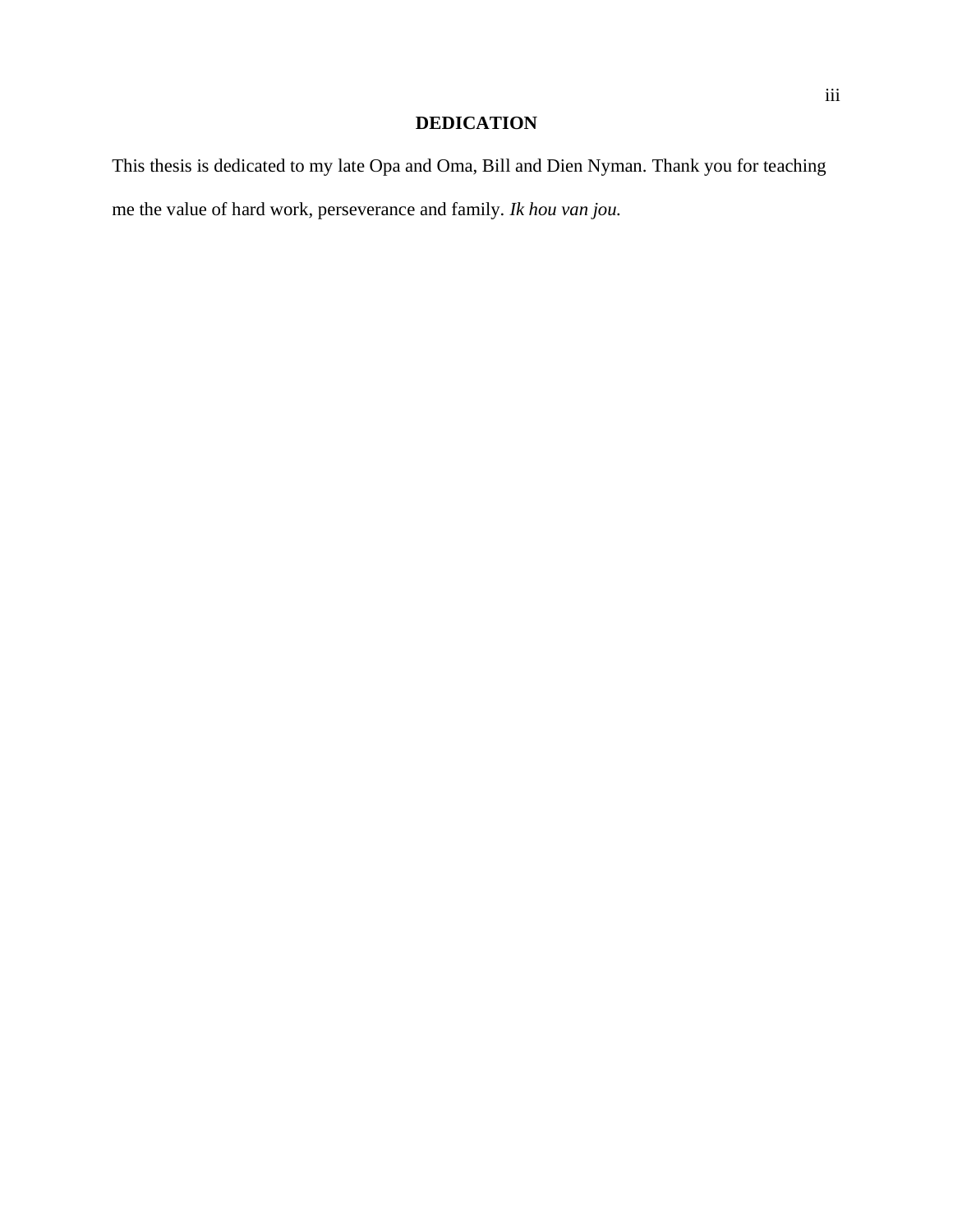# DEDICATION

This thesis is dedicated to my late Opa and Oma, Bill and Dien Nyman. Thank you for teaching me the value of hard work, perseverance and family. *Ik hou van jou.*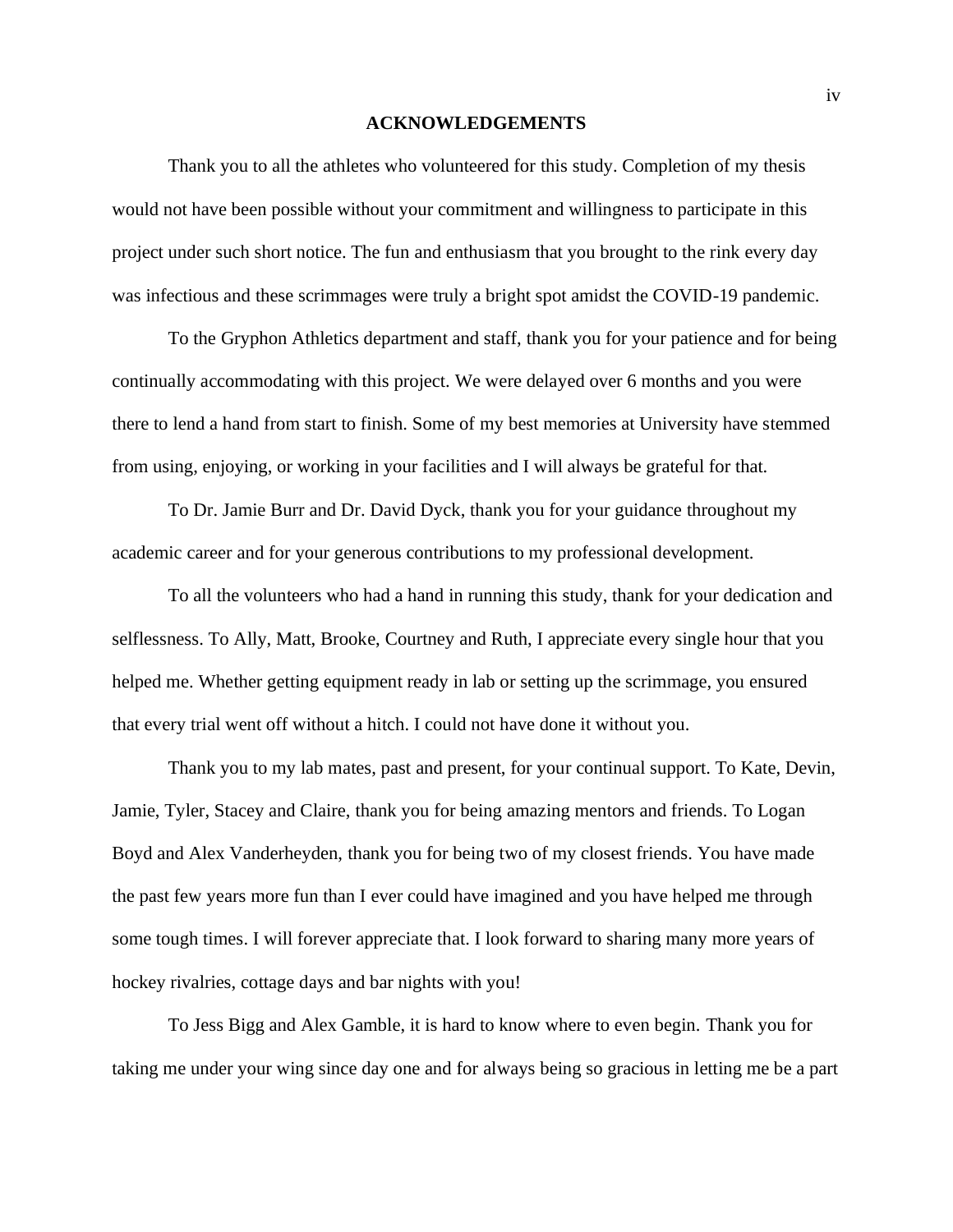# ACKNOWLEDGEMENTS

Thank you to all the athletes who volunteered for this study. Completion of my thesis would not have been possible without your commitment and willingness to participate in this project under such short notice. The fun and enthusiasm that you brought to the rink every day was infectious and these scrimmages were truly a bright spot amidst the COVID-19 pandemic.

To the Gryphon Athletics department and staff, thank you for your patience and for being continually accommodating with this project. We were delayed over 6 months and you were there to lend a hand from start to finish. Some of my best memories at University have stemmed from using, enjoying, or working in your facilities and I will always be grateful for that.

To Dr. Jamie Burr and Dr. David Dyck, thank you for your guidance throughout my academic career and for your generous contributions to my professional development.

To all the volunteers who had a hand in running this study, thank for your dedication and selflessness. To Ally, Matt, Brooke, Courtney and Ruth, I appreciate every single hour that you helped me. Whether getting equipment ready in lab or setting up the scrimmage, you ensured that every trial went off without a hitch. I could not have done it without you.

Thank you to my lab mates, past and present, for your continual support. To Kate, Devin, Jamie, Tyler, Stacey and Claire, thank you for being amazing mentors and friends. To Logan Boyd and Alex Vanderheyden, thank you for being two of my closest friends. You have made the past few years more fun than I ever could have imagined and you have helped me through some tough times. I will forever appreciate that. I look forward to sharing many more years of hockey rivalries, cottage days and bar nights with you!

To Jess Bigg and Alex Gamble, it is hard to know where to even begin. Thank you for taking me under your wing since day one and for always being so gracious in letting me be a part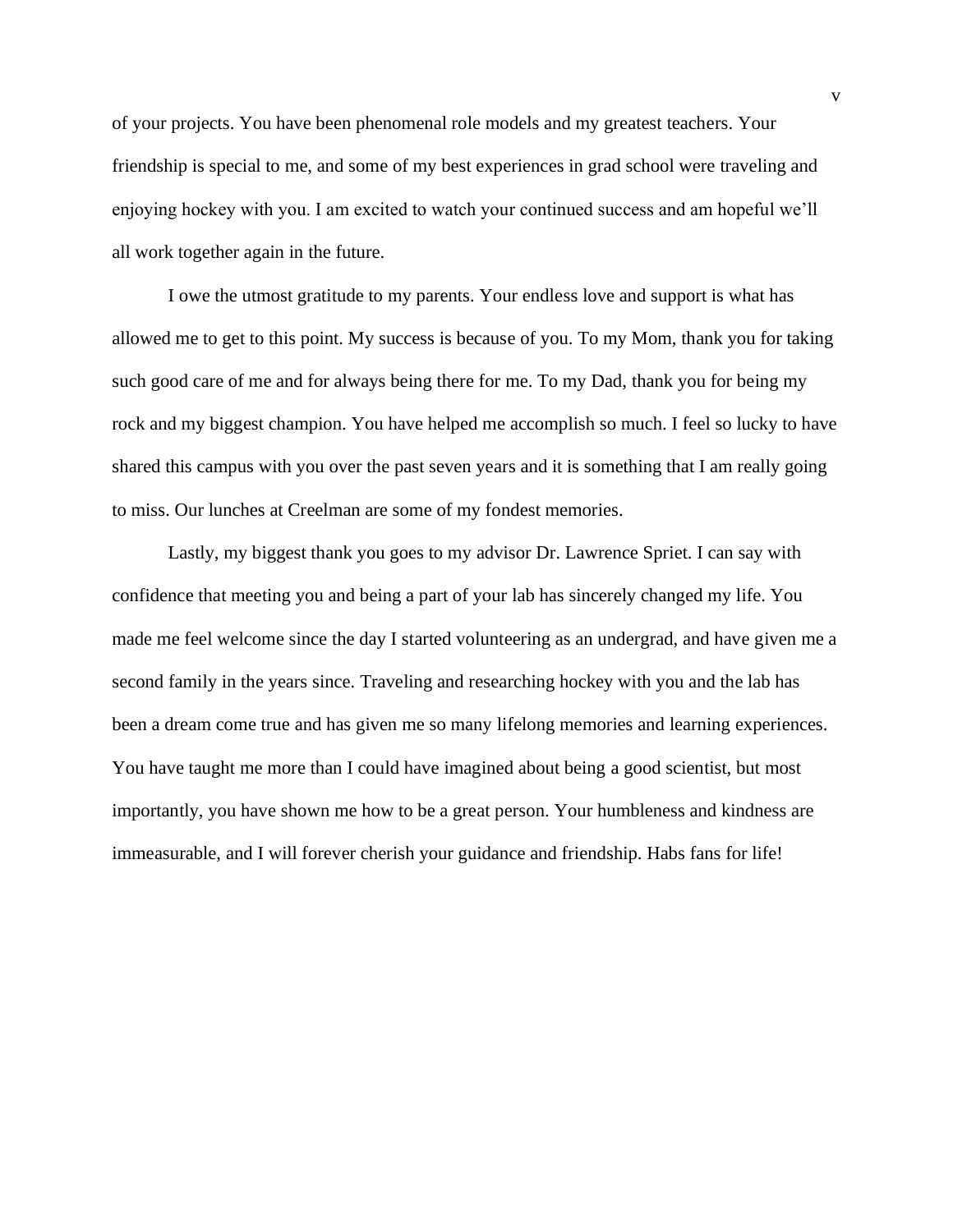of your projects. You have been phenomenal role models and my greatest teachers. Your friendship is special to me, and some of my best experiences in grad school were traveling and enjoying hockey with you. I am excited to watch your continued success and am hopeful we'll all work together again in the future.

I owe the utmost gratitude to my parents. Your endless love and support is what has allowed me to get to this point. My success is because of you. To my Mom, thank you for taking such good care of me and for always being there for me. To my Dad, thank you for being my rock and my biggest champion. You have helped me accomplish so much. I feel so lucky to have shared this campus with you over the past seven years and it is something that I am really going to miss. Our lunches at Creelman are some of my fondest memories.

Lastly, my biggest thank you goes to my advisor Dr. Lawrence Spriet. I can say with confidence that meeting you and being a part of your lab has sincerely changed my life. You made me feel welcome since the day I started volunteering as an undergrad, and have given me a second family in the years since. Traveling and researching hockey with you and the lab has been a dream come true and has given me so many lifelong memories and learning experiences. You have taught me more than I could have imagined about being a good scientist, but most importantly, you have shown me how to be a great person. Your humbleness and kindness are immeasurable, and I will forever cherish your guidance and friendship. Habs fans for life!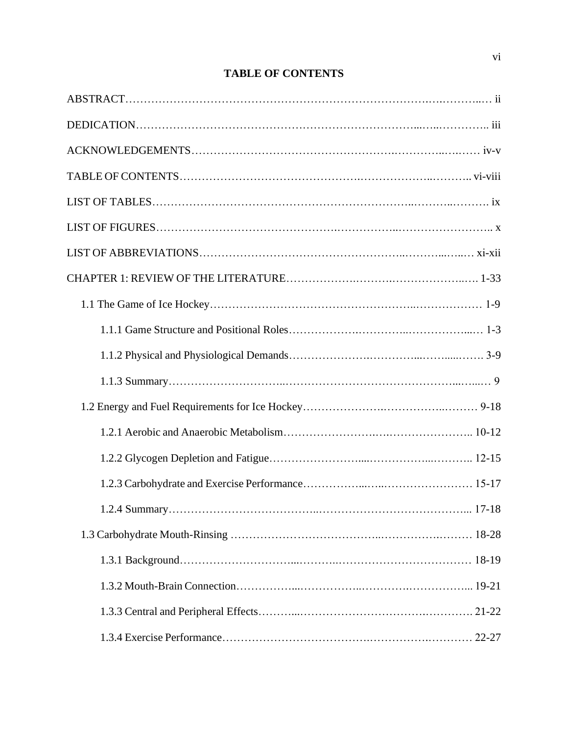# TABLE OF CONTENTS

ABSTRACT………………………………………………………………………………… ii

DEDICATION……………………………………………………………………………… iii

ACKNOWLEDGEMENTS………………………………………………………………… iv-v

TABLE OF CONTENTS…………………………………………………………………… vi-viii

LIST OF TABLES…………………………………………………………………………. ix

LIST OF FIGURES………………………………………………………………………… x

LIST OF ABBREVIATIONS……………………………………………………………… xi-xii

CHAPTER 1: REVIEW OF THE LITERATURE……………………………………… 1-33

- 1.1 The Game of Ice Hockey……………………………………………………… 1-9
  - 1.1.1 Game Structure and Positional Roles……………………………… 1-3
  - 1.1.2 Physical and Physiological Demands……………………………… 3-9
  - 1.1.3 Summary………………………………………………………………… 9
- 1.2 Energy and Fuel Requirements for Ice Hockey…………………………… 9-18
  - 1.2.1 Aerobic and Anaerobic Metabolism………………………………… 10-12
  - 1.2.2 Glycogen Depletion and Fatigue…………………………………… 12-15
  - 1.2.3 Carbohydrate and Exercise Performance…………………………… 15-17
  - 1.2.4 Summary………………………………………………………………… 17-18
- 1.3 Carbohydrate Mouth-Rinsing ……………………………………………… 18-28
  - 1.3.1 Background……………………………………………………………… 18-19
  - 1.3.2 Mouth-Brain Connection……………………………………………… 19-21
  - 1.3.3 Central and Peripheral Effects……………………………………… 21-22
  - 1.3.4 Exercise Performance………………………………………………… 22-27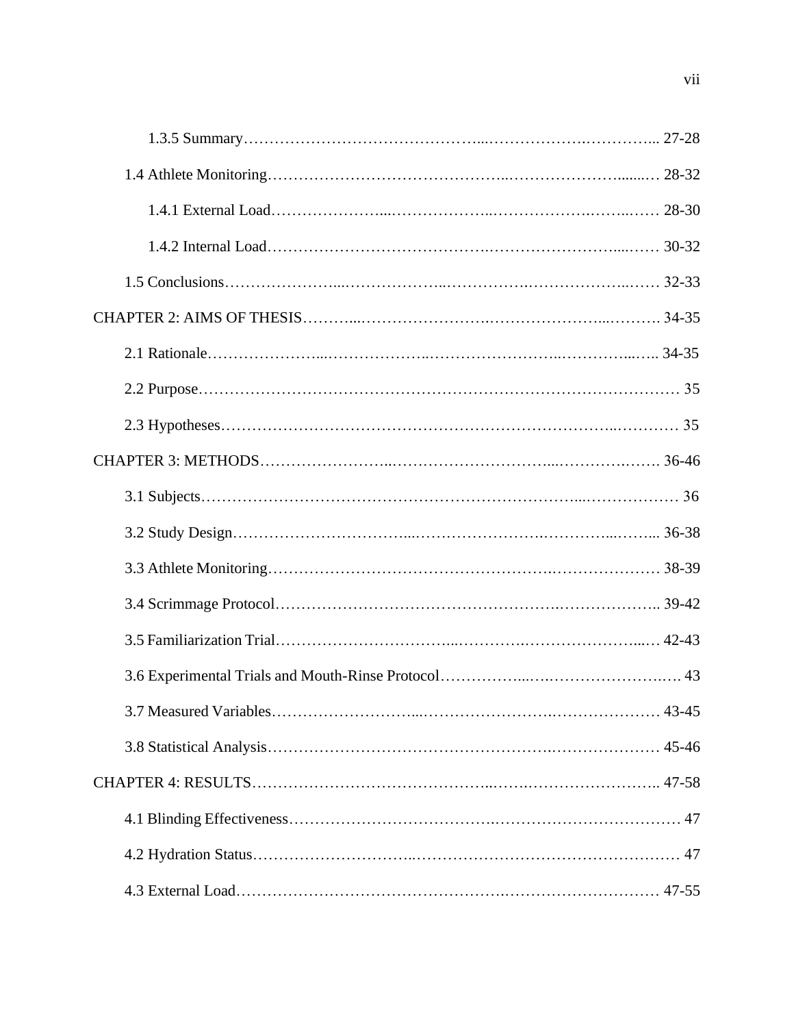1.3.5 Summary……………………………………...…………………..………….. 27-28

1.4 Athlete Monitoring……….…………………………...………………….......… 28-32

1.4.1 External Load…………………...………………..…………….……..…… 28-30

1.4.2 Internal Load………………………………….……………………....…… 30-32

1.5 Conclusions…………………...………………..…………….………………..…… 32-33

CHAPTER 2: AIMS OF THESIS………...…………………….…………………...………. 34-35

2.1 Rationale…………………...………………..……………………..…………...….. 34-35

2.2 Purpose……………………….……………………………………………………… 35

2.3 Hypotheses…………………………………………………………………..………… 35

CHAPTER 3: METHODS…………………...…………………………...……….……. 36-46

3.1 Subjects……………………………………………………………...……………… 36

3.2 Study Design……………………………...…………………….…………...……... 36-38

3.3 Athlete Monitoring……………………………………………….………………… 38-39

3.4 Scrimmage Protocol…………………………………………….……………….. 39-42

3.5 Familiarization Trial……………………………...……….………………….....… 42-43

3.6 Experimental Trials and Mouth-Rinse Protocol……………....….…………………..…. 43

3.7 Measured Variables………………………...…………………….………………… 43-45

3.8 Statistical Analysis………………………………………….………………… 45-46

CHAPTER 4: RESULTS……….…………….……………...…..…………….……….. 47-58

4.1 Blinding Effectiveness………………………………….……………………………… 47

4.2 Hydration Status………………………..…………………………………………… 47

4.3 External Load………………………………………….………………………… 47-55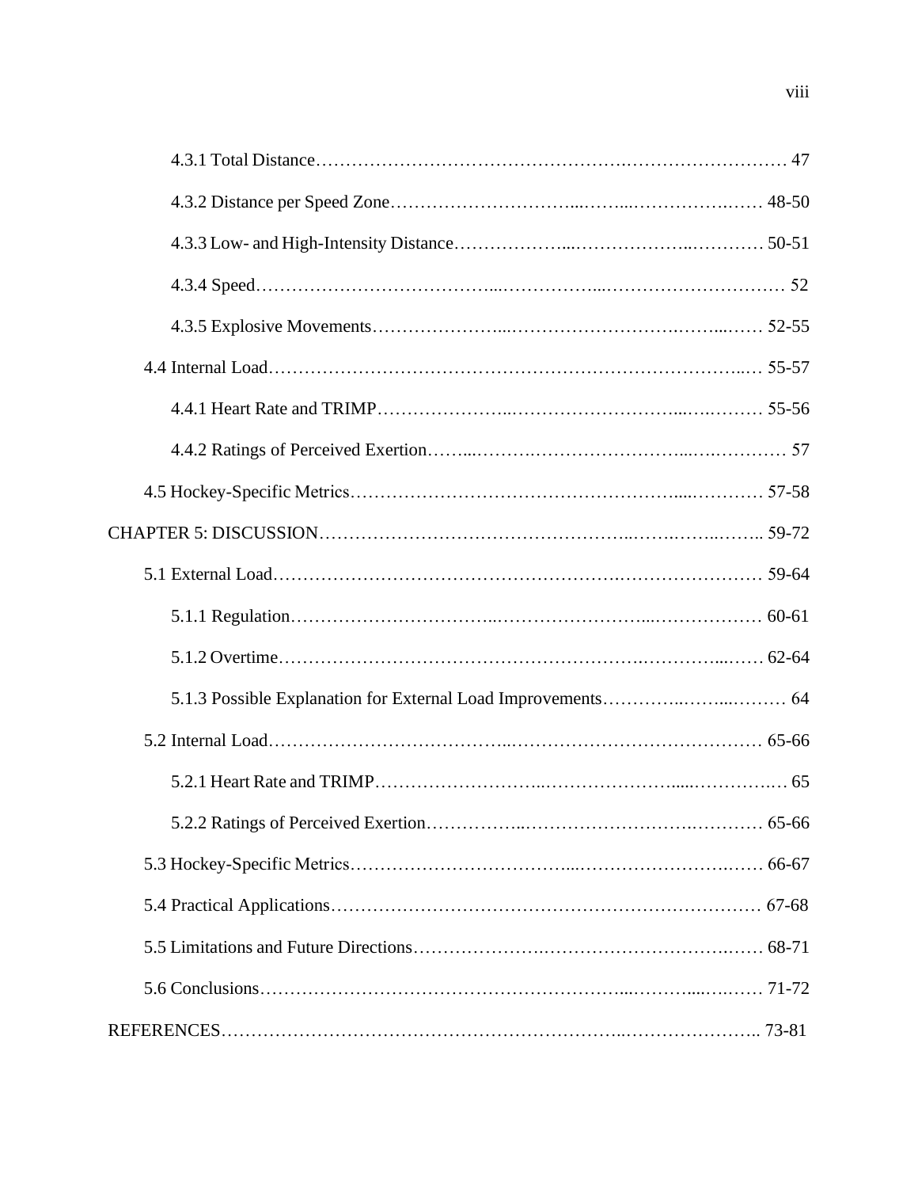4.3.1 Total Distance…………………………………………………………………… 47

4.3.2 Distance per Speed Zone…………………………………………………… 48-50

4.3.3 Low- and High-Intensity Distance………………………………………… 50-51

4.3.4 Speed………………………………………………………………………… 52

4.3.5 Explosive Movements……………………………………………………… 52-55

4.4 Internal Load…………………………………………………………………… 55-57

4.4.1 Heart Rate and TRIMP……………………………………………………… 55-56

4.4.2 Ratings of Perceived Exertion……………………………………………… 57

4.5 Hockey-Specific Metrics……………………………………………………… 57-58

CHAPTER 5: DISCUSSION…………………………………………………………… 59-72

5.1 External Load…………………………………………………………………… 59-64

5.1.1 Regulation…………………………………………………………………… 60-61

5.1.2 Overtime……………………………………………………………………… 62-64

5.1.3 Possible Explanation for External Load Improvements…………………… 64

5.2 Internal Load…………………………………………………………………… 65-66

5.2.1 Heart Rate and TRIMP……………………………………………………… 65

5.2.2 Ratings of Perceived Exertion……………………………………………… 65-66

5.3 Hockey-Specific Metrics……………………………………………………… 66-67

5.4 Practical Applications………………………………………………………… 67-68

5.5 Limitations and Future Directions…………………………………………… 68-71

5.6 Conclusions…………………………………………………………………… 71-72

REFERENCES………………………………………………………………………… 73-81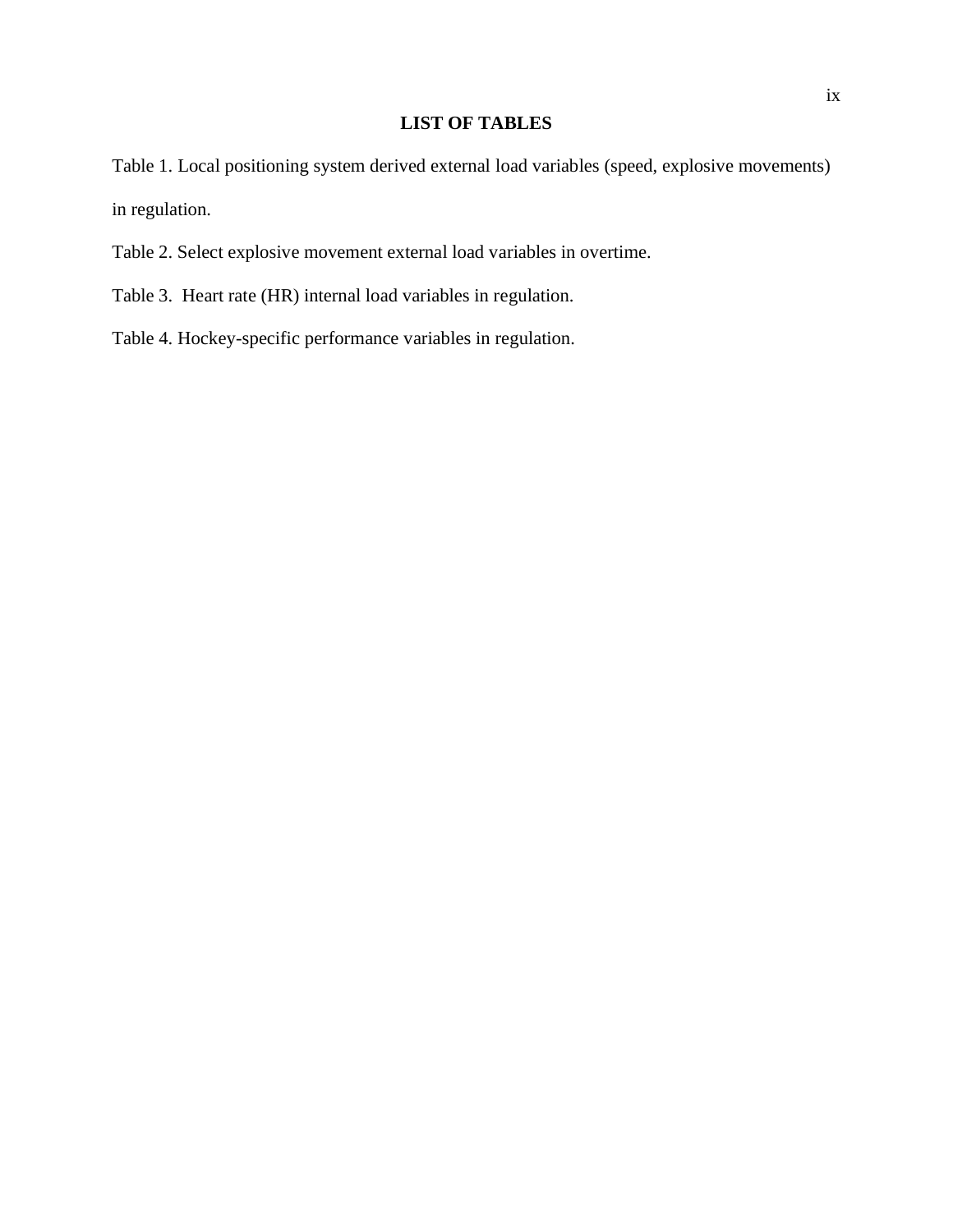# LIST OF TABLES

Table 1. Local positioning system derived external load variables (speed, explosive movements) in regulation.

Table 2. Select explosive movement external load variables in overtime.

Table 3. Heart rate (HR) internal load variables in regulation.

Table 4. Hockey-specific performance variables in regulation.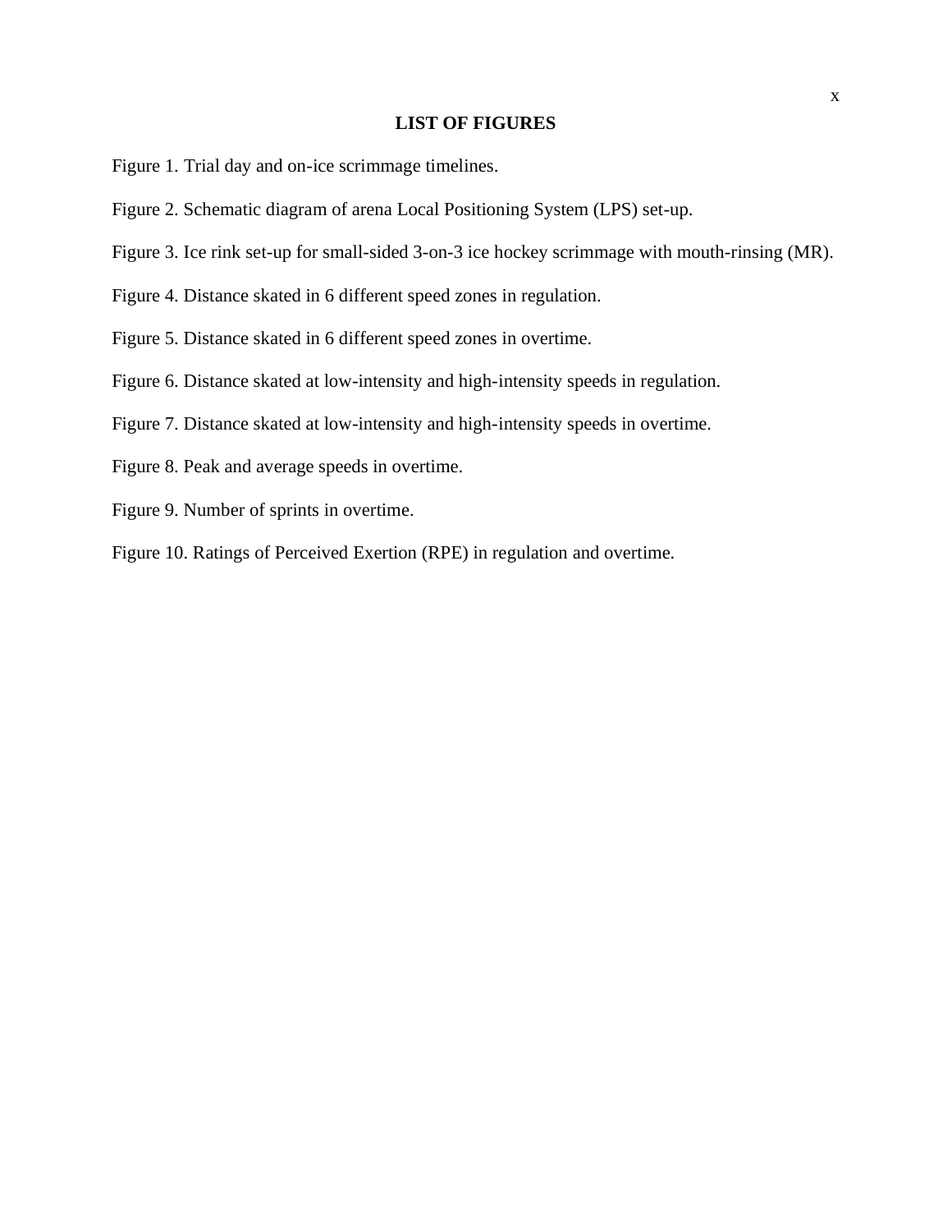# LIST OF FIGURES

Figure 1. Trial day and on-ice scrimmage timelines.

Figure 2. Schematic diagram of arena Local Positioning System (LPS) set-up.

Figure 3. Ice rink set-up for small-sided 3-on-3 ice hockey scrimmage with mouth-rinsing (MR).

Figure 4. Distance skated in 6 different speed zones in regulation.

Figure 5. Distance skated in 6 different speed zones in overtime.

Figure 6. Distance skated at low-intensity and high-intensity speeds in regulation.

Figure 7. Distance skated at low-intensity and high-intensity speeds in overtime.

Figure 8. Peak and average speeds in overtime.

Figure 9. Number of sprints in overtime.

Figure 10. Ratings of Perceived Exertion (RPE) in regulation and overtime.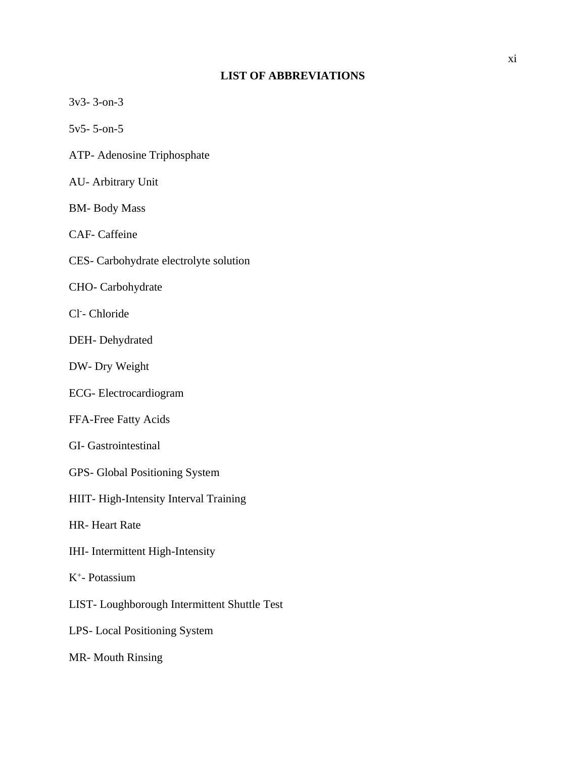# LIST OF ABBREVIATIONS

3v3- 3-on-3

5v5- 5-on-5

ATP- Adenosine Triphosphate

AU- Arbitrary Unit

BM- Body Mass

CAF- Caffeine

CES- Carbohydrate electrolyte solution

CHO- Carbohydrate

$Cl^-$- Chloride

DEH- Dehydrated

DW- Dry Weight

ECG- Electrocardiogram

FFA-Free Fatty Acids

GI- Gastrointestinal

GPS- Global Positioning System

HIIT- High-Intensity Interval Training

HR- Heart Rate

IHI- Intermittent High-Intensity

$K^+$- Potassium

LIST- Loughborough Intermittent Shuttle Test

LPS- Local Positioning System

MR- Mouth Rinsing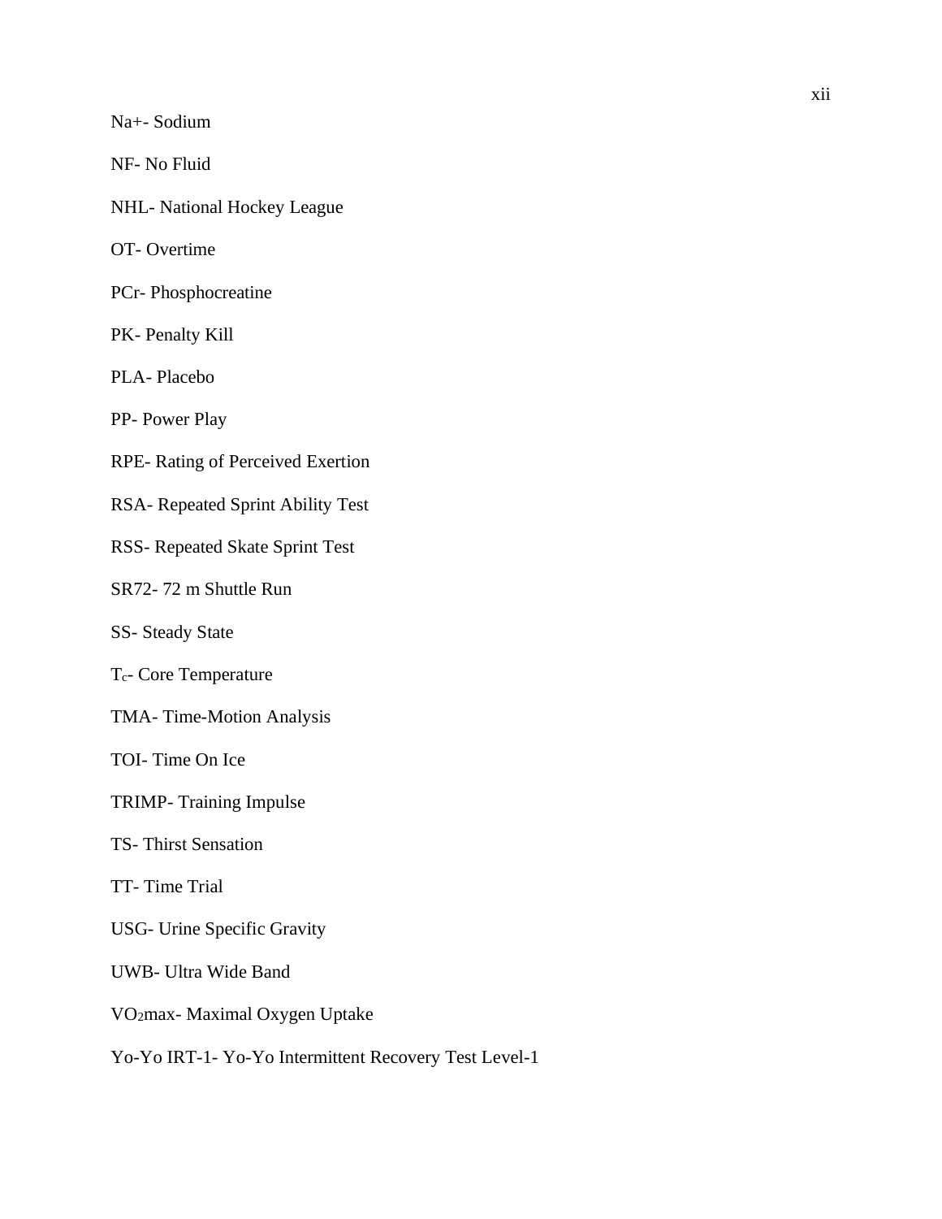$Na^+$- Sodium

NF- No Fluid

NHL- National Hockey League

OT- Overtime

PCr- Phosphocreatine

PK- Penalty Kill

PLA- Placebo

PP- Power Play

RPE- Rating of Perceived Exertion

RSA- Repeated Sprint Ability Test

RSS- Repeated Skate Sprint Test

SR72- 72 m Shuttle Run

SS- Steady State

$T_c$- Core Temperature

TMA- Time-Motion Analysis

TOI- Time On Ice

TRIMP- Training Impulse

TS- Thirst Sensation

TT- Time Trial

USG- Urine Specific Gravity

UWB- Ultra Wide Band

$VO_2max$- Maximal Oxygen Uptake

Yo-Yo IRT-1- Yo-Yo Intermittent Recovery Test Level-1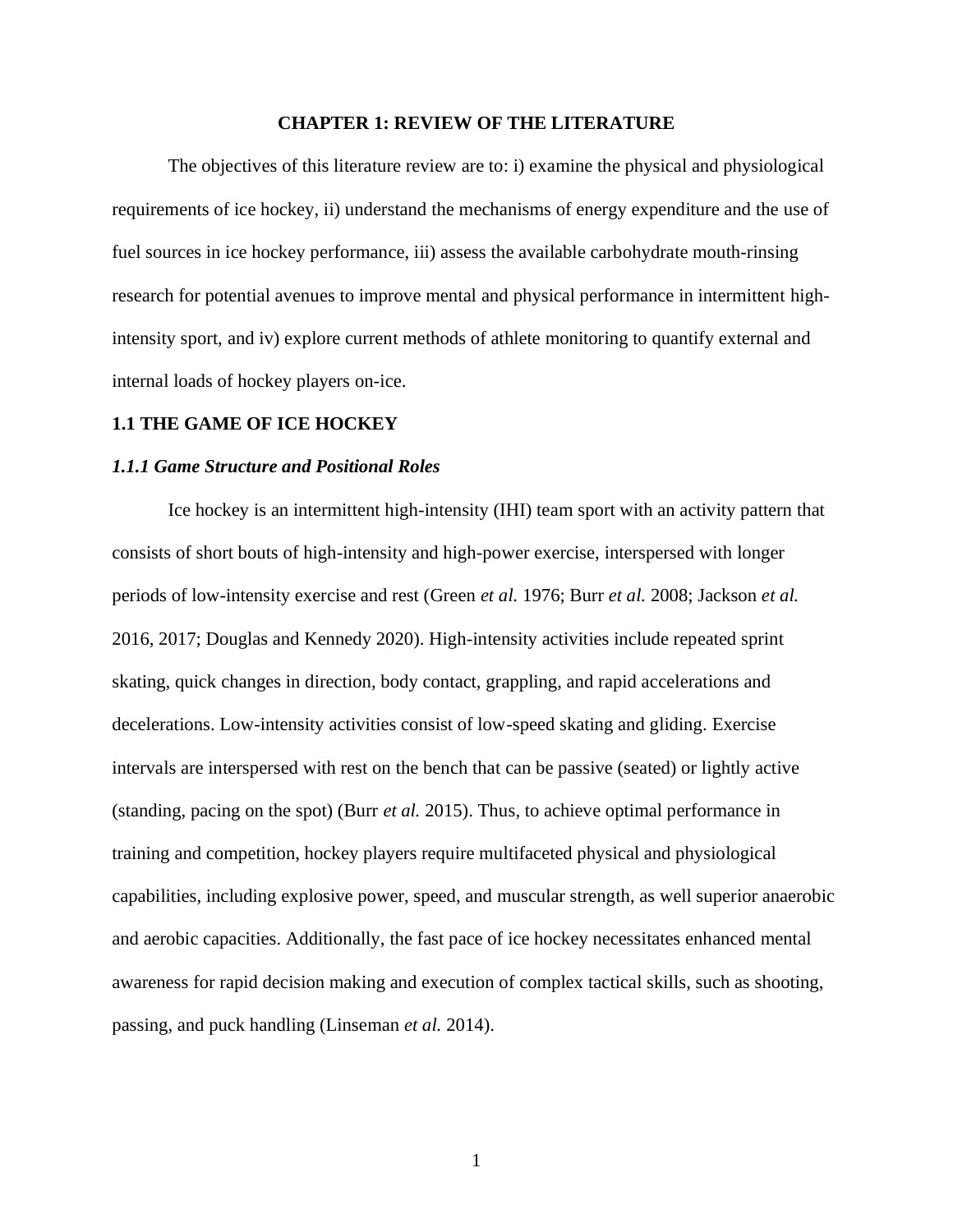# CHAPTER 1: REVIEW OF THE LITERATURE

The objectives of this literature review are to: i) examine the physical and physiological requirements of ice hockey, ii) understand the mechanisms of energy expenditure and the use of fuel sources in ice hockey performance, iii) assess the available carbohydrate mouth-rinsing research for potential avenues to improve mental and physical performance in intermittent high-intensity sport, and iv) explore current methods of athlete monitoring to quantify external and internal loads of hockey players on-ice.

## 1.1 THE GAME OF ICE HOCKEY

### *1.1.1 Game Structure and Positional Roles*

Ice hockey is an intermittent high-intensity (IHI) team sport with an activity pattern that consists of short bouts of high-intensity and high-power exercise, interspersed with longer periods of low-intensity exercise and rest (Green *et al.* 1976; Burr *et al.* 2008; Jackson *et al.* 2016, 2017; Douglas and Kennedy 2020). High-intensity activities include repeated sprint skating, quick changes in direction, body contact, grappling, and rapid accelerations and decelerations. Low-intensity activities consist of low-speed skating and gliding. Exercise intervals are interspersed with rest on the bench that can be passive (seated) or lightly active (standing, pacing on the spot) (Burr *et al.* 2015). Thus, to achieve optimal performance in training and competition, hockey players require multifaceted physical and physiological capabilities, including explosive power, speed, and muscular strength, as well superior anaerobic and aerobic capacities. Additionally, the fast pace of ice hockey necessitates enhanced mental awareness for rapid decision making and execution of complex tactical skills, such as shooting, passing, and puck handling (Linseman *et al.* 2014).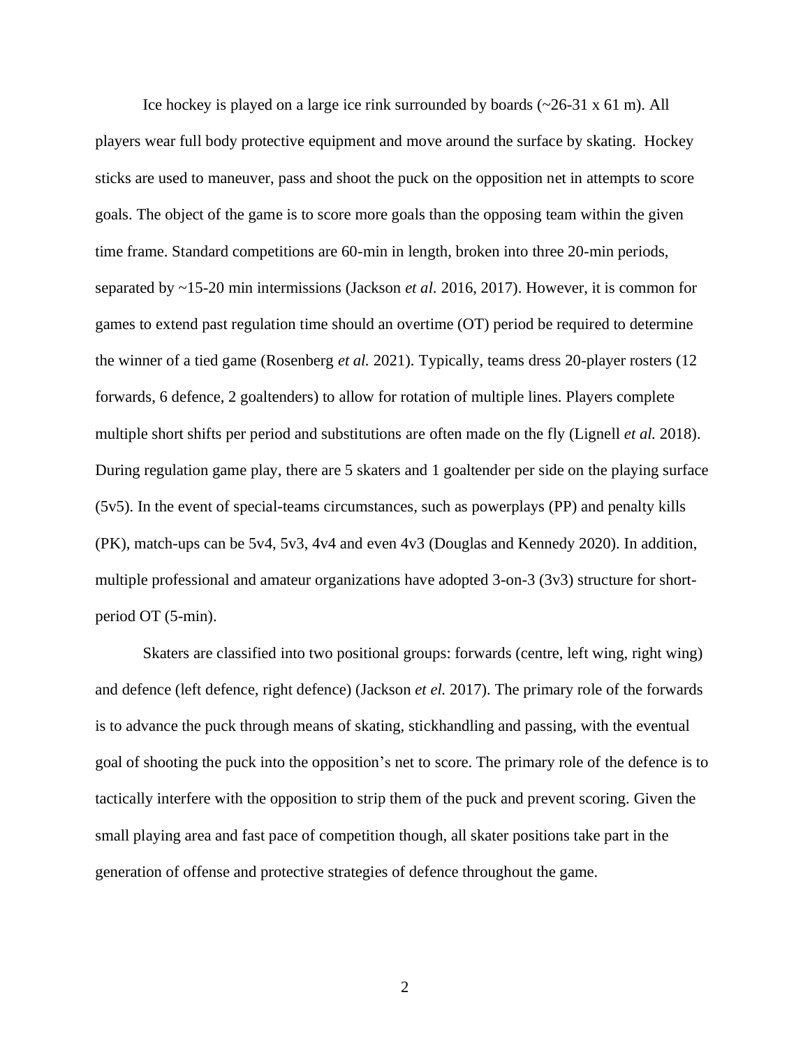Ice hockey is played on a large ice rink surrounded by boards (~26-31 x 61 m). All players wear full body protective equipment and move around the surface by skating. Hockey sticks are used to maneuver, pass and shoot the puck on the opposition net in attempts to score goals. The object of the game is to score more goals than the opposing team within the given time frame. Standard competitions are 60-min in length, broken into three 20-min periods, separated by ~15-20 min intermissions (Jackson *et al.* 2016, 2017). However, it is common for games to extend past regulation time should an overtime (OT) period be required to determine the winner of a tied game (Rosenberg *et al.* 2021). Typically, teams dress 20-player rosters (12 forwards, 6 defence, 2 goaltenders) to allow for rotation of multiple lines. Players complete multiple short shifts per period and substitutions are often made on the fly (Lignell *et al.* 2018). During regulation game play, there are 5 skaters and 1 goaltender per side on the playing surface (5v5). In the event of special-teams circumstances, such as powerplays (PP) and penalty kills (PK), match-ups can be 5v4, 5v3, 4v4 and even 4v3 (Douglas and Kennedy 2020). In addition, multiple professional and amateur organizations have adopted 3-on-3 (3v3) structure for short-period OT (5-min).

Skaters are classified into two positional groups: forwards (centre, left wing, right wing) and defence (left defence, right defence) (Jackson *et el.* 2017). The primary role of the forwards is to advance the puck through means of skating, stickhandling and passing, with the eventual goal of shooting the puck into the opposition's net to score. The primary role of the defence is to tactically interfere with the opposition to strip them of the puck and prevent scoring. Given the small playing area and fast pace of competition though, all skater positions take part in the generation of offense and protective strategies of defence throughout the game.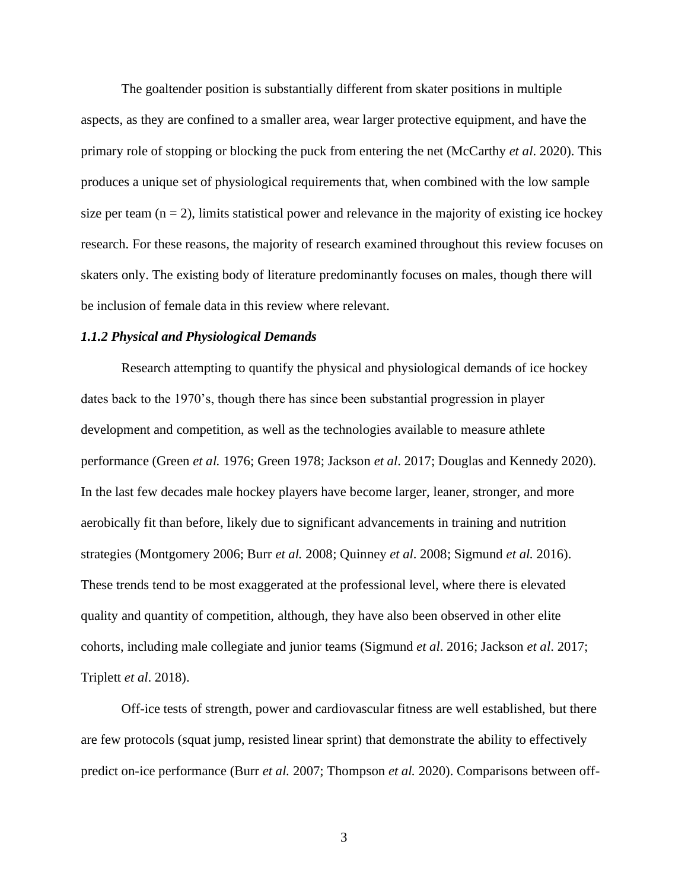The goaltender position is substantially different from skater positions in multiple aspects, as they are confined to a smaller area, wear larger protective equipment, and have the primary role of stopping or blocking the puck from entering the net (McCarthy *et al*. 2020). This produces a unique set of physiological requirements that, when combined with the low sample size per team ($n = 2$), limits statistical power and relevance in the majority of existing ice hockey research. For these reasons, the majority of research examined throughout this review focuses on skaters only. The existing body of literature predominantly focuses on males, though there will be inclusion of female data in this review where relevant.

### *1.1.2 Physical and Physiological Demands*

Research attempting to quantify the physical and physiological demands of ice hockey dates back to the 1970's, though there has since been substantial progression in player development and competition, as well as the technologies available to measure athlete performance (Green *et al.* 1976; Green 1978; Jackson *et al*. 2017; Douglas and Kennedy 2020). In the last few decades male hockey players have become larger, leaner, stronger, and more aerobically fit than before, likely due to significant advancements in training and nutrition strategies (Montgomery 2006; Burr *et al.* 2008; Quinney *et al*. 2008; Sigmund *et al.* 2016). These trends tend to be most exaggerated at the professional level, where there is elevated quality and quantity of competition, although, they have also been observed in other elite cohorts, including male collegiate and junior teams (Sigmund *et al*. 2016; Jackson *et al*. 2017; Triplett *et al*. 2018).

Off-ice tests of strength, power and cardiovascular fitness are well established, but there are few protocols (squat jump, resisted linear sprint) that demonstrate the ability to effectively predict on-ice performance (Burr *et al.* 2007; Thompson *et al.* 2020). Comparisons between off-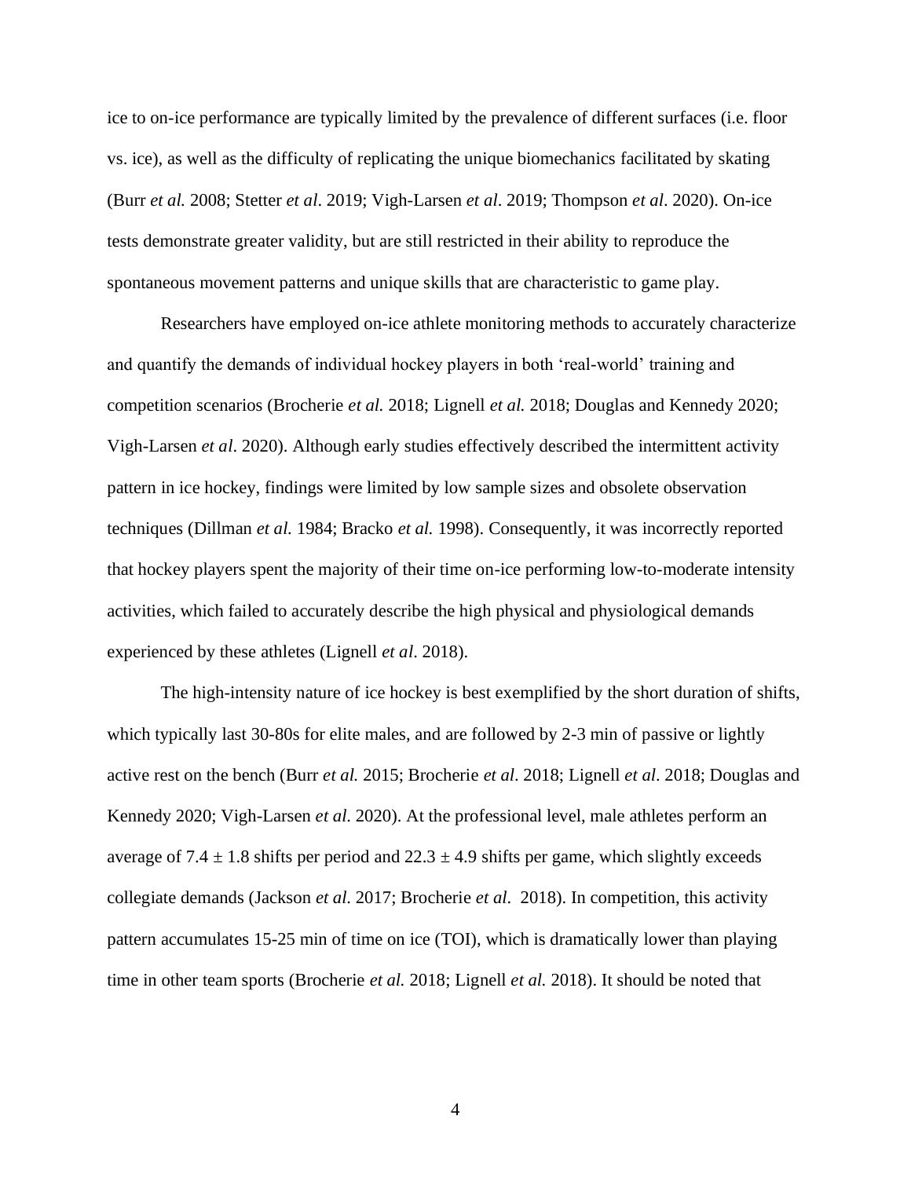ice to on-ice performance are typically limited by the prevalence of different surfaces (i.e. floor vs. ice), as well as the difficulty of replicating the unique biomechanics facilitated by skating (Burr *et al.* 2008; Stetter *et al*. 2019; Vigh-Larsen *et al*. 2019; Thompson *et al*. 2020). On-ice tests demonstrate greater validity, but are still restricted in their ability to reproduce the spontaneous movement patterns and unique skills that are characteristic to game play.

Researchers have employed on-ice athlete monitoring methods to accurately characterize and quantify the demands of individual hockey players in both 'real-world' training and competition scenarios (Brocherie *et al.* 2018; Lignell *et al.* 2018; Douglas and Kennedy 2020; Vigh-Larsen *et al*. 2020). Although early studies effectively described the intermittent activity pattern in ice hockey, findings were limited by low sample sizes and obsolete observation techniques (Dillman *et al.* 1984; Bracko *et al.* 1998). Consequently, it was incorrectly reported that hockey players spent the majority of their time on-ice performing low-to-moderate intensity activities, which failed to accurately describe the high physical and physiological demands experienced by these athletes (Lignell *et al*. 2018).

The high-intensity nature of ice hockey is best exemplified by the short duration of shifts, which typically last 30-80s for elite males, and are followed by 2-3 min of passive or lightly active rest on the bench (Burr *et al.* 2015; Brocherie *et al*. 2018; Lignell *et al*. 2018; Douglas and Kennedy 2020; Vigh-Larsen *et al.* 2020). At the professional level, male athletes perform an average of $7.4 \pm 1.8$ shifts per period and $22.3 \pm 4.9$ shifts per game, which slightly exceeds collegiate demands (Jackson *et al*. 2017; Brocherie *et al*. 2018). In competition, this activity pattern accumulates 15-25 min of time on ice (TOI), which is dramatically lower than playing time in other team sports (Brocherie *et al.* 2018; Lignell *et al.* 2018). It should be noted that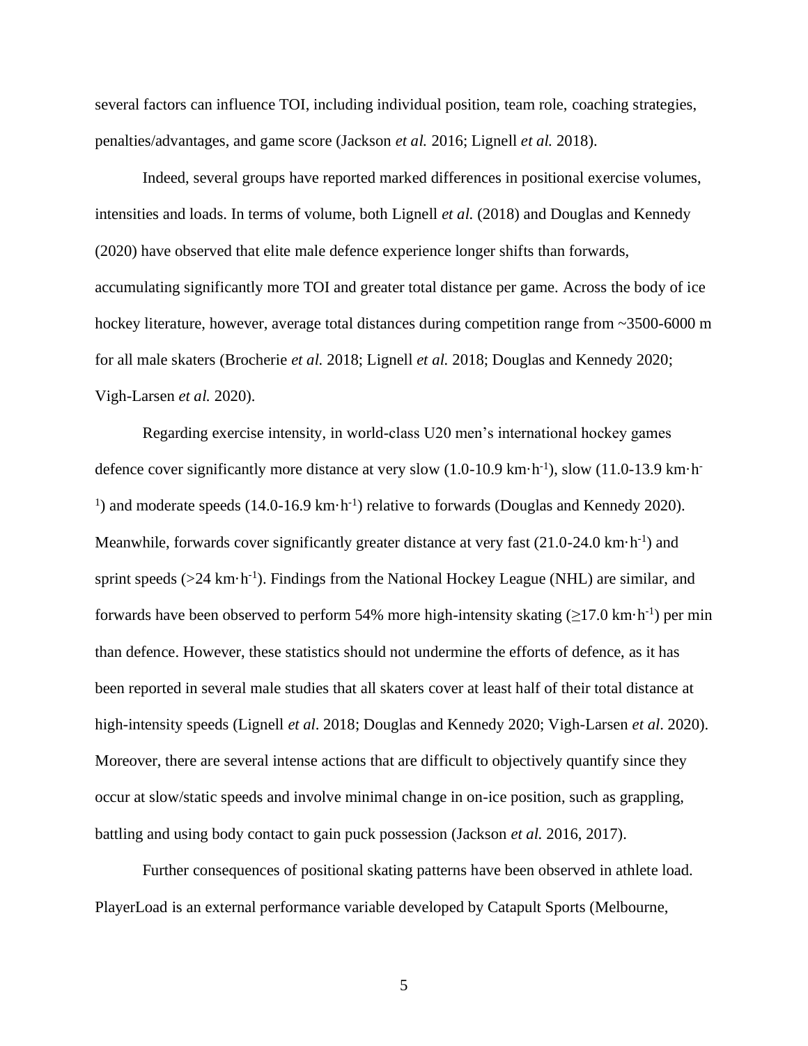several factors can influence TOI, including individual position, team role, coaching strategies, penalties/advantages, and game score (Jackson *et al.* 2016; Lignell *et al.* 2018).

Indeed, several groups have reported marked differences in positional exercise volumes, intensities and loads. In terms of volume, both Lignell *et al.* (2018) and Douglas and Kennedy (2020) have observed that elite male defence experience longer shifts than forwards, accumulating significantly more TOI and greater total distance per game. Across the body of ice hockey literature, however, average total distances during competition range from ~3500-6000 m for all male skaters (Brocherie *et al.* 2018; Lignell *et al.* 2018; Douglas and Kennedy 2020; Vigh-Larsen *et al.* 2020).

Regarding exercise intensity, in world-class U20 men's international hockey games defence cover significantly more distance at very slow (1.0-10.9 km·h$^{-1}$), slow (11.0-13.9 km·h$^{-1}$) and moderate speeds (14.0-16.9 km·h$^{-1}$) relative to forwards (Douglas and Kennedy 2020). Meanwhile, forwards cover significantly greater distance at very fast (21.0-24.0 km·h$^{-1}$) and sprint speeds (>24 km·h$^{-1}$). Findings from the National Hockey League (NHL) are similar, and forwards have been observed to perform 54% more high-intensity skating (≥17.0 km·h$^{-1}$) per min than defence. However, these statistics should not undermine the efforts of defence, as it has been reported in several male studies that all skaters cover at least half of their total distance at high-intensity speeds (Lignell *et al*. 2018; Douglas and Kennedy 2020; Vigh-Larsen *et al*. 2020). Moreover, there are several intense actions that are difficult to objectively quantify since they occur at slow/static speeds and involve minimal change in on-ice position, such as grappling, battling and using body contact to gain puck possession (Jackson *et al.* 2016, 2017).

Further consequences of positional skating patterns have been observed in athlete load. PlayerLoad is an external performance variable developed by Catapult Sports (Melbourne,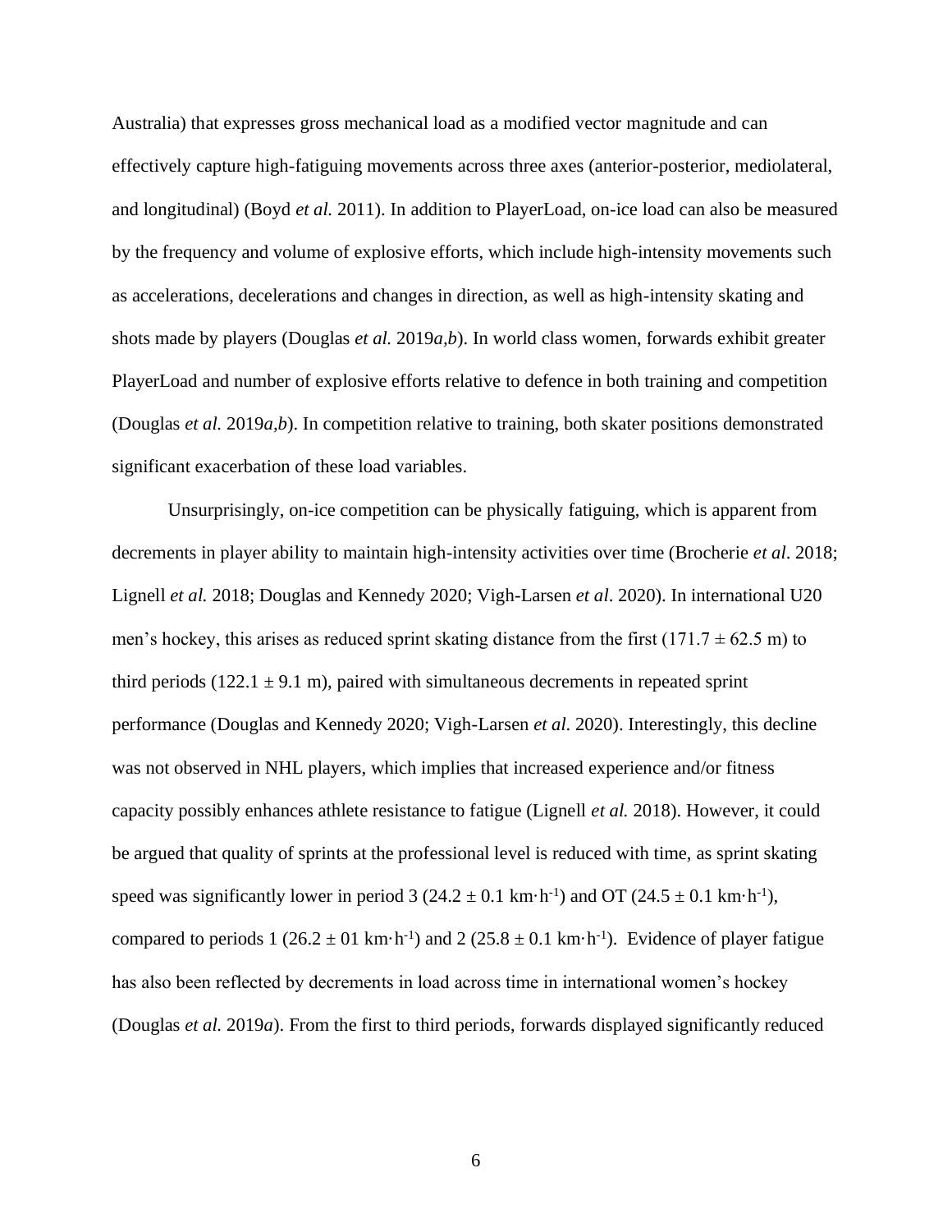Australia) that expresses gross mechanical load as a modified vector magnitude and can effectively capture high-fatiguing movements across three axes (anterior-posterior, mediolateral, and longitudinal) (Boyd *et al.* 2011). In addition to PlayerLoad, on-ice load can also be measured by the frequency and volume of explosive efforts, which include high-intensity movements such as accelerations, decelerations and changes in direction, as well as high-intensity skating and shots made by players (Douglas *et al.* 2019*a,b*). In world class women, forwards exhibit greater PlayerLoad and number of explosive efforts relative to defence in both training and competition (Douglas *et al.* 2019*a,b*). In competition relative to training, both skater positions demonstrated significant exacerbation of these load variables.

Unsurprisingly, on-ice competition can be physically fatiguing, which is apparent from decrements in player ability to maintain high-intensity activities over time (Brocherie *et al*. 2018; Lignell *et al.* 2018; Douglas and Kennedy 2020; Vigh-Larsen *et al*. 2020). In international U20 men's hockey, this arises as reduced sprint skating distance from the first ($171.7 \pm 62.5$ m) to third periods ($122.1 \pm 9.1$ m), paired with simultaneous decrements in repeated sprint performance (Douglas and Kennedy 2020; Vigh-Larsen *et al*. 2020). Interestingly, this decline was not observed in NHL players, which implies that increased experience and/or fitness capacity possibly enhances athlete resistance to fatigue (Lignell *et al.* 2018). However, it could be argued that quality of sprints at the professional level is reduced with time, as sprint skating speed was significantly lower in period 3 ($24.2 \pm 0.1$ km·h$^{-1}$) and OT ($24.5 \pm 0.1$ km·h$^{-1}$), compared to periods 1 ($26.2 \pm 01$ km·h$^{-1}$) and 2 ($25.8 \pm 0.1$ km·h$^{-1}$). Evidence of player fatigue has also been reflected by decrements in load across time in international women's hockey (Douglas *et al.* 2019*a*). From the first to third periods, forwards displayed significantly reduced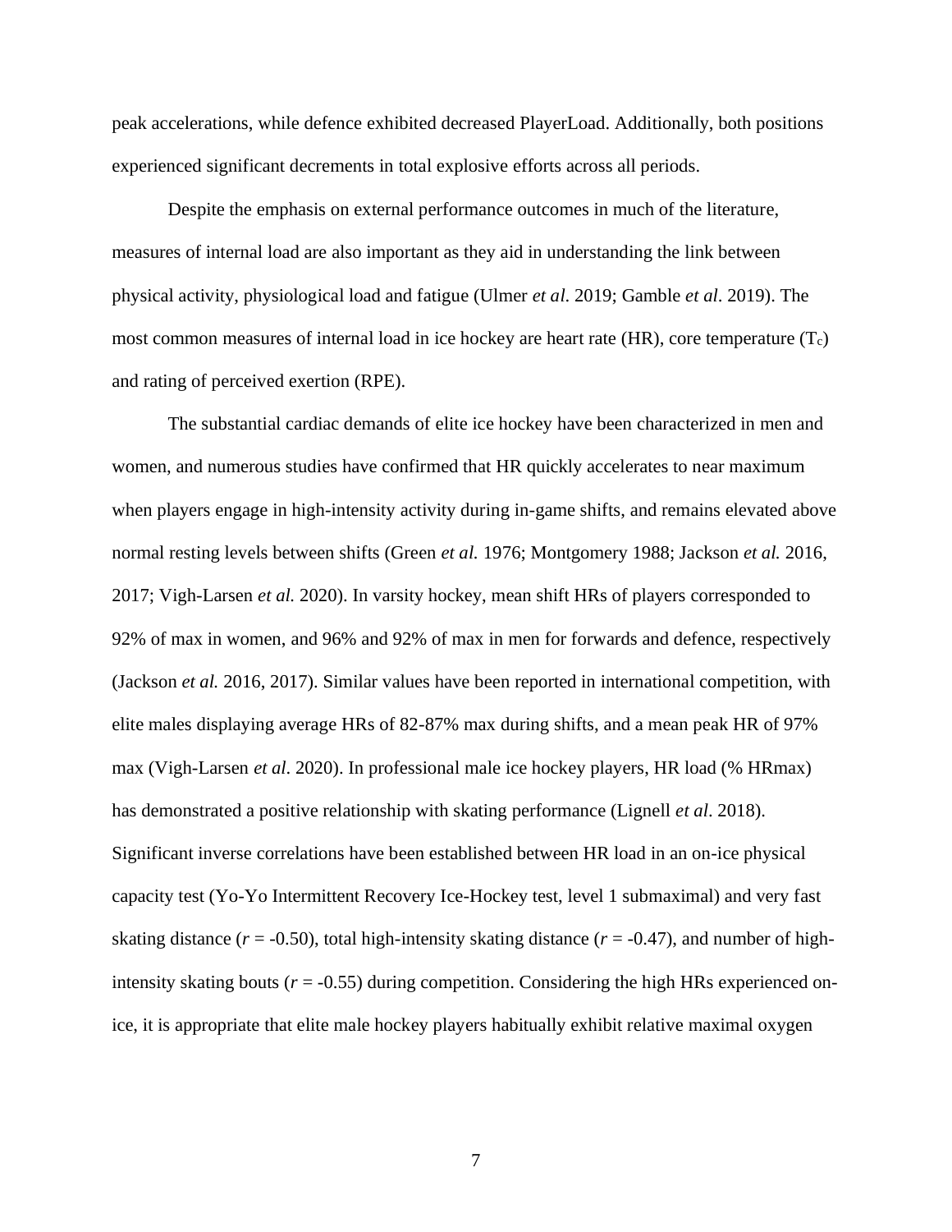peak accelerations, while defence exhibited decreased PlayerLoad. Additionally, both positions experienced significant decrements in total explosive efforts across all periods.

Despite the emphasis on external performance outcomes in much of the literature, measures of internal load are also important as they aid in understanding the link between physical activity, physiological load and fatigue (Ulmer *et al.* 2019; Gamble *et al*. 2019). The most common measures of internal load in ice hockey are heart rate (HR), core temperature ($T_c$) and rating of perceived exertion (RPE).

The substantial cardiac demands of elite ice hockey have been characterized in men and women, and numerous studies have confirmed that HR quickly accelerates to near maximum when players engage in high-intensity activity during in-game shifts, and remains elevated above normal resting levels between shifts (Green *et al.* 1976; Montgomery 1988; Jackson *et al.* 2016, 2017; Vigh-Larsen *et al.* 2020). In varsity hockey, mean shift HRs of players corresponded to 92% of max in women, and 96% and 92% of max in men for forwards and defence, respectively (Jackson *et al.* 2016, 2017). Similar values have been reported in international competition, with elite males displaying average HRs of 82-87% max during shifts, and a mean peak HR of 97% max (Vigh-Larsen *et al*. 2020). In professional male ice hockey players, HR load (% HRmax) has demonstrated a positive relationship with skating performance (Lignell *et al*. 2018). Significant inverse correlations have been established between HR load in an on-ice physical capacity test (Yo-Yo Intermittent Recovery Ice-Hockey test, level 1 submaximal) and very fast skating distance ($r$ = -0.50), total high-intensity skating distance ($r$ = -0.47), and number of high-intensity skating bouts ($r$ = -0.55) during competition. Considering the high HRs experienced on-ice, it is appropriate that elite male hockey players habitually exhibit relative maximal oxygen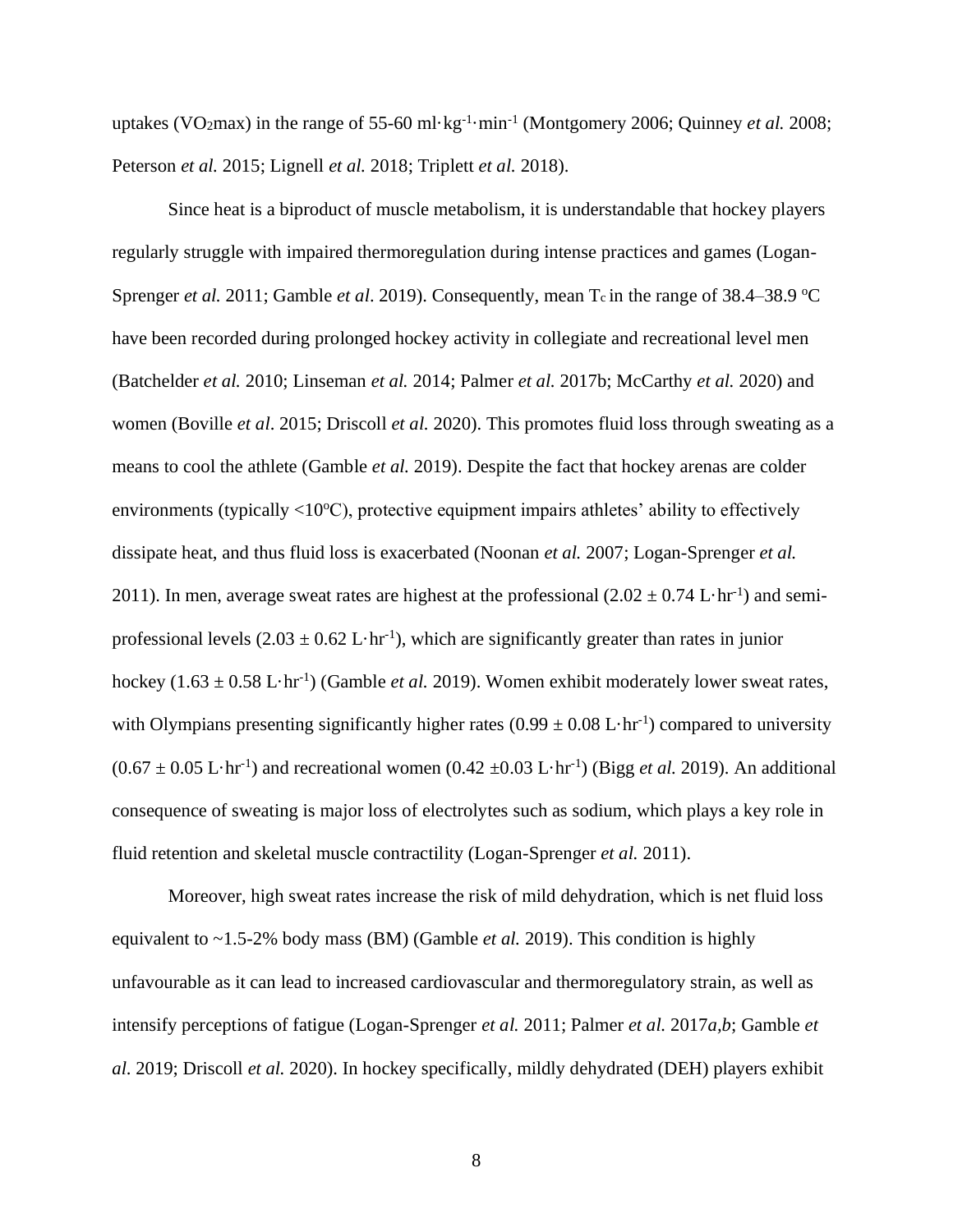uptakes ($VO_2max$) in the range of 55-60 $ml \cdot kg^{-1} \cdot min^{-1}$ (Montgomery 2006; Quinney *et al.* 2008; Peterson *et al.* 2015; Lignell *et al.* 2018; Triplett *et al.* 2018).

Since heat is a biproduct of muscle metabolism, it is understandable that hockey players regularly struggle with impaired thermoregulation during intense practices and games (Logan-Sprenger *et al.* 2011; Gamble *et al*. 2019). Consequently, mean $T_c$ in the range of 38.4–38.9 °C have been recorded during prolonged hockey activity in collegiate and recreational level men (Batchelder *et al.* 2010; Linseman *et al.* 2014; Palmer *et al.* 2017b; McCarthy *et al.* 2020) and women (Boville *et al*. 2015; Driscoll *et al.* 2020). This promotes fluid loss through sweating as a means to cool the athlete (Gamble *et al.* 2019). Despite the fact that hockey arenas are colder environments (typically <10°C), protective equipment impairs athletes' ability to effectively dissipate heat, and thus fluid loss is exacerbated (Noonan *et al.* 2007; Logan-Sprenger *et al.* 2011). In men, average sweat rates are highest at the professional ($2.02 \pm 0.74$ $L \cdot hr^{-1}$) and semi-professional levels ($2.03 \pm 0.62$ $L \cdot hr^{-1}$), which are significantly greater than rates in junior hockey ($1.63 \pm 0.58$ $L \cdot hr^{-1}$) (Gamble *et al.* 2019). Women exhibit moderately lower sweat rates, with Olympians presenting significantly higher rates ($0.99 \pm 0.08$ $L \cdot hr^{-1}$) compared to university ($0.67 \pm 0.05$ $L \cdot hr^{-1}$) and recreational women ($0.42 \pm 0.03$ $L \cdot hr^{-1}$) (Bigg *et al.* 2019). An additional consequence of sweating is major loss of electrolytes such as sodium, which plays a key role in fluid retention and skeletal muscle contractility (Logan-Sprenger *et al.* 2011).

Moreover, high sweat rates increase the risk of mild dehydration, which is net fluid loss equivalent to ~1.5-2% body mass (BM) (Gamble *et al.* 2019). This condition is highly unfavourable as it can lead to increased cardiovascular and thermoregulatory strain, as well as intensify perceptions of fatigue (Logan-Sprenger *et al.* 2011; Palmer *et al.* 2017*a,b*; Gamble *et al.* 2019; Driscoll *et al.* 2020). In hockey specifically, mildly dehydrated (DEH) players exhibit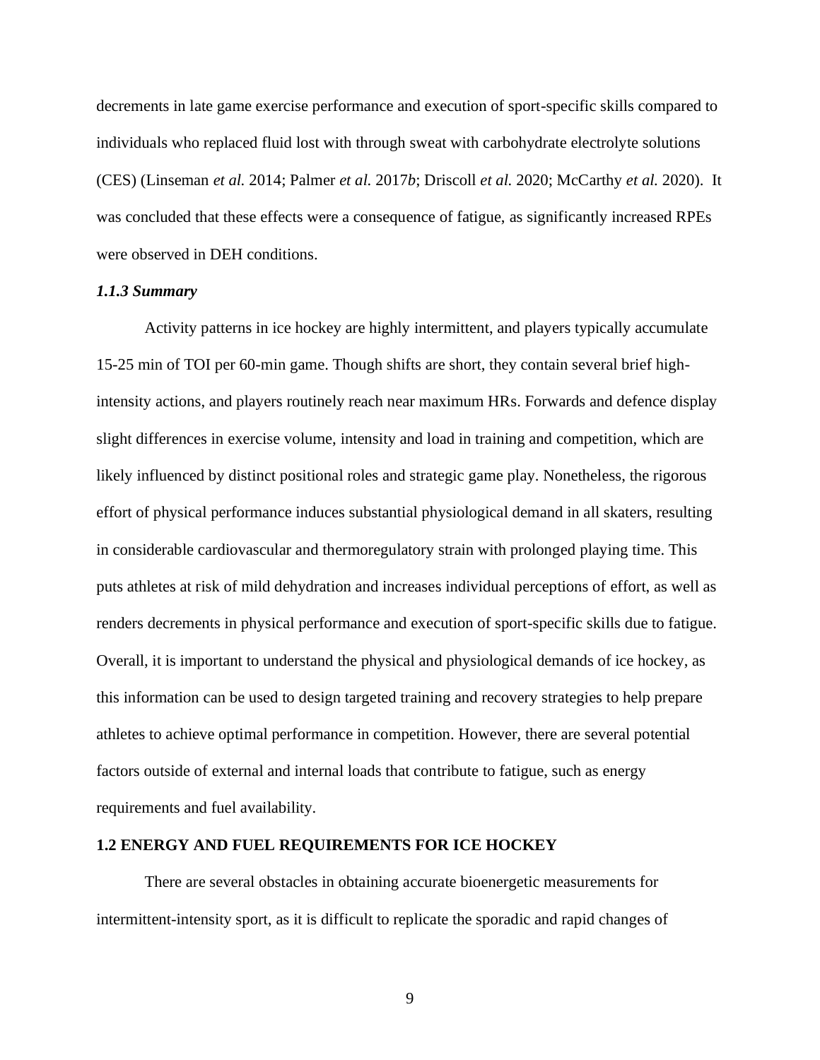decrements in late game exercise performance and execution of sport-specific skills compared to individuals who replaced fluid lost with through sweat with carbohydrate electrolyte solutions (CES) (Linseman *et al.* 2014; Palmer *et al.* 2017*b*; Driscoll *et al.* 2020; McCarthy *et al.* 2020). It was concluded that these effects were a consequence of fatigue, as significantly increased RPEs were observed in DEH conditions.

### *1.1.3 Summary*

Activity patterns in ice hockey are highly intermittent, and players typically accumulate 15-25 min of TOI per 60-min game. Though shifts are short, they contain several brief high-intensity actions, and players routinely reach near maximum HRs. Forwards and defence display slight differences in exercise volume, intensity and load in training and competition, which are likely influenced by distinct positional roles and strategic game play. Nonetheless, the rigorous effort of physical performance induces substantial physiological demand in all skaters, resulting in considerable cardiovascular and thermoregulatory strain with prolonged playing time. This puts athletes at risk of mild dehydration and increases individual perceptions of effort, as well as renders decrements in physical performance and execution of sport-specific skills due to fatigue. Overall, it is important to understand the physical and physiological demands of ice hockey, as this information can be used to design targeted training and recovery strategies to help prepare athletes to achieve optimal performance in competition. However, there are several potential factors outside of external and internal loads that contribute to fatigue, such as energy requirements and fuel availability.

## 1.2 ENERGY AND FUEL REQUIREMENTS FOR ICE HOCKEY

There are several obstacles in obtaining accurate bioenergetic measurements for intermittent-intensity sport, as it is difficult to replicate the sporadic and rapid changes of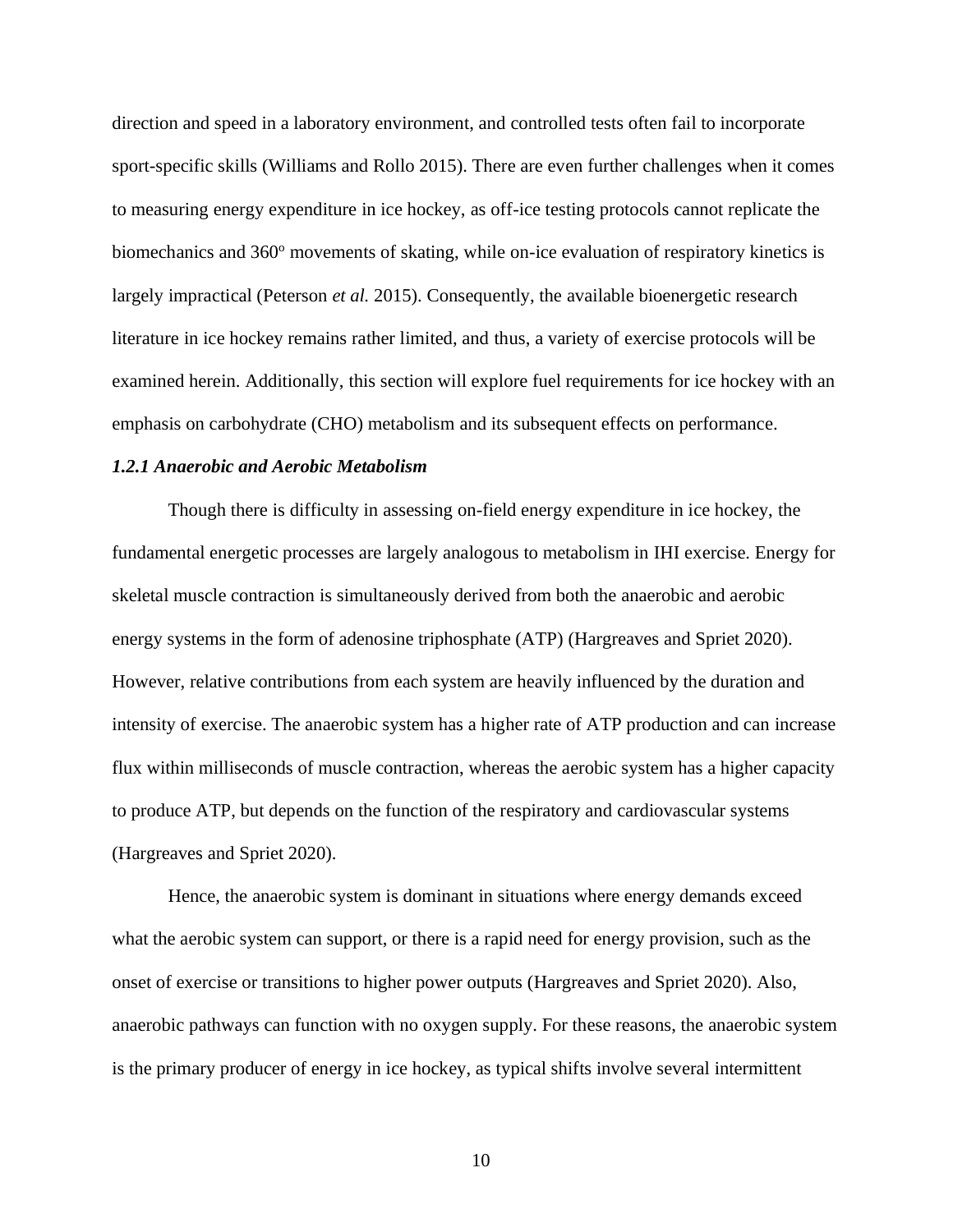direction and speed in a laboratory environment, and controlled tests often fail to incorporate sport-specific skills (Williams and Rollo 2015). There are even further challenges when it comes to measuring energy expenditure in ice hockey, as off-ice testing protocols cannot replicate the biomechanics and 360º movements of skating, while on-ice evaluation of respiratory kinetics is largely impractical (Peterson *et al.* 2015). Consequently, the available bioenergetic research literature in ice hockey remains rather limited, and thus, a variety of exercise protocols will be examined herein. Additionally, this section will explore fuel requirements for ice hockey with an emphasis on carbohydrate (CHO) metabolism and its subsequent effects on performance.

#### *1.2.1 Anaerobic and Aerobic Metabolism*

Though there is difficulty in assessing on-field energy expenditure in ice hockey, the fundamental energetic processes are largely analogous to metabolism in IHI exercise. Energy for skeletal muscle contraction is simultaneously derived from both the anaerobic and aerobic energy systems in the form of adenosine triphosphate (ATP) (Hargreaves and Spriet 2020). However, relative contributions from each system are heavily influenced by the duration and intensity of exercise. The anaerobic system has a higher rate of ATP production and can increase flux within milliseconds of muscle contraction, whereas the aerobic system has a higher capacity to produce ATP, but depends on the function of the respiratory and cardiovascular systems (Hargreaves and Spriet 2020).

Hence, the anaerobic system is dominant in situations where energy demands exceed what the aerobic system can support, or there is a rapid need for energy provision, such as the onset of exercise or transitions to higher power outputs (Hargreaves and Spriet 2020). Also, anaerobic pathways can function with no oxygen supply. For these reasons, the anaerobic system is the primary producer of energy in ice hockey, as typical shifts involve several intermittent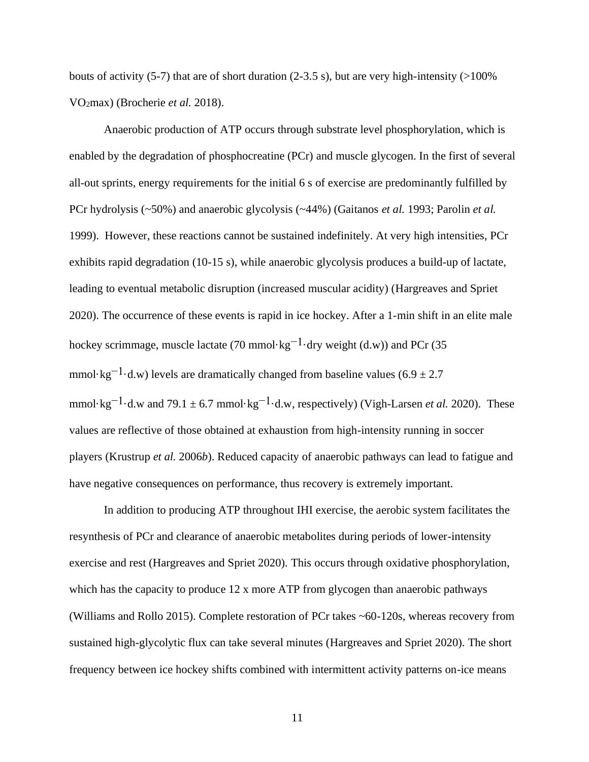bouts of activity (5-7) that are of short duration (2-3.5 s), but are very high-intensity (>100% $VO_2$max) (Brocherie *et al.* 2018).

Anaerobic production of ATP occurs through substrate level phosphorylation, which is enabled by the degradation of phosphocreatine (PCr) and muscle glycogen. In the first of several all-out sprints, energy requirements for the initial 6 s of exercise are predominantly fulfilled by PCr hydrolysis (~50%) and anaerobic glycolysis (~44%) (Gaitanos *et al.* 1993; Parolin *et al.* 1999). However, these reactions cannot be sustained indefinitely. At very high intensities, PCr exhibits rapid degradation (10-15 s), while anaerobic glycolysis produces a build-up of lactate, leading to eventual metabolic disruption (increased muscular acidity) (Hargreaves and Spriet 2020). The occurrence of these events is rapid in ice hockey. After a 1-min shift in an elite male hockey scrimmage, muscle lactate (70 $mmol \cdot kg^{-1} \cdot$ dry weight (d.w)) and PCr (35 $mmol \cdot kg^{-1} \cdot$ d.w) levels are dramatically changed from baseline values (6.9 ± 2.7 $mmol \cdot kg^{-1} \cdot$ d.w and 79.1 ± 6.7 $mmol \cdot kg^{-1} \cdot$ d.w, respectively) (Vigh-Larsen *et al.* 2020). These values are reflective of those obtained at exhaustion from high-intensity running in soccer players (Krustrup *et al.* 2006*b*). Reduced capacity of anaerobic pathways can lead to fatigue and have negative consequences on performance, thus recovery is extremely important.

In addition to producing ATP throughout IHI exercise, the aerobic system facilitates the resynthesis of PCr and clearance of anaerobic metabolites during periods of lower-intensity exercise and rest (Hargreaves and Spriet 2020). This occurs through oxidative phosphorylation, which has the capacity to produce 12 x more ATP from glycogen than anaerobic pathways (Williams and Rollo 2015). Complete restoration of PCr takes ~60-120s, whereas recovery from sustained high-glycolytic flux can take several minutes (Hargreaves and Spriet 2020). The short frequency between ice hockey shifts combined with intermittent activity patterns on-ice means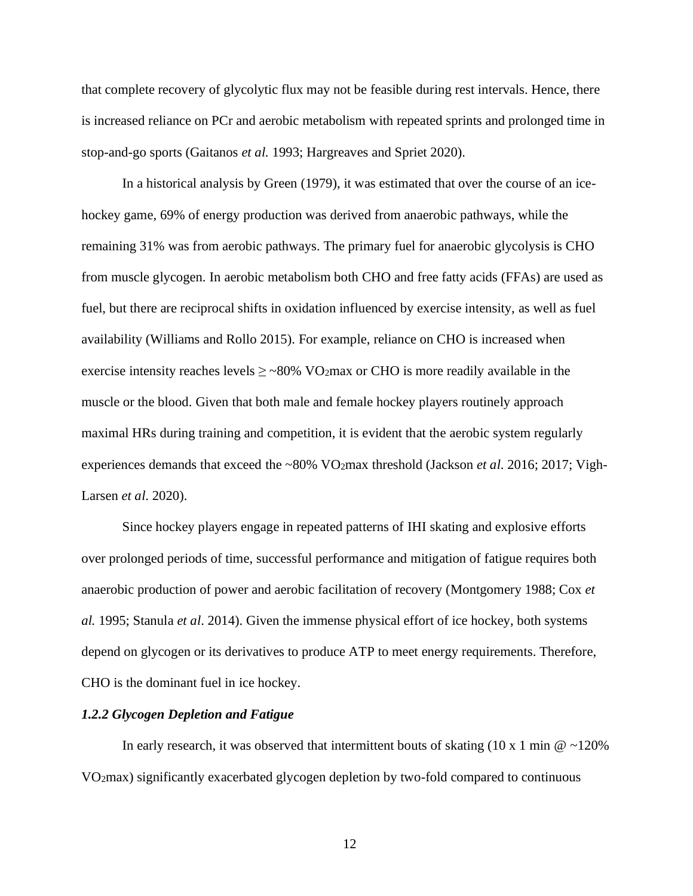that complete recovery of glycolytic flux may not be feasible during rest intervals. Hence, there is increased reliance on PCr and aerobic metabolism with repeated sprints and prolonged time in stop-and-go sports (Gaitanos *et al.* 1993; Hargreaves and Spriet 2020).

In a historical analysis by Green (1979), it was estimated that over the course of an ice-hockey game, 69% of energy production was derived from anaerobic pathways, while the remaining 31% was from aerobic pathways. The primary fuel for anaerobic glycolysis is CHO from muscle glycogen. In aerobic metabolism both CHO and free fatty acids (FFAs) are used as fuel, but there are reciprocal shifts in oxidation influenced by exercise intensity, as well as fuel availability (Williams and Rollo 2015). For example, reliance on CHO is increased when exercise intensity reaches levels $\geq$ ~80% $VO_2$max or CHO is more readily available in the muscle or the blood. Given that both male and female hockey players routinely approach maximal HRs during training and competition, it is evident that the aerobic system regularly experiences demands that exceed the ~80% $VO_2$max threshold (Jackson *et al*. 2016; 2017; Vigh-Larsen *et al.* 2020).

Since hockey players engage in repeated patterns of IHI skating and explosive efforts over prolonged periods of time, successful performance and mitigation of fatigue requires both anaerobic production of power and aerobic facilitation of recovery (Montgomery 1988; Cox *et al.* 1995; Stanula *et al*. 2014). Given the immense physical effort of ice hockey, both systems depend on glycogen or its derivatives to produce ATP to meet energy requirements. Therefore, CHO is the dominant fuel in ice hockey.

### *1.2.2 Glycogen Depletion and Fatigue*

In early research, it was observed that intermittent bouts of skating (10 x 1 min @ ~120% $VO_2$max) significantly exacerbated glycogen depletion by two-fold compared to continuous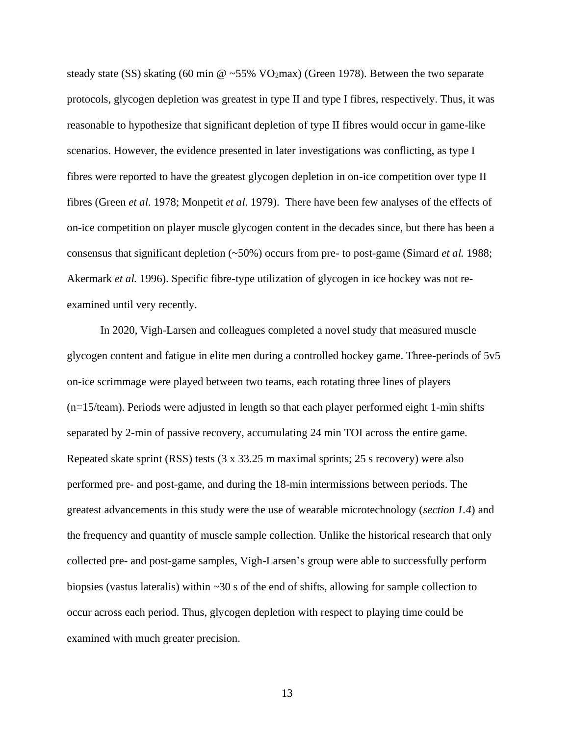steady state (SS) skating (60 min @ ~55% $VO_2max$) (Green 1978). Between the two separate protocols, glycogen depletion was greatest in type II and type I fibres, respectively. Thus, it was reasonable to hypothesize that significant depletion of type II fibres would occur in game-like scenarios. However, the evidence presented in later investigations was conflicting, as type I fibres were reported to have the greatest glycogen depletion in on-ice competition over type II fibres (Green *et al*. 1978; Monpetit *et al*. 1979). There have been few analyses of the effects of on-ice competition on player muscle glycogen content in the decades since, but there has been a consensus that significant depletion (~50%) occurs from pre- to post-game (Simard *et al.* 1988; Akermark *et al.* 1996). Specific fibre-type utilization of glycogen in ice hockey was not re-examined until very recently.

In 2020, Vigh-Larsen and colleagues completed a novel study that measured muscle glycogen content and fatigue in elite men during a controlled hockey game. Three-periods of 5v5 on-ice scrimmage were played between two teams, each rotating three lines of players (n=15/team). Periods were adjusted in length so that each player performed eight 1-min shifts separated by 2-min of passive recovery, accumulating 24 min TOI across the entire game. Repeated skate sprint (RSS) tests (3 x 33.25 m maximal sprints; 25 s recovery) were also performed pre- and post-game, and during the 18-min intermissions between periods. The greatest advancements in this study were the use of wearable microtechnology (*section 1.4*) and the frequency and quantity of muscle sample collection. Unlike the historical research that only collected pre- and post-game samples, Vigh-Larsen's group were able to successfully perform biopsies (vastus lateralis) within ~30 s of the end of shifts, allowing for sample collection to occur across each period. Thus, glycogen depletion with respect to playing time could be examined with much greater precision.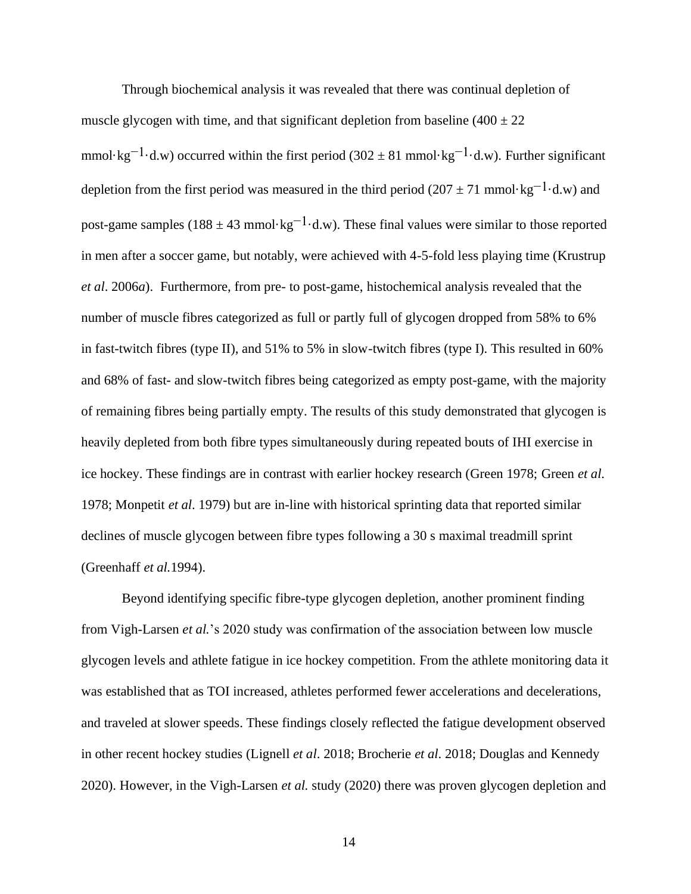Through biochemical analysis it was revealed that there was continual depletion of muscle glycogen with time, and that significant depletion from baseline (400 ± 22 mmol·kg$^{-1}$·d.w) occurred within the first period (302 ± 81 mmol·kg$^{-1}$·d.w). Further significant depletion from the first period was measured in the third period (207 ± 71 mmol·kg$^{-1}$·d.w) and post-game samples (188 ± 43 mmol·kg$^{-1}$·d.w). These final values were similar to those reported in men after a soccer game, but notably, were achieved with 4-5-fold less playing time (Krustrup *et al*. 2006*a*). Furthermore, from pre- to post-game, histochemical analysis revealed that the number of muscle fibres categorized as full or partly full of glycogen dropped from 58% to 6% in fast-twitch fibres (type II), and 51% to 5% in slow-twitch fibres (type I). This resulted in 60% and 68% of fast- and slow-twitch fibres being categorized as empty post-game, with the majority of remaining fibres being partially empty. The results of this study demonstrated that glycogen is heavily depleted from both fibre types simultaneously during repeated bouts of IHI exercise in ice hockey. These findings are in contrast with earlier hockey research (Green 1978; Green *et al.* 1978; Monpetit *et al*. 1979) but are in-line with historical sprinting data that reported similar declines of muscle glycogen between fibre types following a 30 s maximal treadmill sprint (Greenhaff *et al.*1994).

Beyond identifying specific fibre-type glycogen depletion, another prominent finding from Vigh-Larsen *et al.*'s 2020 study was confirmation of the association between low muscle glycogen levels and athlete fatigue in ice hockey competition. From the athlete monitoring data it was established that as TOI increased, athletes performed fewer accelerations and decelerations, and traveled at slower speeds. These findings closely reflected the fatigue development observed in other recent hockey studies (Lignell *et al*. 2018; Brocherie *et al*. 2018; Douglas and Kennedy 2020). However, in the Vigh-Larsen *et al.* study (2020) there was proven glycogen depletion and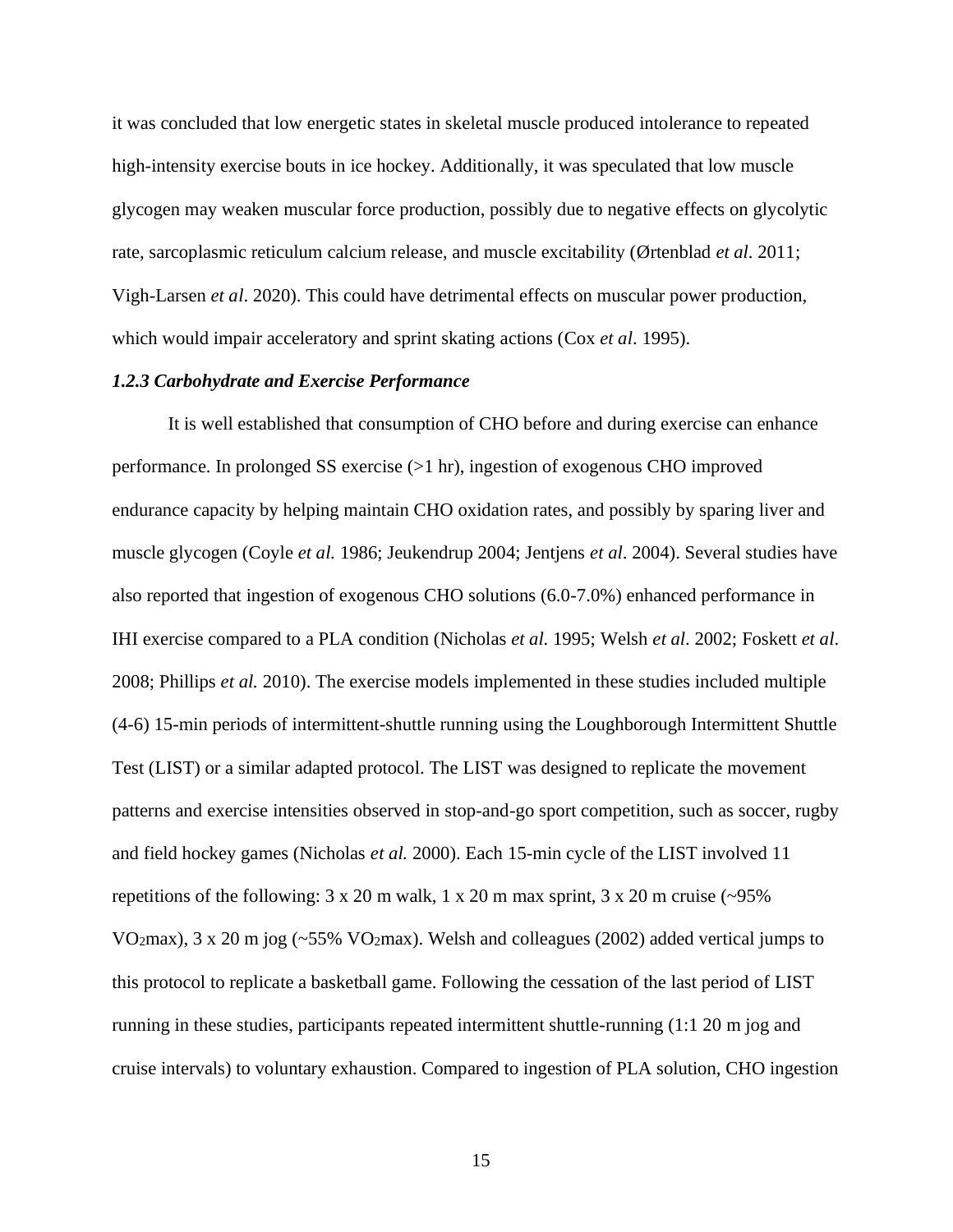it was concluded that low energetic states in skeletal muscle produced intolerance to repeated high-intensity exercise bouts in ice hockey. Additionally, it was speculated that low muscle glycogen may weaken muscular force production, possibly due to negative effects on glycolytic rate, sarcoplasmic reticulum calcium release, and muscle excitability (Ørtenblad *et al*. 2011; Vigh-Larsen *et al*. 2020). This could have detrimental effects on muscular power production, which would impair acceleratory and sprint skating actions (Cox *et al*. 1995).

#### *1.2.3 Carbohydrate and Exercise Performance*

It is well established that consumption of CHO before and during exercise can enhance performance. In prolonged SS exercise (>1 hr), ingestion of exogenous CHO improved endurance capacity by helping maintain CHO oxidation rates, and possibly by sparing liver and muscle glycogen (Coyle *et al.* 1986; Jeukendrup 2004; Jentjens *et al*. 2004). Several studies have also reported that ingestion of exogenous CHO solutions (6.0-7.0%) enhanced performance in IHI exercise compared to a PLA condition (Nicholas *et al.* 1995; Welsh *et al*. 2002; Foskett *et al*. 2008; Phillips *et al.* 2010). The exercise models implemented in these studies included multiple (4-6) 15-min periods of intermittent-shuttle running using the Loughborough Intermittent Shuttle Test (LIST) or a similar adapted protocol. The LIST was designed to replicate the movement patterns and exercise intensities observed in stop-and-go sport competition, such as soccer, rugby and field hockey games (Nicholas *et al.* 2000). Each 15-min cycle of the LIST involved 11 repetitions of the following: 3 x 20 m walk, 1 x 20 m max sprint, 3 x 20 m cruise (~95% $VO_2$max), 3 x 20 m jog (~55% $VO_2$max). Welsh and colleagues (2002) added vertical jumps to this protocol to replicate a basketball game. Following the cessation of the last period of LIST running in these studies, participants repeated intermittent shuttle-running (1:1 20 m jog and cruise intervals) to voluntary exhaustion. Compared to ingestion of PLA solution, CHO ingestion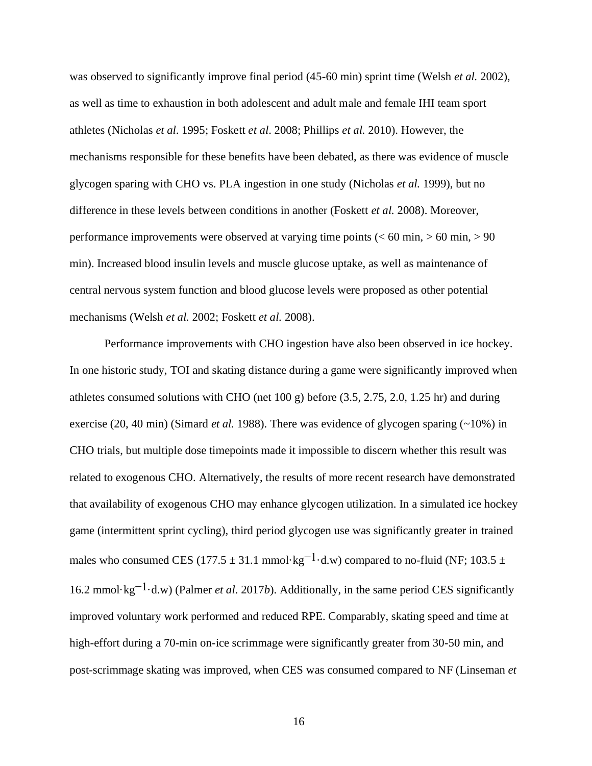was observed to significantly improve final period (45-60 min) sprint time (Welsh *et al.* 2002), as well as time to exhaustion in both adolescent and adult male and female IHI team sport athletes (Nicholas *et al*. 1995; Foskett *et al*. 2008; Phillips *et al.* 2010). However, the mechanisms responsible for these benefits have been debated, as there was evidence of muscle glycogen sparing with CHO vs. PLA ingestion in one study (Nicholas *et al.* 1999), but no difference in these levels between conditions in another (Foskett *et al.* 2008). Moreover, performance improvements were observed at varying time points (< 60 min, > 60 min, > 90 min). Increased blood insulin levels and muscle glucose uptake, as well as maintenance of central nervous system function and blood glucose levels were proposed as other potential mechanisms (Welsh *et al.* 2002; Foskett *et al.* 2008).

Performance improvements with CHO ingestion have also been observed in ice hockey. In one historic study, TOI and skating distance during a game were significantly improved when athletes consumed solutions with CHO (net 100 g) before (3.5, 2.75, 2.0, 1.25 hr) and during exercise (20, 40 min) (Simard *et al.* 1988). There was evidence of glycogen sparing (~10%) in CHO trials, but multiple dose timepoints made it impossible to discern whether this result was related to exogenous CHO. Alternatively, the results of more recent research have demonstrated that availability of exogenous CHO may enhance glycogen utilization. In a simulated ice hockey game (intermittent sprint cycling), third period glycogen use was significantly greater in trained males who consumed CES (177.5 ± 31.1 mmol·kg$^{-1}$·d.w) compared to no-fluid (NF; 103.5 ± 16.2 mmol·kg$^{-1}$·d.w) (Palmer *et al*. 2017*b*). Additionally, in the same period CES significantly improved voluntary work performed and reduced RPE. Comparably, skating speed and time at high-effort during a 70-min on-ice scrimmage were significantly greater from 30-50 min, and post-scrimmage skating was improved, when CES was consumed compared to NF (Linseman *et*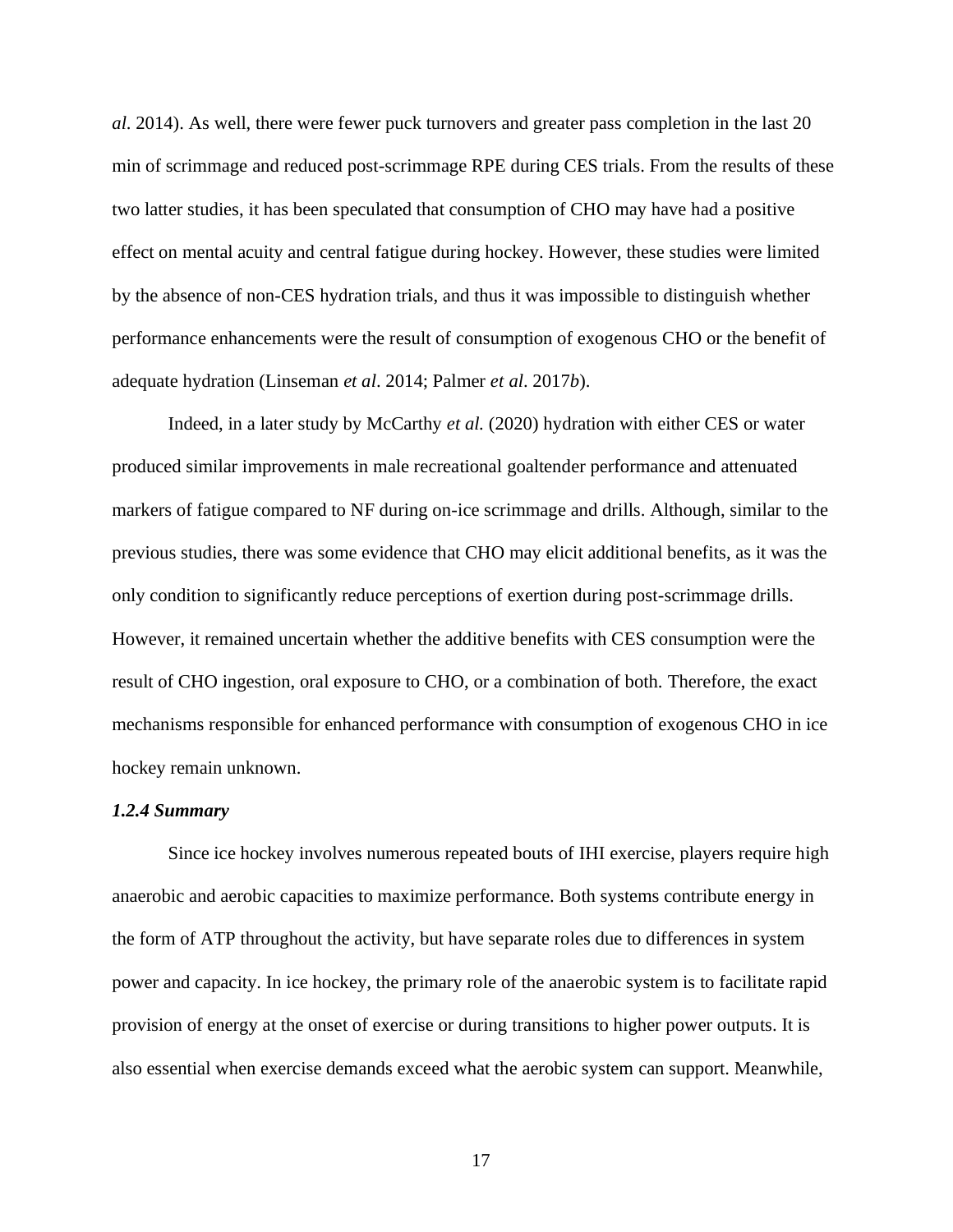*al*. 2014). As well, there were fewer puck turnovers and greater pass completion in the last 20 min of scrimmage and reduced post-scrimmage RPE during CES trials. From the results of these two latter studies, it has been speculated that consumption of CHO may have had a positive effect on mental acuity and central fatigue during hockey. However, these studies were limited by the absence of non-CES hydration trials, and thus it was impossible to distinguish whether performance enhancements were the result of consumption of exogenous CHO or the benefit of adequate hydration (Linseman *et al*. 2014; Palmer *et al*. 2017*b*).

Indeed, in a later study by McCarthy *et al.* (2020) hydration with either CES or water produced similar improvements in male recreational goaltender performance and attenuated markers of fatigue compared to NF during on-ice scrimmage and drills. Although, similar to the previous studies, there was some evidence that CHO may elicit additional benefits, as it was the only condition to significantly reduce perceptions of exertion during post-scrimmage drills. However, it remained uncertain whether the additive benefits with CES consumption were the result of CHO ingestion, oral exposure to CHO, or a combination of both. Therefore, the exact mechanisms responsible for enhanced performance with consumption of exogenous CHO in ice hockey remain unknown.

#### *1.2.4 Summary*

Since ice hockey involves numerous repeated bouts of IHI exercise, players require high anaerobic and aerobic capacities to maximize performance. Both systems contribute energy in the form of ATP throughout the activity, but have separate roles due to differences in system power and capacity. In ice hockey, the primary role of the anaerobic system is to facilitate rapid provision of energy at the onset of exercise or during transitions to higher power outputs. It is also essential when exercise demands exceed what the aerobic system can support. Meanwhile,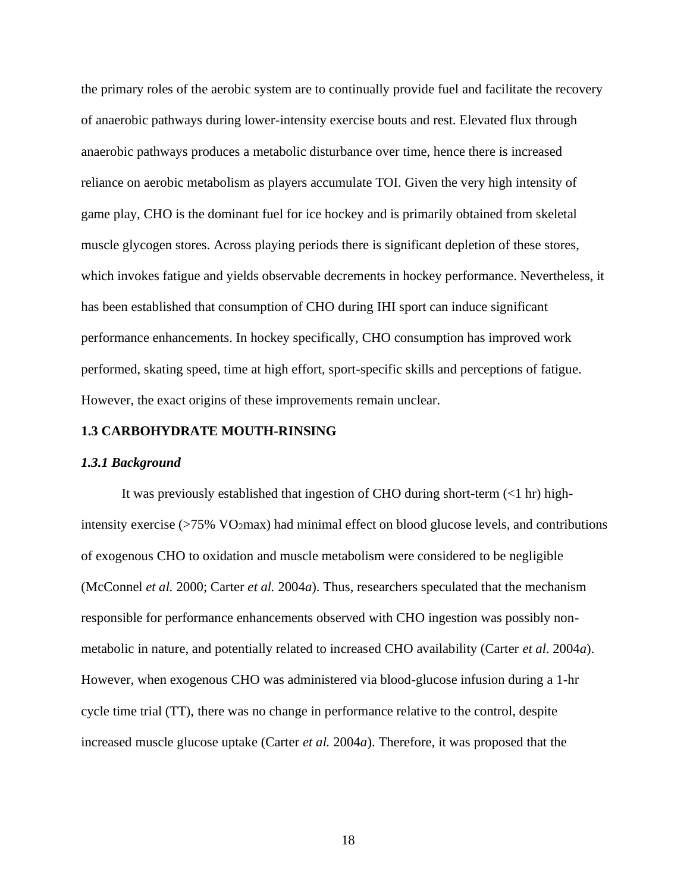the primary roles of the aerobic system are to continually provide fuel and facilitate the recovery of anaerobic pathways during lower-intensity exercise bouts and rest. Elevated flux through anaerobic pathways produces a metabolic disturbance over time, hence there is increased reliance on aerobic metabolism as players accumulate TOI. Given the very high intensity of game play, CHO is the dominant fuel for ice hockey and is primarily obtained from skeletal muscle glycogen stores. Across playing periods there is significant depletion of these stores, which invokes fatigue and yields observable decrements in hockey performance. Nevertheless, it has been established that consumption of CHO during IHI sport can induce significant performance enhancements. In hockey specifically, CHO consumption has improved work performed, skating speed, time at high effort, sport-specific skills and perceptions of fatigue. However, the exact origins of these improvements remain unclear.

## 1.3 CARBOHYDRATE MOUTH-RINSING

### *1.3.1 Background*

It was previously established that ingestion of CHO during short-term (<1 hr) high-intensity exercise (>75% $VO_2max$) had minimal effect on blood glucose levels, and contributions of exogenous CHO to oxidation and muscle metabolism were considered to be negligible (McConnel *et al.* 2000; Carter *et al.* 2004*a*). Thus, researchers speculated that the mechanism responsible for performance enhancements observed with CHO ingestion was possibly non-metabolic in nature, and potentially related to increased CHO availability (Carter *et al.* 2004*a*). However, when exogenous CHO was administered via blood-glucose infusion during a 1-hr cycle time trial (TT), there was no change in performance relative to the control, despite increased muscle glucose uptake (Carter *et al.* 2004*a*). Therefore, it was proposed that the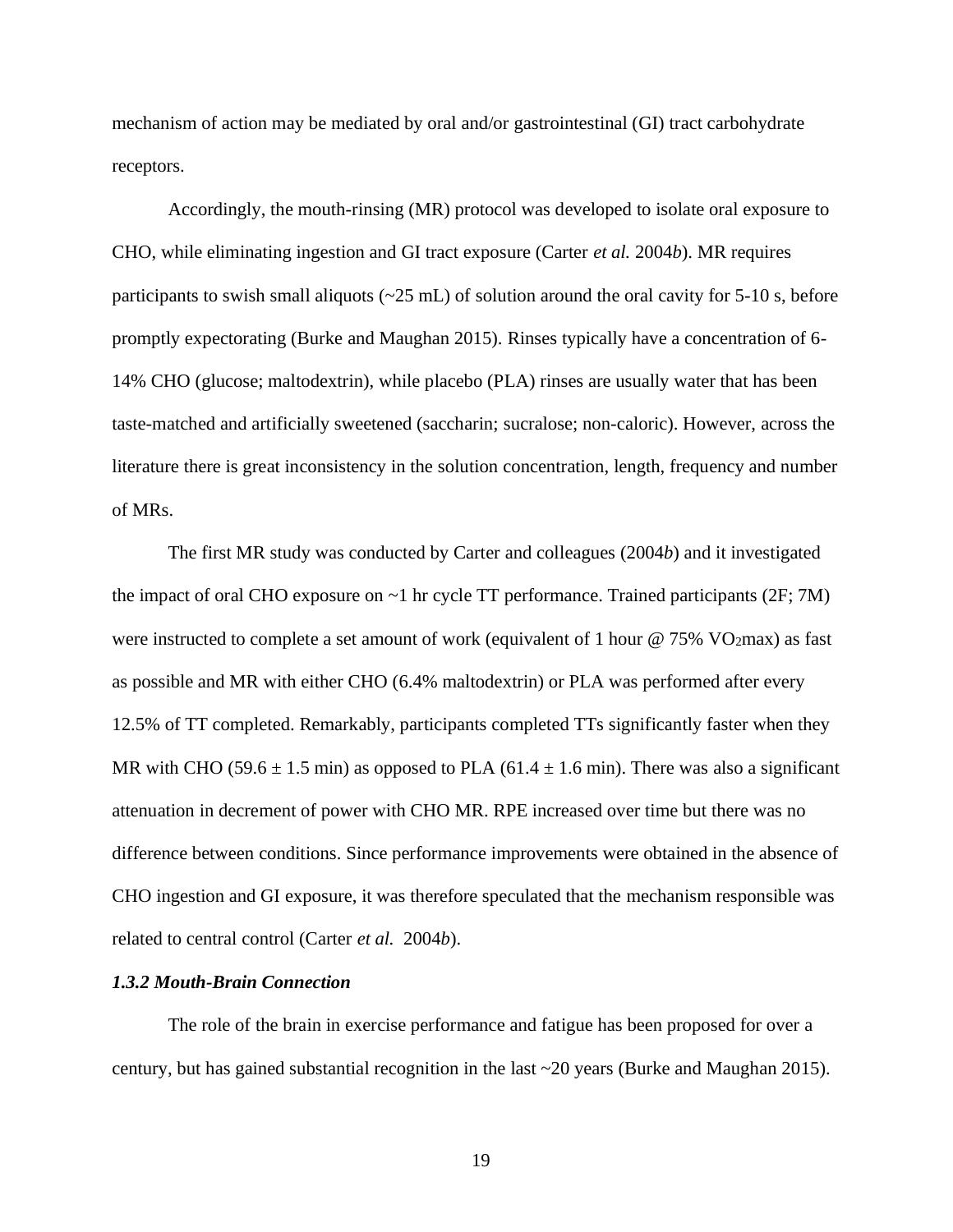mechanism of action may be mediated by oral and/or gastrointestinal (GI) tract carbohydrate receptors.

Accordingly, the mouth-rinsing (MR) protocol was developed to isolate oral exposure to CHO, while eliminating ingestion and GI tract exposure (Carter *et al.* 2004*b*). MR requires participants to swish small aliquots (~25 mL) of solution around the oral cavity for 5-10 s, before promptly expectorating (Burke and Maughan 2015). Rinses typically have a concentration of 6-14% CHO (glucose; maltodextrin), while placebo (PLA) rinses are usually water that has been taste-matched and artificially sweetened (saccharin; sucralose; non-caloric). However, across the literature there is great inconsistency in the solution concentration, length, frequency and number of MRs.

The first MR study was conducted by Carter and colleagues (2004*b*) and it investigated the impact of oral CHO exposure on ~1 hr cycle TT performance. Trained participants (2F; 7M) were instructed to complete a set amount of work (equivalent of 1 hour @ 75% $VO_2$max) as fast as possible and MR with either CHO (6.4% maltodextrin) or PLA was performed after every 12.5% of TT completed. Remarkably, participants completed TTs significantly faster when they MR with CHO ($59.6 \pm 1.5$ min) as opposed to PLA ($61.4 \pm 1.6$ min). There was also a significant attenuation in decrement of power with CHO MR. RPE increased over time but there was no difference between conditions. Since performance improvements were obtained in the absence of CHO ingestion and GI exposure, it was therefore speculated that the mechanism responsible was related to central control (Carter *et al.* 2004*b*).

#### *1.3.2 Mouth-Brain Connection*

The role of the brain in exercise performance and fatigue has been proposed for over a century, but has gained substantial recognition in the last ~20 years (Burke and Maughan 2015).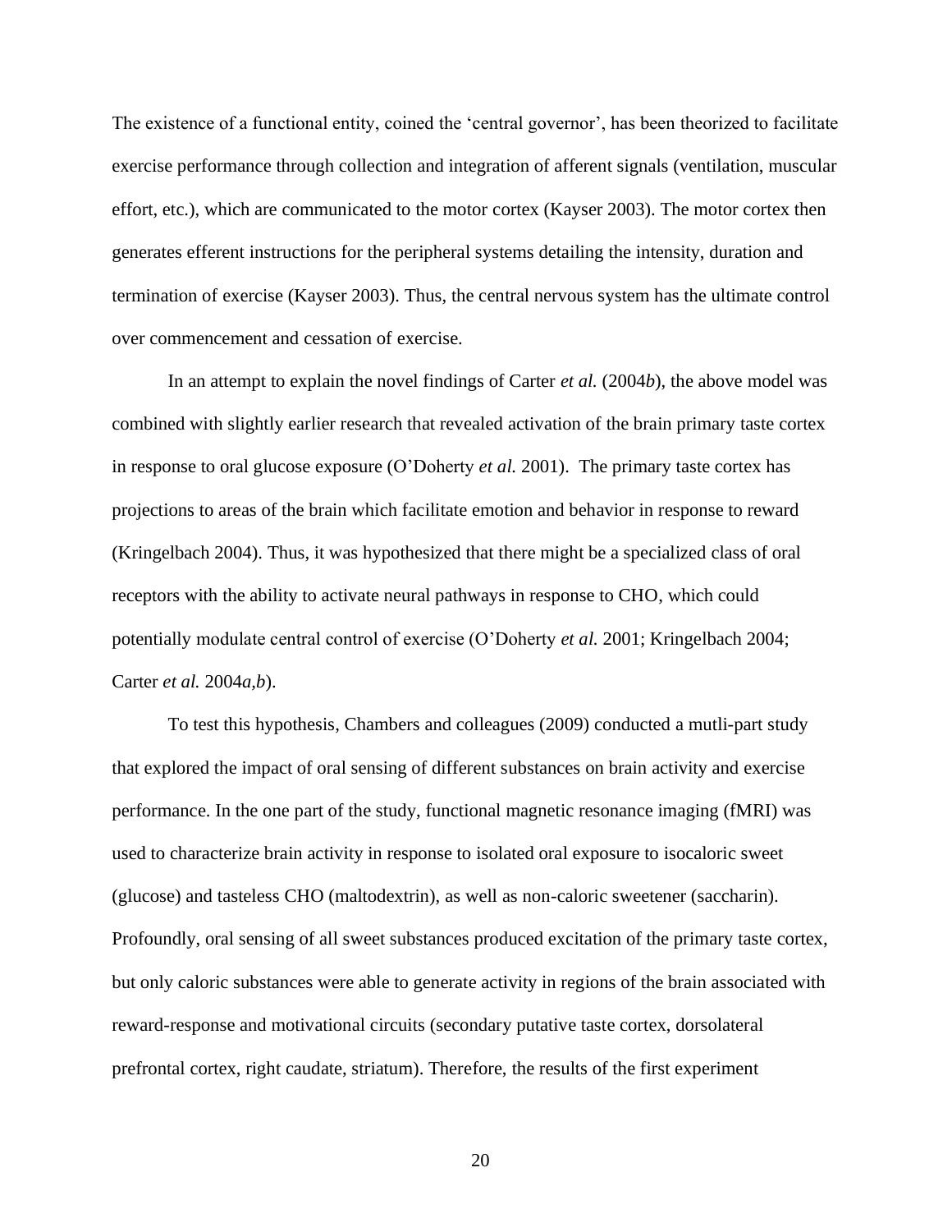The existence of a functional entity, coined the 'central governor', has been theorized to facilitate exercise performance through collection and integration of afferent signals (ventilation, muscular effort, etc.), which are communicated to the motor cortex (Kayser 2003). The motor cortex then generates efferent instructions for the peripheral systems detailing the intensity, duration and termination of exercise (Kayser 2003). Thus, the central nervous system has the ultimate control over commencement and cessation of exercise.

In an attempt to explain the novel findings of Carter *et al.* (2004*b*), the above model was combined with slightly earlier research that revealed activation of the brain primary taste cortex in response to oral glucose exposure (O'Doherty *et al.* 2001). The primary taste cortex has projections to areas of the brain which facilitate emotion and behavior in response to reward (Kringelbach 2004). Thus, it was hypothesized that there might be a specialized class of oral receptors with the ability to activate neural pathways in response to CHO, which could potentially modulate central control of exercise (O'Doherty *et al.* 2001; Kringelbach 2004; Carter *et al.* 2004*a,b*).

To test this hypothesis, Chambers and colleagues (2009) conducted a mutli-part study that explored the impact of oral sensing of different substances on brain activity and exercise performance. In the one part of the study, functional magnetic resonance imaging (fMRI) was used to characterize brain activity in response to isolated oral exposure to isocaloric sweet (glucose) and tasteless CHO (maltodextrin), as well as non-caloric sweetener (saccharin). Profoundly, oral sensing of all sweet substances produced excitation of the primary taste cortex, but only caloric substances were able to generate activity in regions of the brain associated with reward-response and motivational circuits (secondary putative taste cortex, dorsolateral prefrontal cortex, right caudate, striatum). Therefore, the results of the first experiment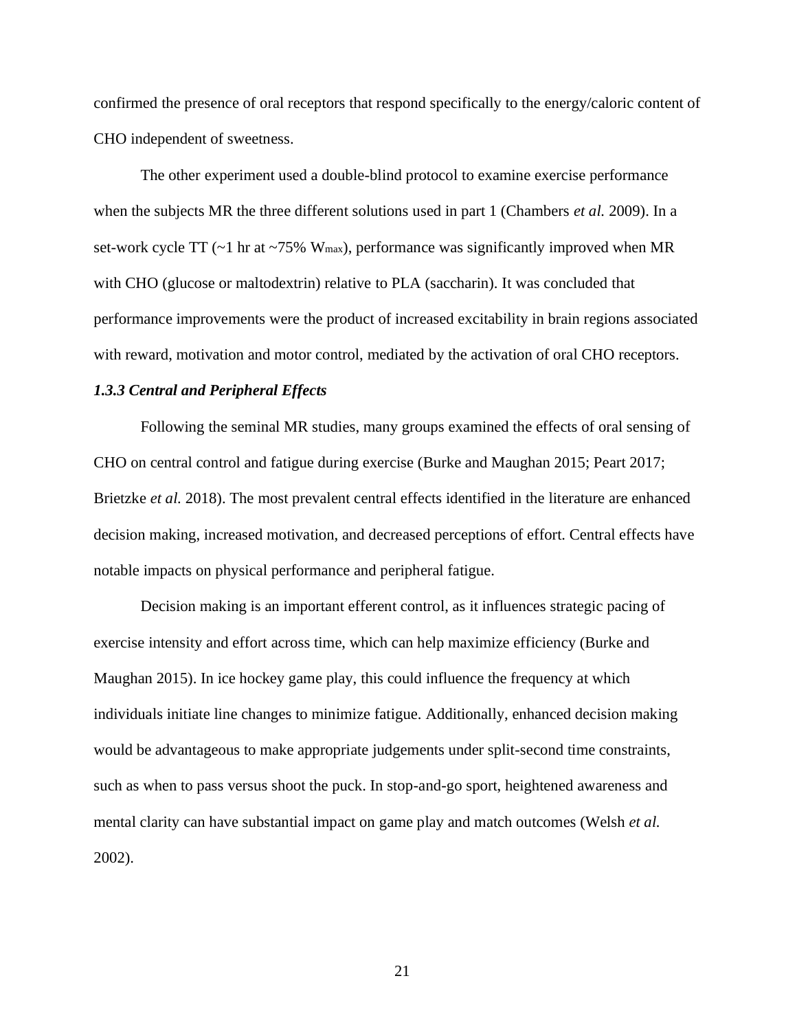confirmed the presence of oral receptors that respond specifically to the energy/caloric content of CHO independent of sweetness.

The other experiment used a double-blind protocol to examine exercise performance when the subjects MR the three different solutions used in part 1 (Chambers *et al.* 2009). In a set-work cycle TT (~1 hr at ~75% $W_{max}$), performance was significantly improved when MR with CHO (glucose or maltodextrin) relative to PLA (saccharin). It was concluded that performance improvements were the product of increased excitability in brain regions associated with reward, motivation and motor control, mediated by the activation of oral CHO receptors.

### *1.3.3 Central and Peripheral Effects*

Following the seminal MR studies, many groups examined the effects of oral sensing of CHO on central control and fatigue during exercise (Burke and Maughan 2015; Peart 2017; Brietzke *et al.* 2018). The most prevalent central effects identified in the literature are enhanced decision making, increased motivation, and decreased perceptions of effort. Central effects have notable impacts on physical performance and peripheral fatigue.

Decision making is an important efferent control, as it influences strategic pacing of exercise intensity and effort across time, which can help maximize efficiency (Burke and Maughan 2015). In ice hockey game play, this could influence the frequency at which individuals initiate line changes to minimize fatigue. Additionally, enhanced decision making would be advantageous to make appropriate judgements under split-second time constraints, such as when to pass versus shoot the puck. In stop-and-go sport, heightened awareness and mental clarity can have substantial impact on game play and match outcomes (Welsh *et al.* 2002).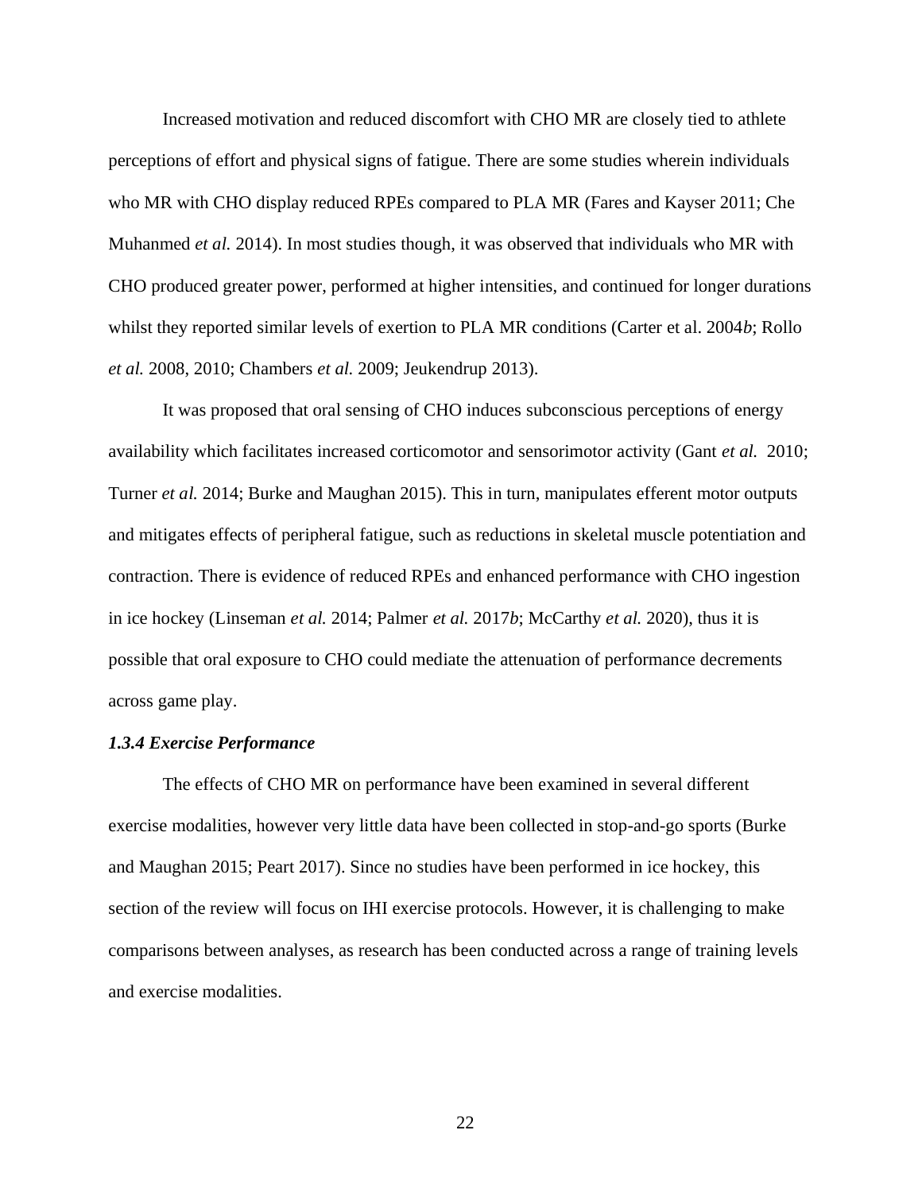Increased motivation and reduced discomfort with CHO MR are closely tied to athlete perceptions of effort and physical signs of fatigue. There are some studies wherein individuals who MR with CHO display reduced RPEs compared to PLA MR (Fares and Kayser 2011; Che Muhanmed *et al.* 2014). In most studies though, it was observed that individuals who MR with CHO produced greater power, performed at higher intensities, and continued for longer durations whilst they reported similar levels of exertion to PLA MR conditions (Carter et al. 2004*b*; Rollo *et al.* 2008, 2010; Chambers *et al.* 2009; Jeukendrup 2013).

It was proposed that oral sensing of CHO induces subconscious perceptions of energy availability which facilitates increased corticomotor and sensorimotor activity (Gant *et al.* 2010; Turner *et al.* 2014; Burke and Maughan 2015). This in turn, manipulates efferent motor outputs and mitigates effects of peripheral fatigue, such as reductions in skeletal muscle potentiation and contraction. There is evidence of reduced RPEs and enhanced performance with CHO ingestion in ice hockey (Linseman *et al.* 2014; Palmer *et al.* 2017*b*; McCarthy *et al.* 2020), thus it is possible that oral exposure to CHO could mediate the attenuation of performance decrements across game play.

### *1.3.4 Exercise Performance*

The effects of CHO MR on performance have been examined in several different exercise modalities, however very little data have been collected in stop-and-go sports (Burke and Maughan 2015; Peart 2017). Since no studies have been performed in ice hockey, this section of the review will focus on IHI exercise protocols. However, it is challenging to make comparisons between analyses, as research has been conducted across a range of training levels and exercise modalities.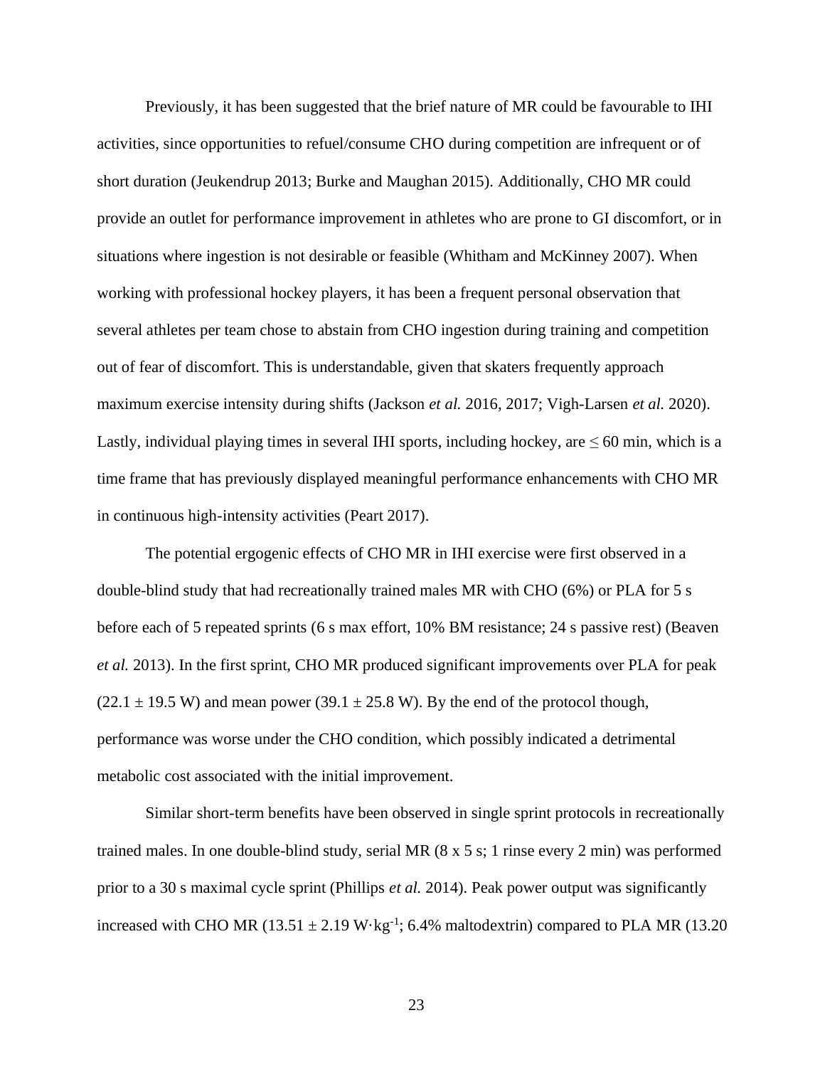Previously, it has been suggested that the brief nature of MR could be favourable to IHI activities, since opportunities to refuel/consume CHO during competition are infrequent or of short duration (Jeukendrup 2013; Burke and Maughan 2015). Additionally, CHO MR could provide an outlet for performance improvement in athletes who are prone to GI discomfort, or in situations where ingestion is not desirable or feasible (Whitham and McKinney 2007). When working with professional hockey players, it has been a frequent personal observation that several athletes per team chose to abstain from CHO ingestion during training and competition out of fear of discomfort. This is understandable, given that skaters frequently approach maximum exercise intensity during shifts (Jackson *et al.* 2016, 2017; Vigh-Larsen *et al.* 2020). Lastly, individual playing times in several IHI sports, including hockey, are $\leq$ 60 min, which is a time frame that has previously displayed meaningful performance enhancements with CHO MR in continuous high-intensity activities (Peart 2017).

The potential ergogenic effects of CHO MR in IHI exercise were first observed in a double-blind study that had recreationally trained males MR with CHO (6%) or PLA for 5 s before each of 5 repeated sprints (6 s max effort, 10% BM resistance; 24 s passive rest) (Beaven *et al.* 2013). In the first sprint, CHO MR produced significant improvements over PLA for peak ($22.1 \pm 19.5$ W) and mean power ($39.1 \pm 25.8$ W). By the end of the protocol though, performance was worse under the CHO condition, which possibly indicated a detrimental metabolic cost associated with the initial improvement.

Similar short-term benefits have been observed in single sprint protocols in recreationally trained males. In one double-blind study, serial MR (8 x 5 s; 1 rinse every 2 min) was performed prior to a 30 s maximal cycle sprint (Phillips *et al.* 2014). Peak power output was significantly increased with CHO MR ($13.51 \pm 2.19$ W·kg$^{-1}$; 6.4% maltodextrin) compared to PLA MR (13.20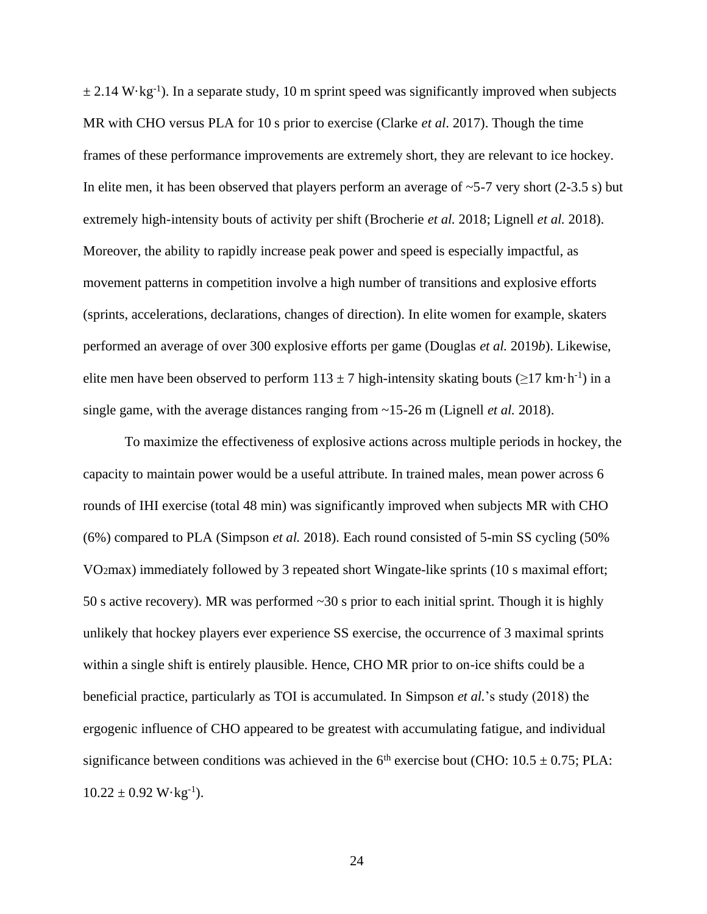$\pm$ 2.14 W·kg$^{-1}$). In a separate study, 10 m sprint speed was significantly improved when subjects MR with CHO versus PLA for 10 s prior to exercise (Clarke *et al*. 2017). Though the time frames of these performance improvements are extremely short, they are relevant to ice hockey. In elite men, it has been observed that players perform an average of ~5-7 very short (2-3.5 s) but extremely high-intensity bouts of activity per shift (Brocherie *et al.* 2018; Lignell *et al.* 2018). Moreover, the ability to rapidly increase peak power and speed is especially impactful, as movement patterns in competition involve a high number of transitions and explosive efforts (sprints, accelerations, declarations, changes of direction). In elite women for example, skaters performed an average of over 300 explosive efforts per game (Douglas *et al.* 2019*b*). Likewise, elite men have been observed to perform 113 $\pm$ 7 high-intensity skating bouts ($\geq$17 km·h$^{-1}$) in a single game, with the average distances ranging from ~15-26 m (Lignell *et al.* 2018).

To maximize the effectiveness of explosive actions across multiple periods in hockey, the capacity to maintain power would be a useful attribute. In trained males, mean power across 6 rounds of IHI exercise (total 48 min) was significantly improved when subjects MR with CHO (6%) compared to PLA (Simpson *et al.* 2018). Each round consisted of 5-min SS cycling (50% $VO_2$max) immediately followed by 3 repeated short Wingate-like sprints (10 s maximal effort; 50 s active recovery). MR was performed ~30 s prior to each initial sprint. Though it is highly unlikely that hockey players ever experience SS exercise, the occurrence of 3 maximal sprints within a single shift is entirely plausible. Hence, CHO MR prior to on-ice shifts could be a beneficial practice, particularly as TOI is accumulated. In Simpson *et al.*'s study (2018) the ergogenic influence of CHO appeared to be greatest with accumulating fatigue, and individual significance between conditions was achieved in the 6$^{th}$ exercise bout (CHO: 10.5 $\pm$ 0.75; PLA: 10.22 $\pm$ 0.92 W·kg$^{-1}$).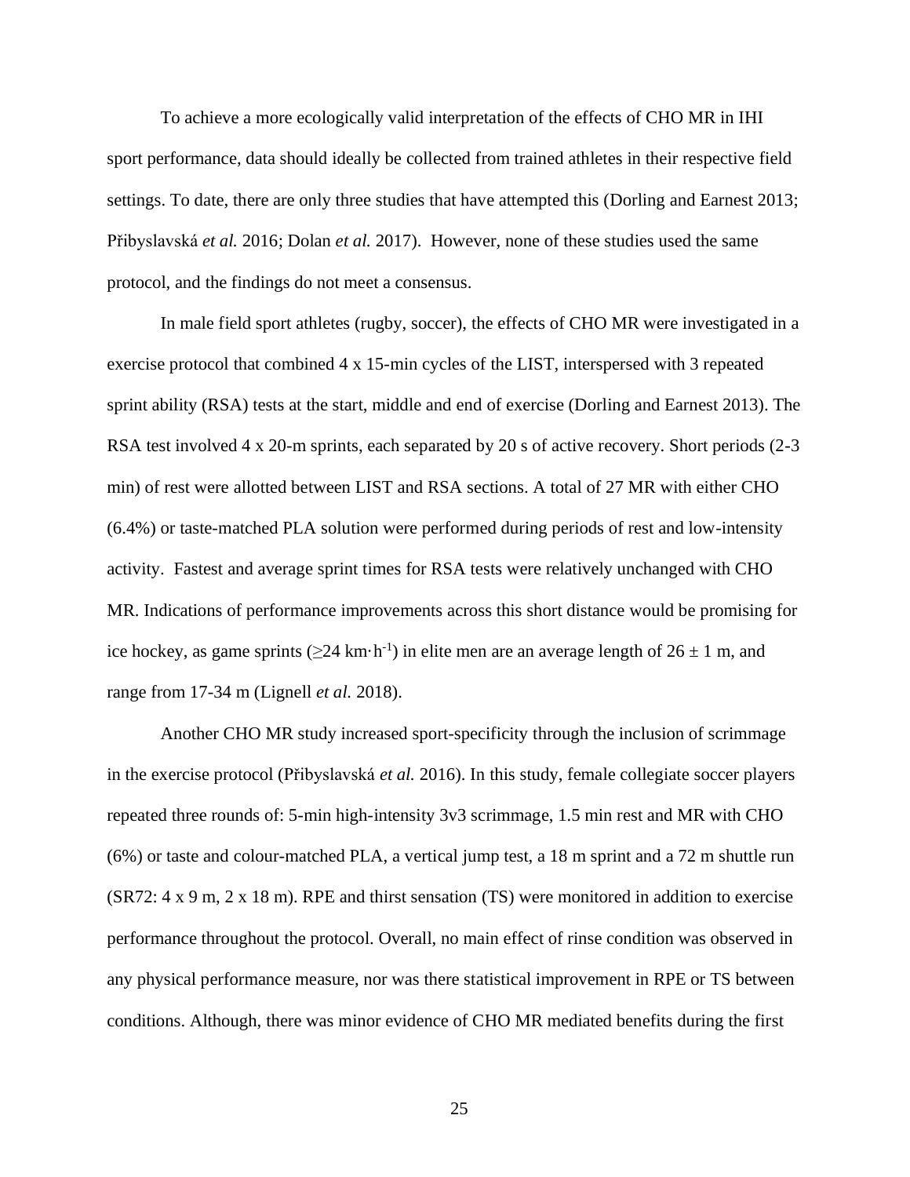To achieve a more ecologically valid interpretation of the effects of CHO MR in IHI sport performance, data should ideally be collected from trained athletes in their respective field settings. To date, there are only three studies that have attempted this (Dorling and Earnest 2013; Přibyslavská *et al.* 2016; Dolan *et al.* 2017). However, none of these studies used the same protocol, and the findings do not meet a consensus.

In male field sport athletes (rugby, soccer), the effects of CHO MR were investigated in a exercise protocol that combined 4 x 15-min cycles of the LIST, interspersed with 3 repeated sprint ability (RSA) tests at the start, middle and end of exercise (Dorling and Earnest 2013). The RSA test involved 4 x 20-m sprints, each separated by 20 s of active recovery. Short periods (2-3 min) of rest were allotted between LIST and RSA sections. A total of 27 MR with either CHO (6.4%) or taste-matched PLA solution were performed during periods of rest and low-intensity activity. Fastest and average sprint times for RSA tests were relatively unchanged with CHO MR. Indications of performance improvements across this short distance would be promising for ice hockey, as game sprints ($\geq$24 km·h$^{-1}$) in elite men are an average length of 26 $\pm$ 1 m, and range from 17-34 m (Lignell *et al.* 2018).

Another CHO MR study increased sport-specificity through the inclusion of scrimmage in the exercise protocol (Přibyslavská *et al.* 2016). In this study, female collegiate soccer players repeated three rounds of: 5-min high-intensity 3v3 scrimmage, 1.5 min rest and MR with CHO (6%) or taste and colour-matched PLA, a vertical jump test, a 18 m sprint and a 72 m shuttle run (SR72: 4 x 9 m, 2 x 18 m). RPE and thirst sensation (TS) were monitored in addition to exercise performance throughout the protocol. Overall, no main effect of rinse condition was observed in any physical performance measure, nor was there statistical improvement in RPE or TS between conditions. Although, there was minor evidence of CHO MR mediated benefits during the first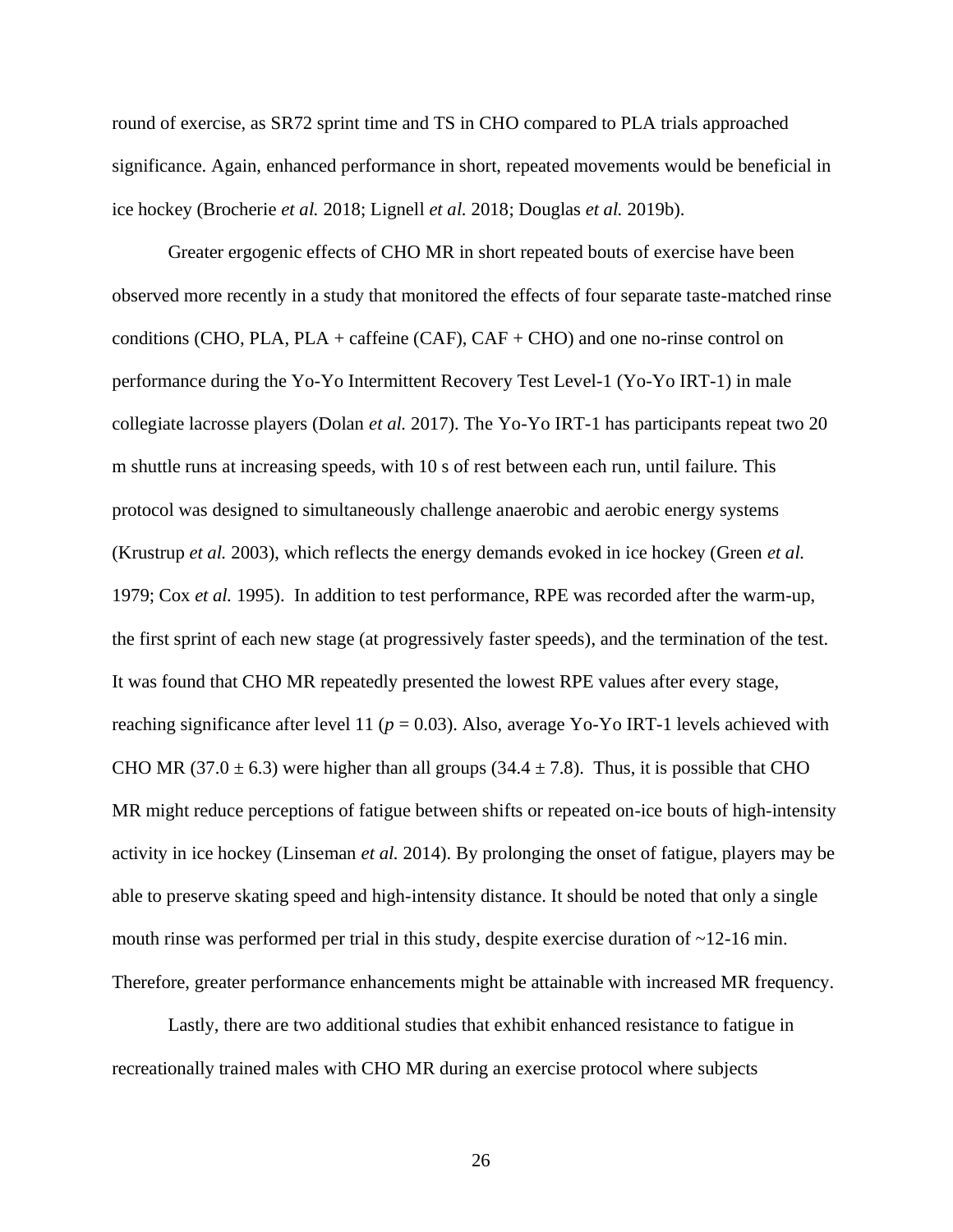round of exercise, as SR72 sprint time and TS in CHO compared to PLA trials approached significance. Again, enhanced performance in short, repeated movements would be beneficial in ice hockey (Brocherie *et al.* 2018; Lignell *et al.* 2018; Douglas *et al.* 2019b).

Greater ergogenic effects of CHO MR in short repeated bouts of exercise have been observed more recently in a study that monitored the effects of four separate taste-matched rinse conditions (CHO, PLA, PLA + caffeine (CAF), CAF + CHO) and one no-rinse control on performance during the Yo-Yo Intermittent Recovery Test Level-1 (Yo-Yo IRT-1) in male collegiate lacrosse players (Dolan *et al.* 2017). The Yo-Yo IRT-1 has participants repeat two 20 m shuttle runs at increasing speeds, with 10 s of rest between each run, until failure. This protocol was designed to simultaneously challenge anaerobic and aerobic energy systems (Krustrup *et al.* 2003), which reflects the energy demands evoked in ice hockey (Green *et al.* 1979; Cox *et al.* 1995). In addition to test performance, RPE was recorded after the warm-up, the first sprint of each new stage (at progressively faster speeds), and the termination of the test. It was found that CHO MR repeatedly presented the lowest RPE values after every stage, reaching significance after level 11 ($p = 0.03$). Also, average Yo-Yo IRT-1 levels achieved with CHO MR ($37.0 \pm 6.3$) were higher than all groups ($34.4 \pm 7.8$). Thus, it is possible that CHO MR might reduce perceptions of fatigue between shifts or repeated on-ice bouts of high-intensity activity in ice hockey (Linseman *et al.* 2014). By prolonging the onset of fatigue, players may be able to preserve skating speed and high-intensity distance. It should be noted that only a single mouth rinse was performed per trial in this study, despite exercise duration of ~12-16 min. Therefore, greater performance enhancements might be attainable with increased MR frequency.

Lastly, there are two additional studies that exhibit enhanced resistance to fatigue in recreationally trained males with CHO MR during an exercise protocol where subjects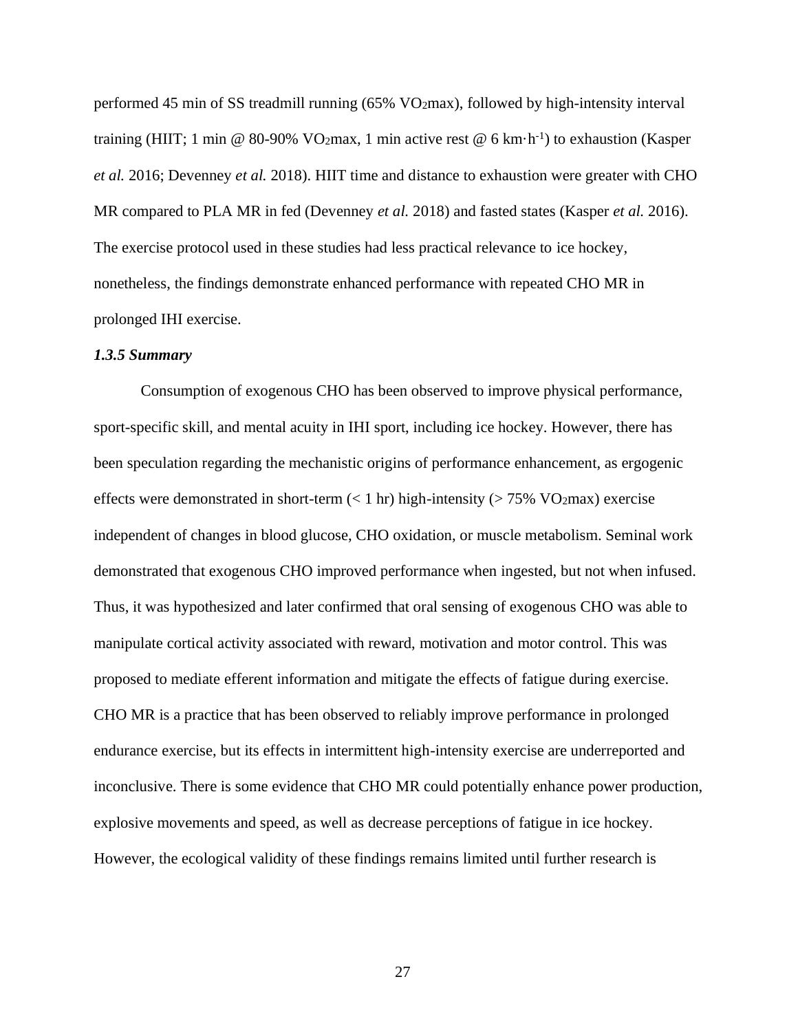performed 45 min of SS treadmill running (65% $VO_2$max), followed by high-intensity interval training (HIIT; 1 min @ 80-90% $VO_2$max, 1 min active rest @ 6 km·h$^{-1}$) to exhaustion (Kasper *et al.* 2016; Devenney *et al.* 2018). HIIT time and distance to exhaustion were greater with CHO MR compared to PLA MR in fed (Devenney *et al.* 2018) and fasted states (Kasper *et al.* 2016). The exercise protocol used in these studies had less practical relevance to ice hockey, nonetheless, the findings demonstrate enhanced performance with repeated CHO MR in prolonged IHI exercise.

### *1.3.5 Summary*

Consumption of exogenous CHO has been observed to improve physical performance, sport-specific skill, and mental acuity in IHI sport, including ice hockey. However, there has been speculation regarding the mechanistic origins of performance enhancement, as ergogenic effects were demonstrated in short-term (< 1 hr) high-intensity (> 75% $VO_2$max) exercise independent of changes in blood glucose, CHO oxidation, or muscle metabolism. Seminal work demonstrated that exogenous CHO improved performance when ingested, but not when infused. Thus, it was hypothesized and later confirmed that oral sensing of exogenous CHO was able to manipulate cortical activity associated with reward, motivation and motor control. This was proposed to mediate efferent information and mitigate the effects of fatigue during exercise. CHO MR is a practice that has been observed to reliably improve performance in prolonged endurance exercise, but its effects in intermittent high-intensity exercise are underreported and inconclusive. There is some evidence that CHO MR could potentially enhance power production, explosive movements and speed, as well as decrease perceptions of fatigue in ice hockey. However, the ecological validity of these findings remains limited until further research is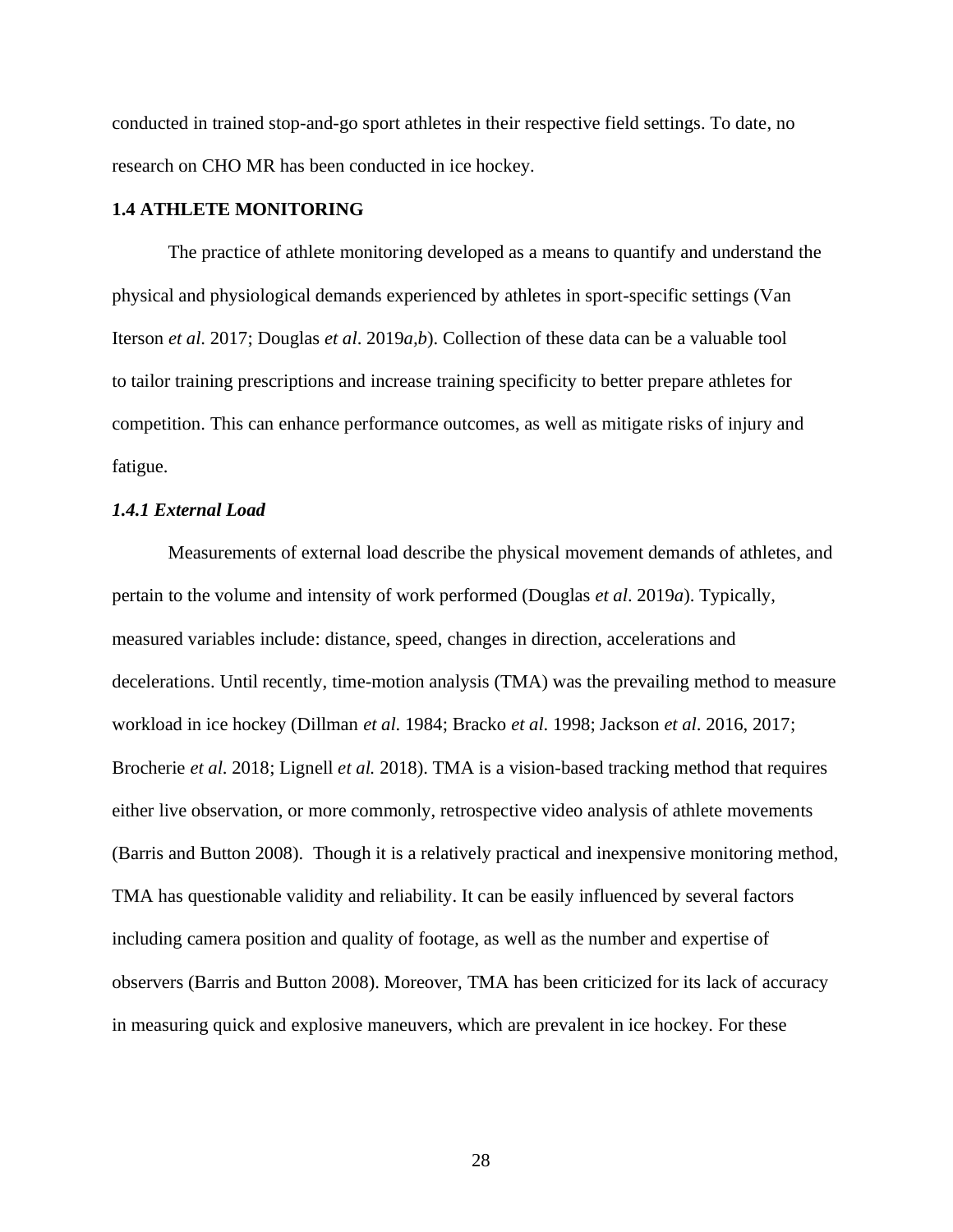conducted in trained stop-and-go sport athletes in their respective field settings. To date, no research on CHO MR has been conducted in ice hockey.

## 1.4 ATHLETE MONITORING

The practice of athlete monitoring developed as a means to quantify and understand the physical and physiological demands experienced by athletes in sport-specific settings (Van Iterson *et al*. 2017; Douglas *et al*. 2019*a*,*b*). Collection of these data can be a valuable tool to tailor training prescriptions and increase training specificity to better prepare athletes for competition. This can enhance performance outcomes, as well as mitigate risks of injury and fatigue.

### *1.4.1 External Load*

Measurements of external load describe the physical movement demands of athletes, and pertain to the volume and intensity of work performed (Douglas *et al*. 2019*a*). Typically, measured variables include: distance, speed, changes in direction, accelerations and decelerations. Until recently, time-motion analysis (TMA) was the prevailing method to measure workload in ice hockey (Dillman *et al*. 1984; Bracko *et al*. 1998; Jackson *et al*. 2016, 2017; Brocherie *et al*. 2018; Lignell *et al.* 2018). TMA is a vision-based tracking method that requires either live observation, or more commonly, retrospective video analysis of athlete movements (Barris and Button 2008). Though it is a relatively practical and inexpensive monitoring method, TMA has questionable validity and reliability. It can be easily influenced by several factors including camera position and quality of footage, as well as the number and expertise of observers (Barris and Button 2008). Moreover, TMA has been criticized for its lack of accuracy in measuring quick and explosive maneuvers, which are prevalent in ice hockey. For these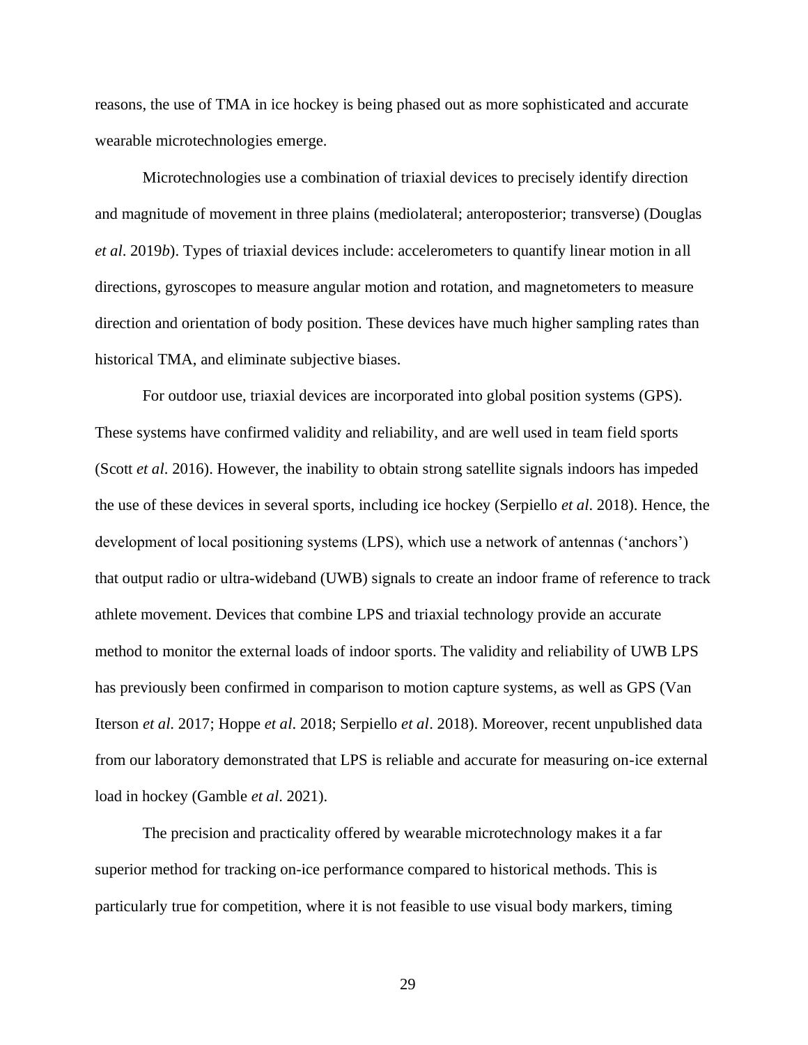reasons, the use of TMA in ice hockey is being phased out as more sophisticated and accurate wearable microtechnologies emerge.

Microtechnologies use a combination of triaxial devices to precisely identify direction and magnitude of movement in three plains (mediolateral; anteroposterior; transverse) (Douglas *et al*. 2019*b*). Types of triaxial devices include: accelerometers to quantify linear motion in all directions, gyroscopes to measure angular motion and rotation, and magnetometers to measure direction and orientation of body position. These devices have much higher sampling rates than historical TMA, and eliminate subjective biases.

For outdoor use, triaxial devices are incorporated into global position systems (GPS). These systems have confirmed validity and reliability, and are well used in team field sports (Scott *et al*. 2016). However, the inability to obtain strong satellite signals indoors has impeded the use of these devices in several sports, including ice hockey (Serpiello *et al*. 2018). Hence, the development of local positioning systems (LPS), which use a network of antennas ('anchors') that output radio or ultra-wideband (UWB) signals to create an indoor frame of reference to track athlete movement. Devices that combine LPS and triaxial technology provide an accurate method to monitor the external loads of indoor sports. The validity and reliability of UWB LPS has previously been confirmed in comparison to motion capture systems, as well as GPS (Van Iterson *et al*. 2017; Hoppe *et al*. 2018; Serpiello *et al*. 2018). Moreover, recent unpublished data from our laboratory demonstrated that LPS is reliable and accurate for measuring on-ice external load in hockey (Gamble *et al*. 2021).

The precision and practicality offered by wearable microtechnology makes it a far superior method for tracking on-ice performance compared to historical methods. This is particularly true for competition, where it is not feasible to use visual body markers, timing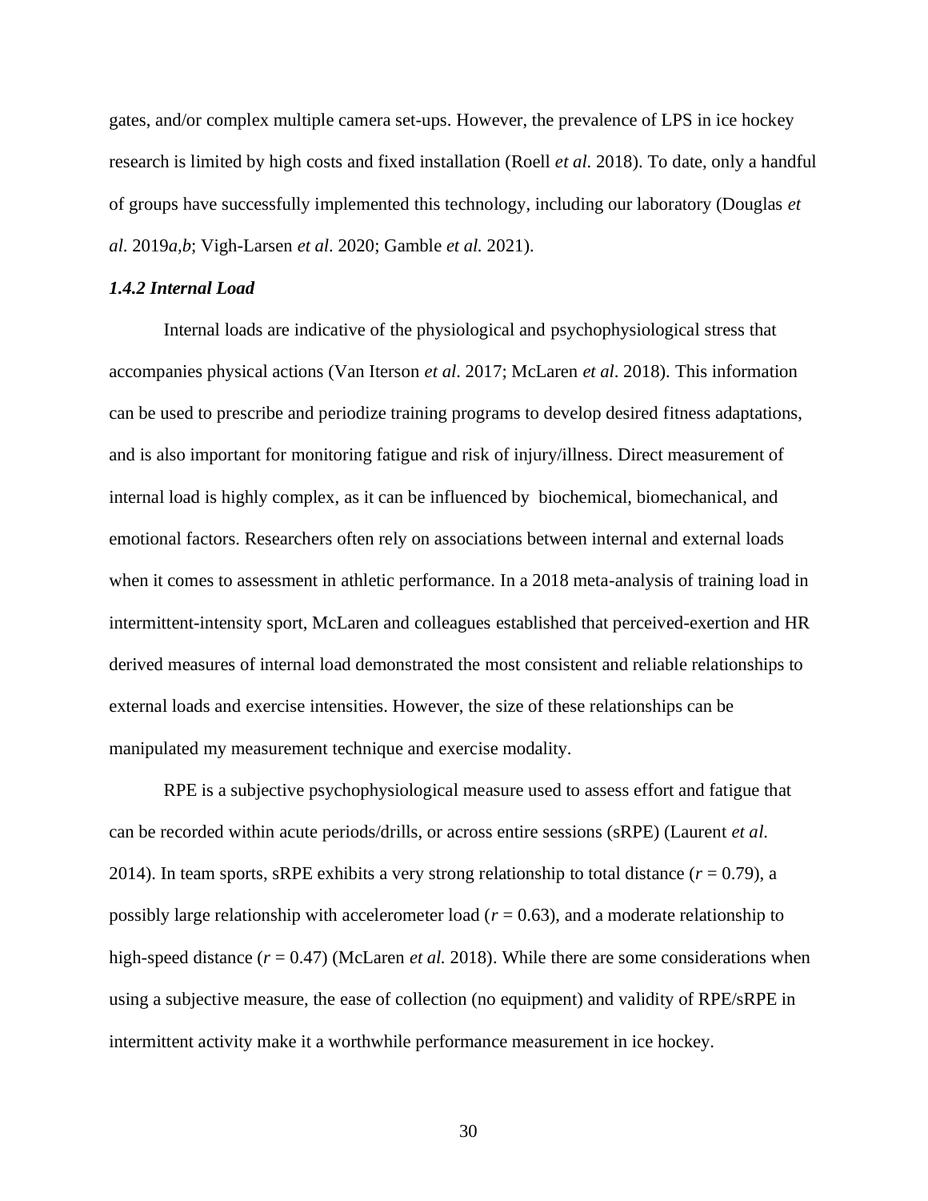gates, and/or complex multiple camera set-ups. However, the prevalence of LPS in ice hockey research is limited by high costs and fixed installation (Roell *et al.* 2018). To date, only a handful of groups have successfully implemented this technology, including our laboratory (Douglas *et al*. 2019*a,b*; Vigh-Larsen *et al*. 2020; Gamble *et al.* 2021).

#### *1.4.2 Internal Load*

Internal loads are indicative of the physiological and psychophysiological stress that accompanies physical actions (Van Iterson *et al*. 2017; McLaren *et al*. 2018). This information can be used to prescribe and periodize training programs to develop desired fitness adaptations, and is also important for monitoring fatigue and risk of injury/illness. Direct measurement of internal load is highly complex, as it can be influenced by biochemical, biomechanical, and emotional factors. Researchers often rely on associations between internal and external loads when it comes to assessment in athletic performance. In a 2018 meta-analysis of training load in intermittent-intensity sport, McLaren and colleagues established that perceived-exertion and HR derived measures of internal load demonstrated the most consistent and reliable relationships to external loads and exercise intensities. However, the size of these relationships can be manipulated my measurement technique and exercise modality.

RPE is a subjective psychophysiological measure used to assess effort and fatigue that can be recorded within acute periods/drills, or across entire sessions (sRPE) (Laurent *et al.* 2014). In team sports, sRPE exhibits a very strong relationship to total distance ($r = 0.79$), a possibly large relationship with accelerometer load ($r = 0.63$), and a moderate relationship to high-speed distance ($r = 0.47$) (McLaren *et al.* 2018). While there are some considerations when using a subjective measure, the ease of collection (no equipment) and validity of RPE/sRPE in intermittent activity make it a worthwhile performance measurement in ice hockey.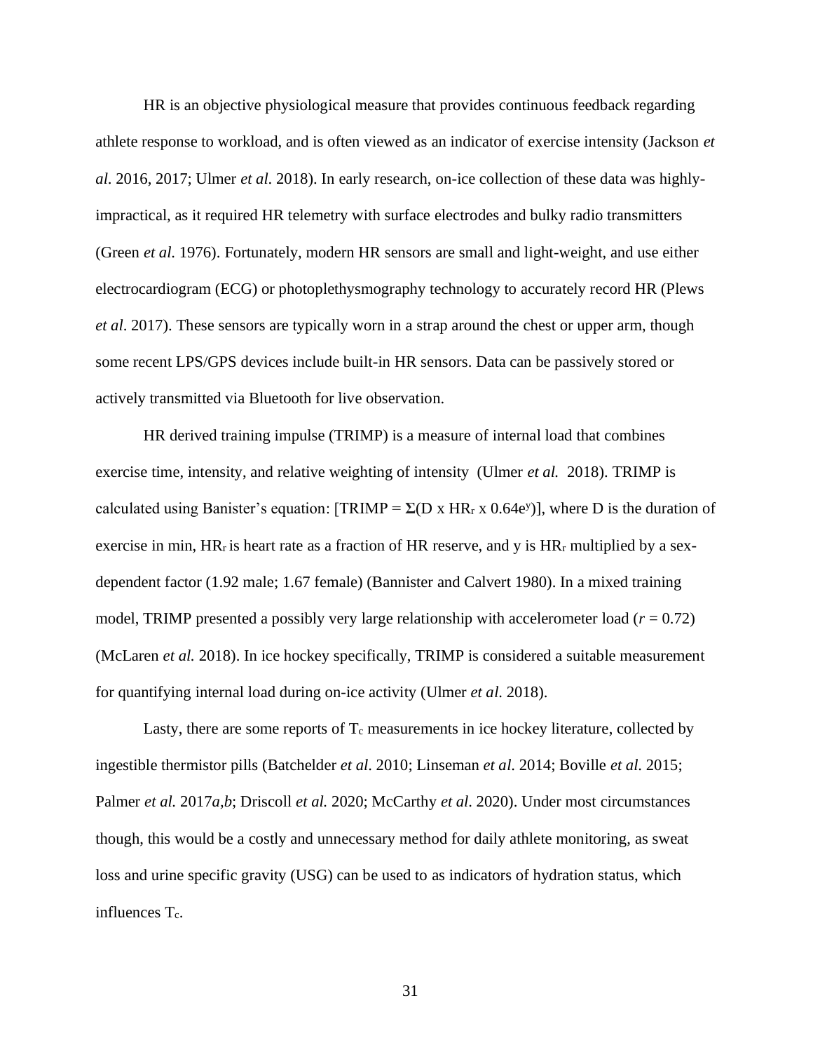HR is an objective physiological measure that provides continuous feedback regarding athlete response to workload, and is often viewed as an indicator of exercise intensity (Jackson *et al.* 2016, 2017; Ulmer *et al.* 2018). In early research, on-ice collection of these data was highly-impractical, as it required HR telemetry with surface electrodes and bulky radio transmitters (Green *et al.* 1976). Fortunately, modern HR sensors are small and light-weight, and use either electrocardiogram (ECG) or photoplethysmography technology to accurately record HR (Plews *et al.* 2017). These sensors are typically worn in a strap around the chest or upper arm, though some recent LPS/GPS devices include built-in HR sensors. Data can be passively stored or actively transmitted via Bluetooth for live observation.

HR derived training impulse (TRIMP) is a measure of internal load that combines exercise time, intensity, and relative weighting of intensity (Ulmer *et al.* 2018). TRIMP is calculated using Banister's equation: [$TRIMP = \Sigma(D \times HR_r \times 0.64e^y)$], where D is the duration of exercise in min, $HR_r$ is heart rate as a fraction of HR reserve, and y is $HR_r$ multiplied by a sex-dependent factor (1.92 male; 1.67 female) (Bannister and Calvert 1980). In a mixed training model, TRIMP presented a possibly very large relationship with accelerometer load ($r = 0.72$) (McLaren *et al.* 2018). In ice hockey specifically, TRIMP is considered a suitable measurement for quantifying internal load during on-ice activity (Ulmer *et al.* 2018).

Lasty, there are some reports of $T_c$ measurements in ice hockey literature, collected by ingestible thermistor pills (Batchelder *et al.* 2010; Linseman *et al.* 2014; Boville *et al.* 2015; Palmer *et al.* 2017*a,b*; Driscoll *et al.* 2020; McCarthy *et al.* 2020). Under most circumstances though, this would be a costly and unnecessary method for daily athlete monitoring, as sweat loss and urine specific gravity (USG) can be used to as indicators of hydration status, which influences $T_c$.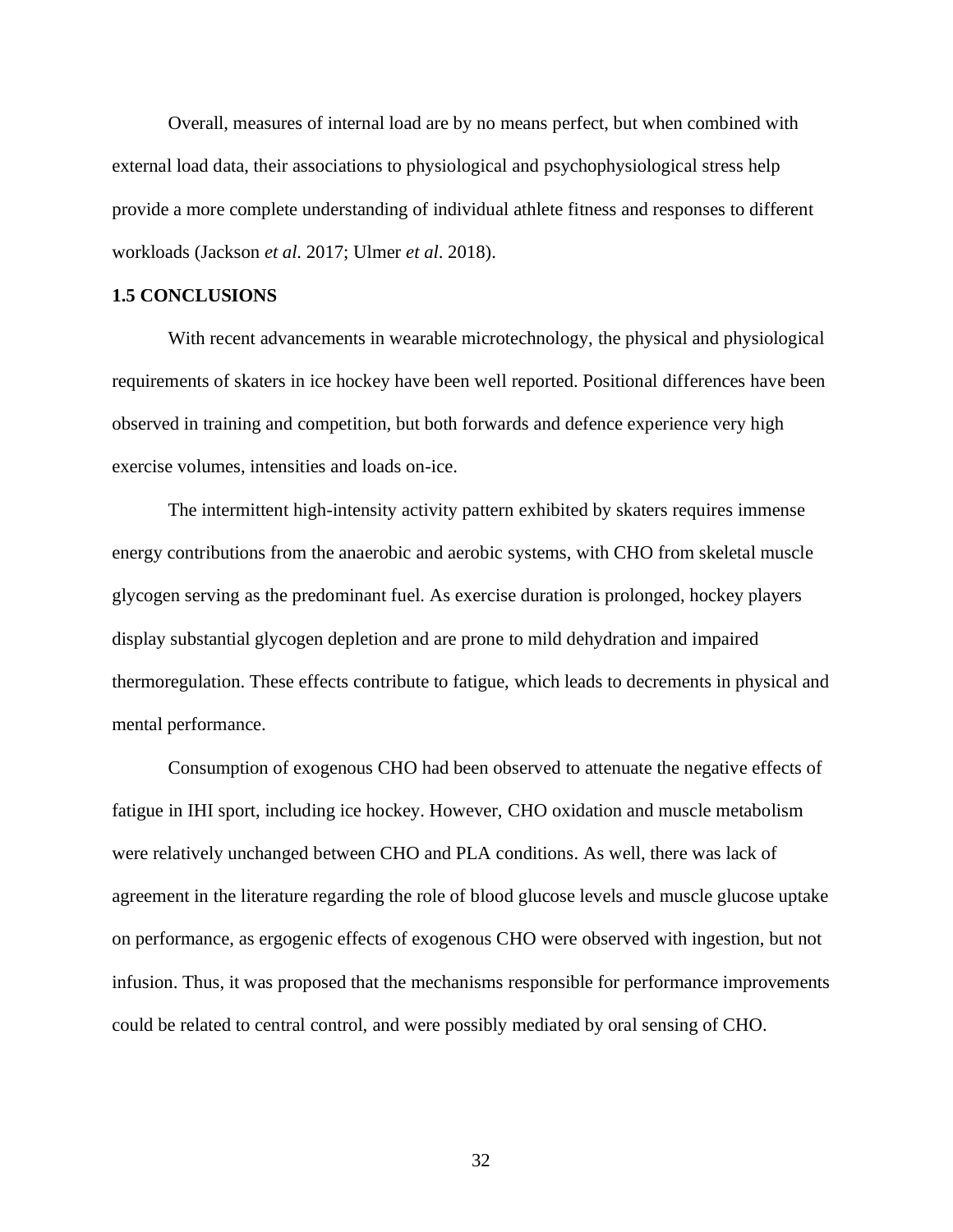Overall, measures of internal load are by no means perfect, but when combined with external load data, their associations to physiological and psychophysiological stress help provide a more complete understanding of individual athlete fitness and responses to different workloads (Jackson *et al*. 2017; Ulmer *et al*. 2018).

## 1.5 CONCLUSIONS

With recent advancements in wearable microtechnology, the physical and physiological requirements of skaters in ice hockey have been well reported. Positional differences have been observed in training and competition, but both forwards and defence experience very high exercise volumes, intensities and loads on-ice.

The intermittent high-intensity activity pattern exhibited by skaters requires immense energy contributions from the anaerobic and aerobic systems, with CHO from skeletal muscle glycogen serving as the predominant fuel. As exercise duration is prolonged, hockey players display substantial glycogen depletion and are prone to mild dehydration and impaired thermoregulation. These effects contribute to fatigue, which leads to decrements in physical and mental performance.

Consumption of exogenous CHO had been observed to attenuate the negative effects of fatigue in IHI sport, including ice hockey. However, CHO oxidation and muscle metabolism were relatively unchanged between CHO and PLA conditions. As well, there was lack of agreement in the literature regarding the role of blood glucose levels and muscle glucose uptake on performance, as ergogenic effects of exogenous CHO were observed with ingestion, but not infusion. Thus, it was proposed that the mechanisms responsible for performance improvements could be related to central control, and were possibly mediated by oral sensing of CHO.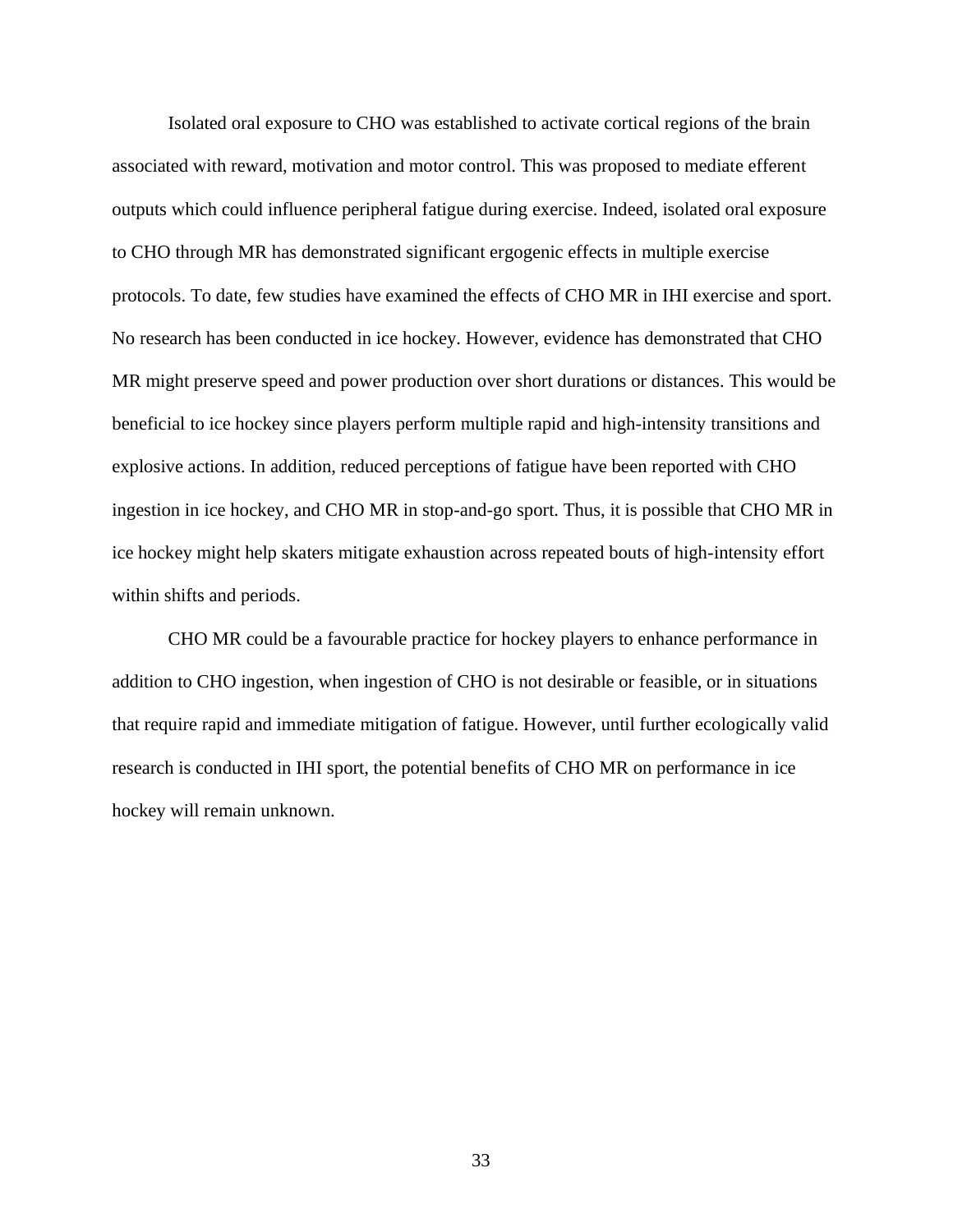Isolated oral exposure to CHO was established to activate cortical regions of the brain associated with reward, motivation and motor control. This was proposed to mediate efferent outputs which could influence peripheral fatigue during exercise. Indeed, isolated oral exposure to CHO through MR has demonstrated significant ergogenic effects in multiple exercise protocols. To date, few studies have examined the effects of CHO MR in IHI exercise and sport. No research has been conducted in ice hockey. However, evidence has demonstrated that CHO MR might preserve speed and power production over short durations or distances. This would be beneficial to ice hockey since players perform multiple rapid and high-intensity transitions and explosive actions. In addition, reduced perceptions of fatigue have been reported with CHO ingestion in ice hockey, and CHO MR in stop-and-go sport. Thus, it is possible that CHO MR in ice hockey might help skaters mitigate exhaustion across repeated bouts of high-intensity effort within shifts and periods.

CHO MR could be a favourable practice for hockey players to enhance performance in addition to CHO ingestion, when ingestion of CHO is not desirable or feasible, or in situations that require rapid and immediate mitigation of fatigue. However, until further ecologically valid research is conducted in IHI sport, the potential benefits of CHO MR on performance in ice hockey will remain unknown.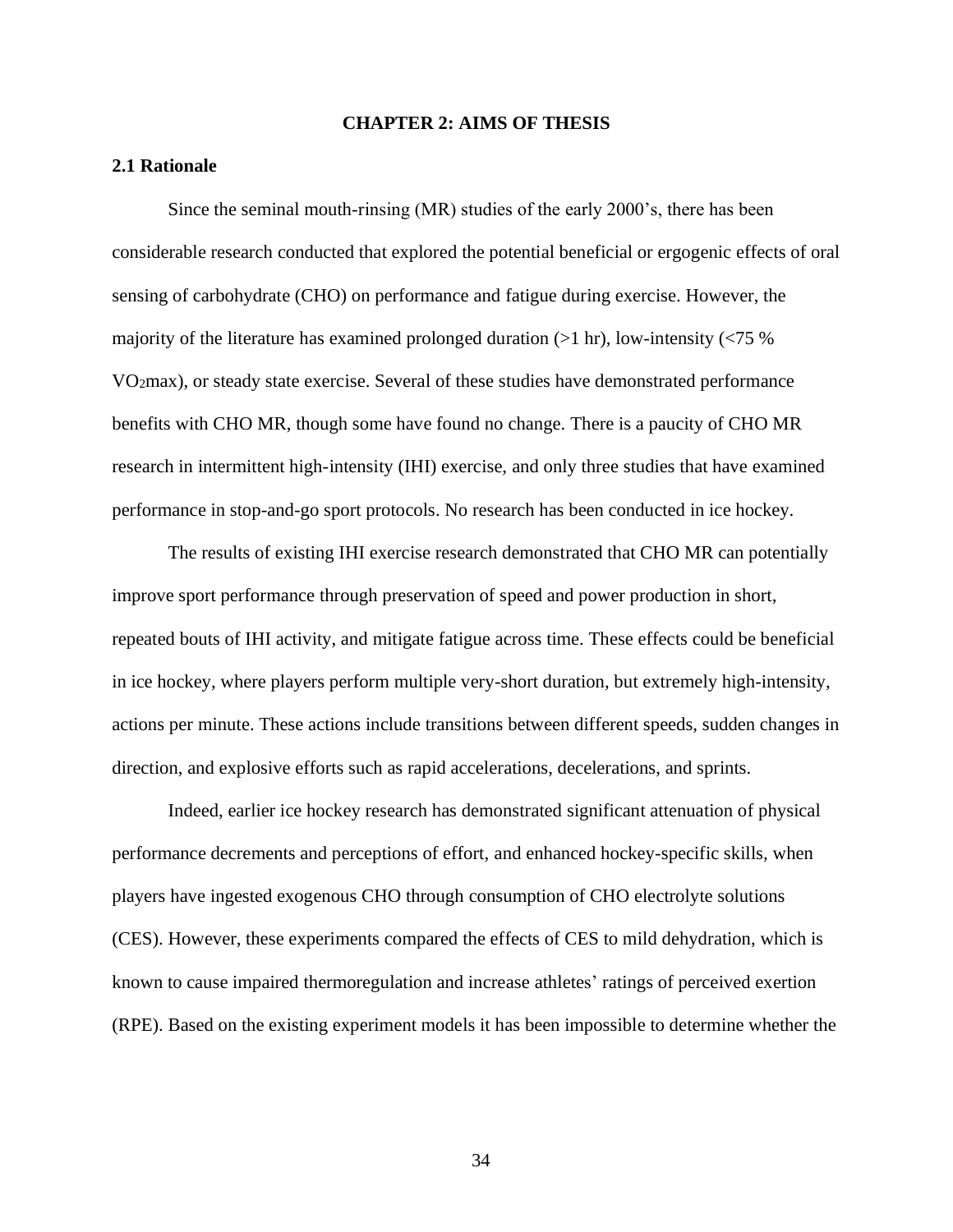# CHAPTER 2: AIMS OF THESIS

## 2.1 Rationale

Since the seminal mouth-rinsing (MR) studies of the early 2000's, there has been considerable research conducted that explored the potential beneficial or ergogenic effects of oral sensing of carbohydrate (CHO) on performance and fatigue during exercise. However, the majority of the literature has examined prolonged duration (>1 hr), low-intensity (<75 % $VO_2$max), or steady state exercise. Several of these studies have demonstrated performance benefits with CHO MR, though some have found no change. There is a paucity of CHO MR research in intermittent high-intensity (IHI) exercise, and only three studies that have examined performance in stop-and-go sport protocols. No research has been conducted in ice hockey.

The results of existing IHI exercise research demonstrated that CHO MR can potentially improve sport performance through preservation of speed and power production in short, repeated bouts of IHI activity, and mitigate fatigue across time. These effects could be beneficial in ice hockey, where players perform multiple very-short duration, but extremely high-intensity, actions per minute. These actions include transitions between different speeds, sudden changes in direction, and explosive efforts such as rapid accelerations, decelerations, and sprints.

Indeed, earlier ice hockey research has demonstrated significant attenuation of physical performance decrements and perceptions of effort, and enhanced hockey-specific skills, when players have ingested exogenous CHO through consumption of CHO electrolyte solutions (CES). However, these experiments compared the effects of CES to mild dehydration, which is known to cause impaired thermoregulation and increase athletes' ratings of perceived exertion (RPE). Based on the existing experiment models it has been impossible to determine whether the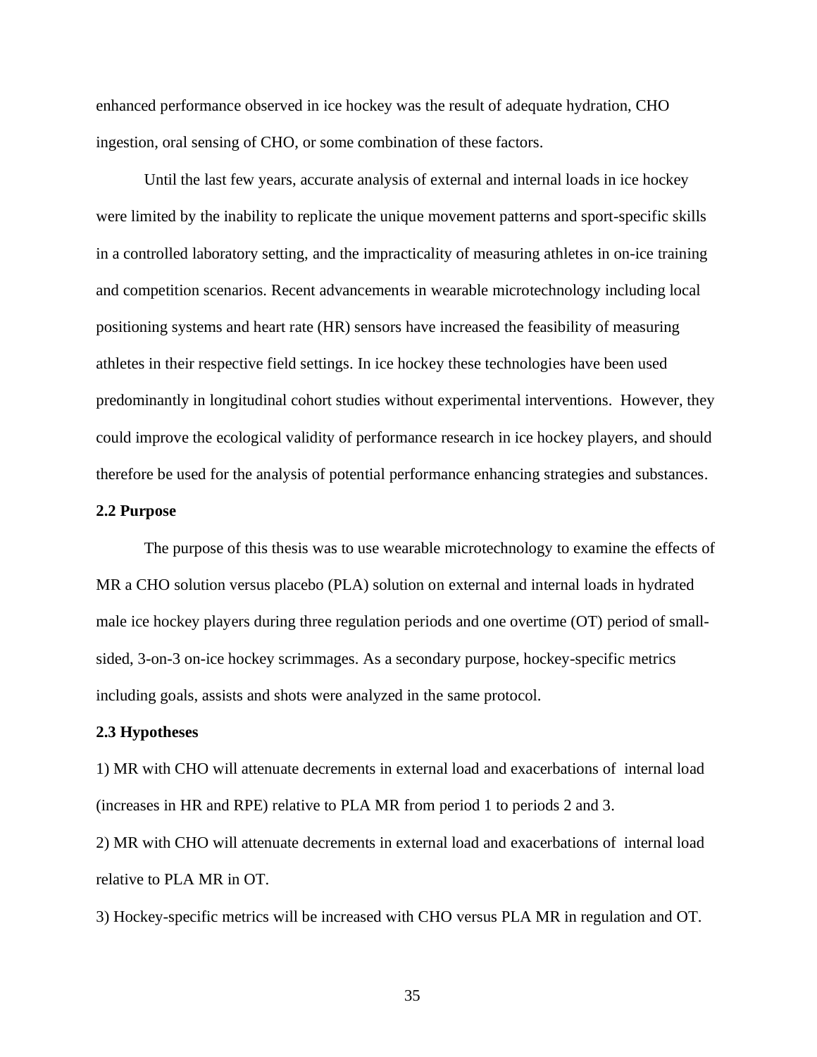enhanced performance observed in ice hockey was the result of adequate hydration, CHO ingestion, oral sensing of CHO, or some combination of these factors.

Until the last few years, accurate analysis of external and internal loads in ice hockey were limited by the inability to replicate the unique movement patterns and sport-specific skills in a controlled laboratory setting, and the impracticality of measuring athletes in on-ice training and competition scenarios. Recent advancements in wearable microtechnology including local positioning systems and heart rate (HR) sensors have increased the feasibility of measuring athletes in their respective field settings. In ice hockey these technologies have been used predominantly in longitudinal cohort studies without experimental interventions. However, they could improve the ecological validity of performance research in ice hockey players, and should therefore be used for the analysis of potential performance enhancing strategies and substances.

## 2.2 Purpose

The purpose of this thesis was to use wearable microtechnology to examine the effects of MR a CHO solution versus placebo (PLA) solution on external and internal loads in hydrated male ice hockey players during three regulation periods and one overtime (OT) period of small-sided, 3-on-3 on-ice hockey scrimmages. As a secondary purpose, hockey-specific metrics including goals, assists and shots were analyzed in the same protocol.

## 2.3 Hypotheses

1) MR with CHO will attenuate decrements in external load and exacerbations of internal load (increases in HR and RPE) relative to PLA MR from period 1 to periods 2 and 3.

2) MR with CHO will attenuate decrements in external load and exacerbations of internal load relative to PLA MR in OT.

3) Hockey-specific metrics will be increased with CHO versus PLA MR in regulation and OT.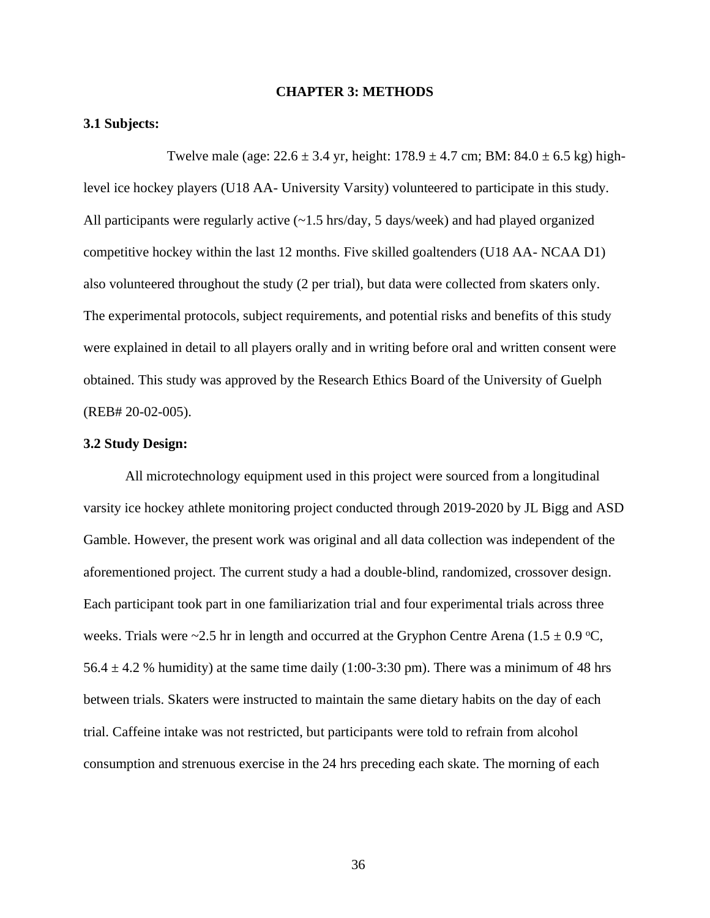# CHAPTER 3: METHODS

## 3.1 Subjects:

Twelve male (age: 22.6 ± 3.4 yr, height: 178.9 ± 4.7 cm; BM: 84.0 ± 6.5 kg) high-level ice hockey players (U18 AA- University Varsity) volunteered to participate in this study. All participants were regularly active (~1.5 hrs/day, 5 days/week) and had played organized competitive hockey within the last 12 months. Five skilled goaltenders (U18 AA- NCAA D1) also volunteered throughout the study (2 per trial), but data were collected from skaters only. The experimental protocols, subject requirements, and potential risks and benefits of this study were explained in detail to all players orally and in writing before oral and written consent were obtained. This study was approved by the Research Ethics Board of the University of Guelph (REB# 20-02-005).

## 3.2 Study Design:

All microtechnology equipment used in this project were sourced from a longitudinal varsity ice hockey athlete monitoring project conducted through 2019-2020 by JL Bigg and ASD Gamble. However, the present work was original and all data collection was independent of the aforementioned project. The current study a had a double-blind, randomized, crossover design. Each participant took part in one familiarization trial and four experimental trials across three weeks. Trials were ~2.5 hr in length and occurred at the Gryphon Centre Arena (1.5 ± 0.9 $^{o}$C, 56.4 ± 4.2 % humidity) at the same time daily (1:00-3:30 pm). There was a minimum of 48 hrs between trials. Skaters were instructed to maintain the same dietary habits on the day of each trial. Caffeine intake was not restricted, but participants were told to refrain from alcohol consumption and strenuous exercise in the 24 hrs preceding each skate. The morning of each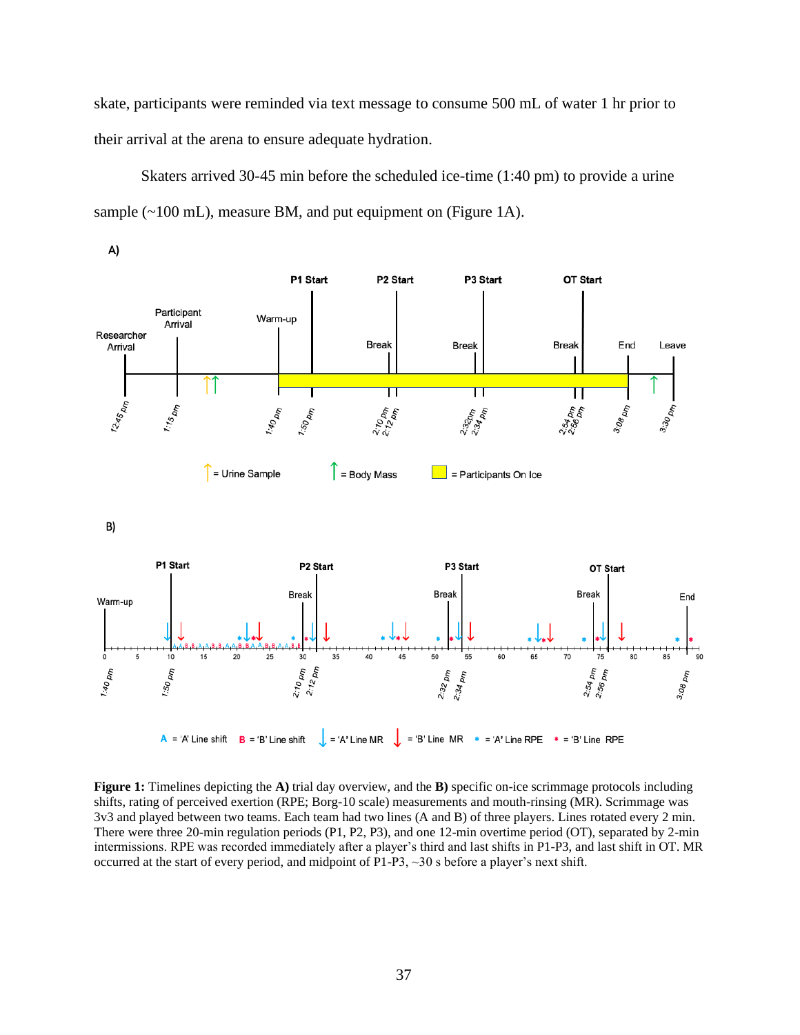skate, participants were reminded via text message to consume 500 mL of water 1 hr prior to their arrival at the arena to ensure adequate hydration.

Skaters arrived 30-45 min before the scheduled ice-time (1:40 pm) to provide a urine sample (~100 mL), measure BM, and put equipment on (Figure 1A).

**Figure 1:** Timelines depicting the **A)** trial day overview, and the **B)** specific on-ice scrimmage protocols including shifts, rating of perceived exertion (RPE; Borg-10 scale) measurements and mouth-rinsing (MR). Scrimmage was 3v3 and played between two teams. Each team had two lines (A and B) of three players. Lines rotated every 2 min. There were three 20-min regulation periods (P1, P2, P3), and one 12-min overtime period (OT), separated by 2-min intermissions. RPE was recorded immediately after a player's third and last shifts in P1-P3, and last shift in OT. MR occurred at the start of every period, and midpoint of P1-P3, ~30 s before a player's next shift.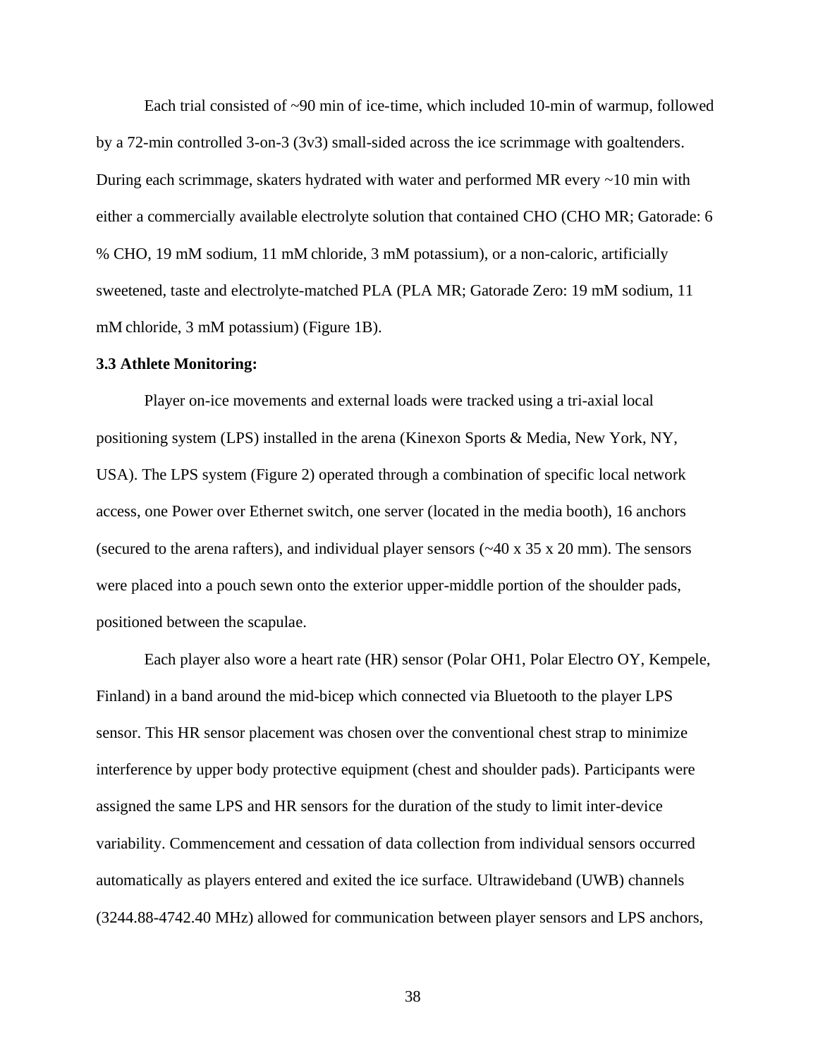Each trial consisted of ~90 min of ice-time, which included 10-min of warmup, followed by a 72-min controlled 3-on-3 (3v3) small-sided across the ice scrimmage with goaltenders. During each scrimmage, skaters hydrated with water and performed MR every ~10 min with either a commercially available electrolyte solution that contained CHO (CHO MR; Gatorade: 6 % CHO, 19 mM sodium, 11 mM chloride, 3 mM potassium), or a non-caloric, artificially sweetened, taste and electrolyte-matched PLA (PLA MR; Gatorade Zero: 19 mM sodium, 11 mM chloride, 3 mM potassium) (Figure 1B).

### 3.3 Athlete Monitoring:

Player on-ice movements and external loads were tracked using a tri-axial local positioning system (LPS) installed in the arena (Kinexon Sports & Media, New York, NY, USA). The LPS system (Figure 2) operated through a combination of specific local network access, one Power over Ethernet switch, one server (located in the media booth), 16 anchors (secured to the arena rafters), and individual player sensors (~40 x 35 x 20 mm). The sensors were placed into a pouch sewn onto the exterior upper-middle portion of the shoulder pads, positioned between the scapulae.

Each player also wore a heart rate (HR) sensor (Polar OH1, Polar Electro OY, Kempele, Finland) in a band around the mid-bicep which connected via Bluetooth to the player LPS sensor. This HR sensor placement was chosen over the conventional chest strap to minimize interference by upper body protective equipment (chest and shoulder pads). Participants were assigned the same LPS and HR sensors for the duration of the study to limit inter-device variability. Commencement and cessation of data collection from individual sensors occurred automatically as players entered and exited the ice surface. Ultrawideband (UWB) channels (3244.88-4742.40 MHz) allowed for communication between player sensors and LPS anchors,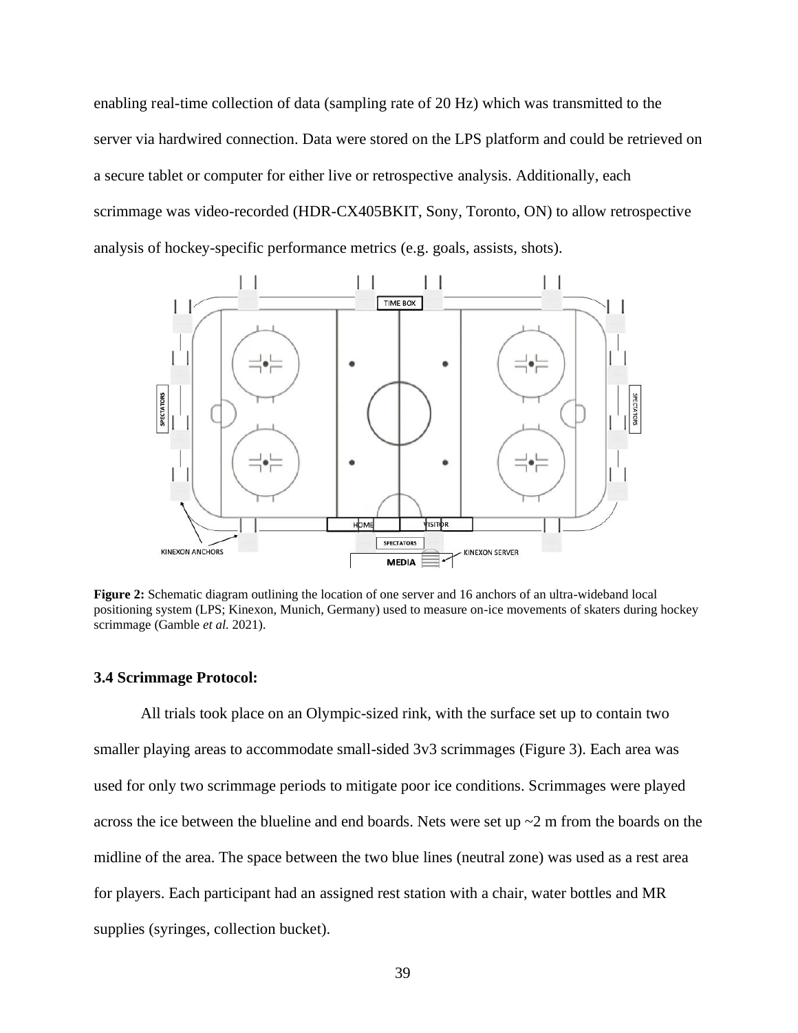enabling real-time collection of data (sampling rate of 20 Hz) which was transmitted to the server via hardwired connection. Data were stored on the LPS platform and could be retrieved on a secure tablet or computer for either live or retrospective analysis. Additionally, each scrimmage was video-recorded (HDR-CX405BKIT, Sony, Toronto, ON) to allow retrospective analysis of hockey-specific performance metrics (e.g. goals, assists, shots).

**Figure 2:** Schematic diagram outlining the location of one server and 16 anchors of an ultra-wideband local positioning system (LPS; Kinexon, Munich, Germany) used to measure on-ice movements of skaters during hockey scrimmage (Gamble *et al.* 2021).

### 3.4 Scrimmage Protocol:

All trials took place on an Olympic-sized rink, with the surface set up to contain two smaller playing areas to accommodate small-sided 3v3 scrimmages (Figure 3). Each area was used for only two scrimmage periods to mitigate poor ice conditions. Scrimmages were played across the ice between the blueline and end boards. Nets were set up ~2 m from the boards on the midline of the area. The space between the two blue lines (neutral zone) was used as a rest area for players. Each participant had an assigned rest station with a chair, water bottles and MR supplies (syringes, collection bucket).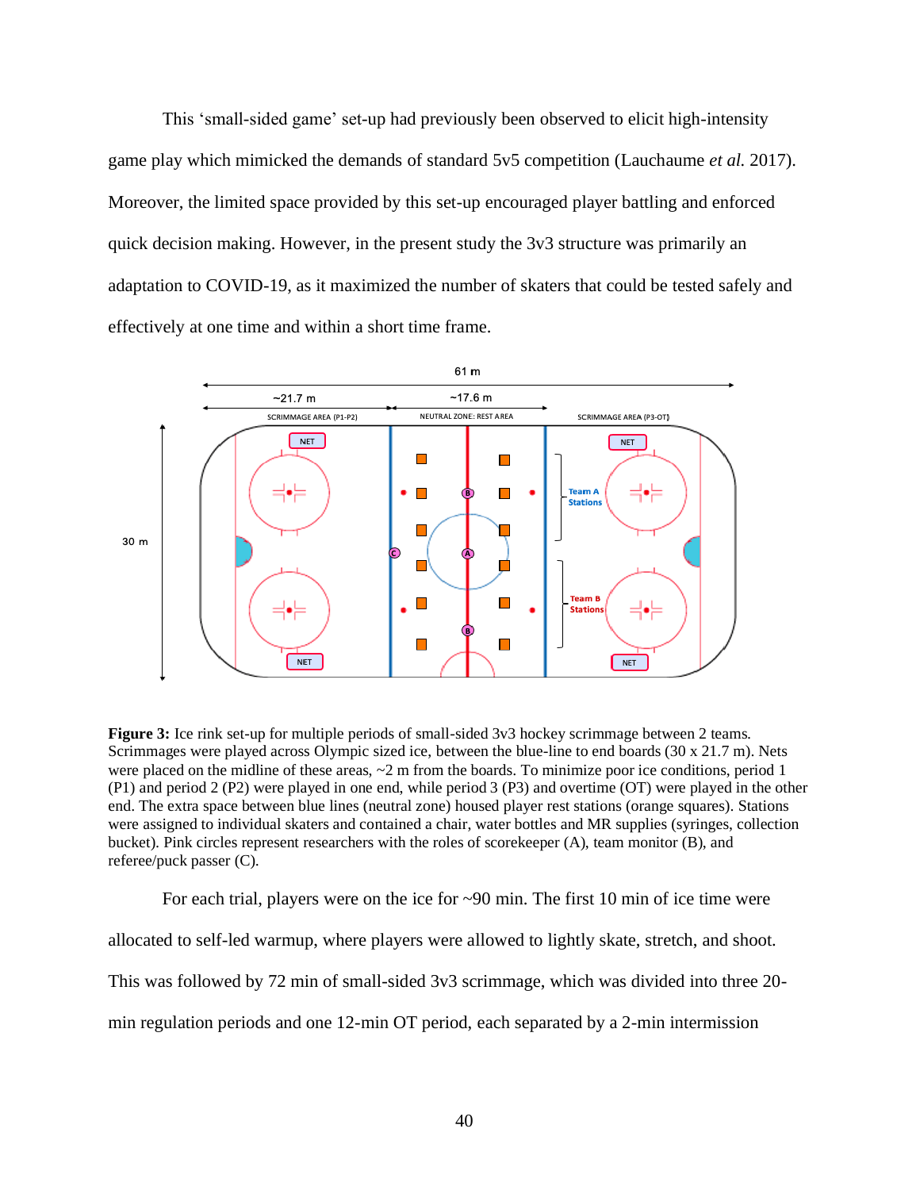This 'small-sided game' set-up had previously been observed to elicit high-intensity game play which mimicked the demands of standard 5v5 competition (Lauchaume *et al.* 2017). Moreover, the limited space provided by this set-up encouraged player battling and enforced quick decision making. However, in the present study the 3v3 structure was primarily an adaptation to COVID-19, as it maximized the number of skaters that could be tested safely and effectively at one time and within a short time frame.

**Figure 3:** Ice rink set-up for multiple periods of small-sided 3v3 hockey scrimmage between 2 teams. Scrimmages were played across Olympic sized ice, between the blue-line to end boards (30 x 21.7 m). Nets were placed on the midline of these areas, ~2 m from the boards. To minimize poor ice conditions, period 1 (P1) and period 2 (P2) were played in one end, while period 3 (P3) and overtime (OT) were played in the other end. The extra space between blue lines (neutral zone) housed player rest stations (orange squares). Stations were assigned to individual skaters and contained a chair, water bottles and MR supplies (syringes, collection bucket). Pink circles represent researchers with the roles of scorekeeper (A), team monitor (B), and referee/puck passer (C).

For each trial, players were on the ice for ~90 min. The first 10 min of ice time were allocated to self-led warmup, where players were allowed to lightly skate, stretch, and shoot. This was followed by 72 min of small-sided 3v3 scrimmage, which was divided into three 20-min regulation periods and one 12-min OT period, each separated by a 2-min intermission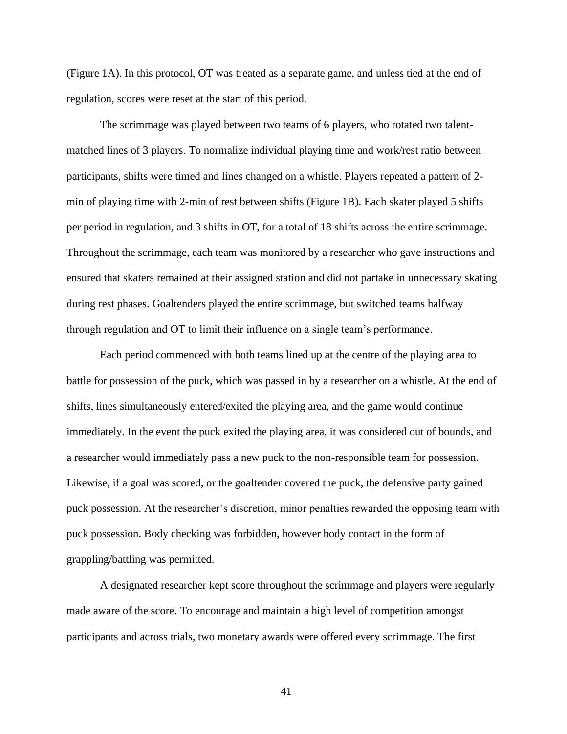(Figure 1A). In this protocol, OT was treated as a separate game, and unless tied at the end of regulation, scores were reset at the start of this period.

The scrimmage was played between two teams of 6 players, who rotated two talent-matched lines of 3 players. To normalize individual playing time and work/rest ratio between participants, shifts were timed and lines changed on a whistle. Players repeated a pattern of 2-min of playing time with 2-min of rest between shifts (Figure 1B). Each skater played 5 shifts per period in regulation, and 3 shifts in OT, for a total of 18 shifts across the entire scrimmage. Throughout the scrimmage, each team was monitored by a researcher who gave instructions and ensured that skaters remained at their assigned station and did not partake in unnecessary skating during rest phases. Goaltenders played the entire scrimmage, but switched teams halfway through regulation and OT to limit their influence on a single team's performance.

Each period commenced with both teams lined up at the centre of the playing area to battle for possession of the puck, which was passed in by a researcher on a whistle. At the end of shifts, lines simultaneously entered/exited the playing area, and the game would continue immediately. In the event the puck exited the playing area, it was considered out of bounds, and a researcher would immediately pass a new puck to the non-responsible team for possession. Likewise, if a goal was scored, or the goaltender covered the puck, the defensive party gained puck possession. At the researcher's discretion, minor penalties rewarded the opposing team with puck possession. Body checking was forbidden, however body contact in the form of grappling/battling was permitted.

A designated researcher kept score throughout the scrimmage and players were regularly made aware of the score. To encourage and maintain a high level of competition amongst participants and across trials, two monetary awards were offered every scrimmage. The first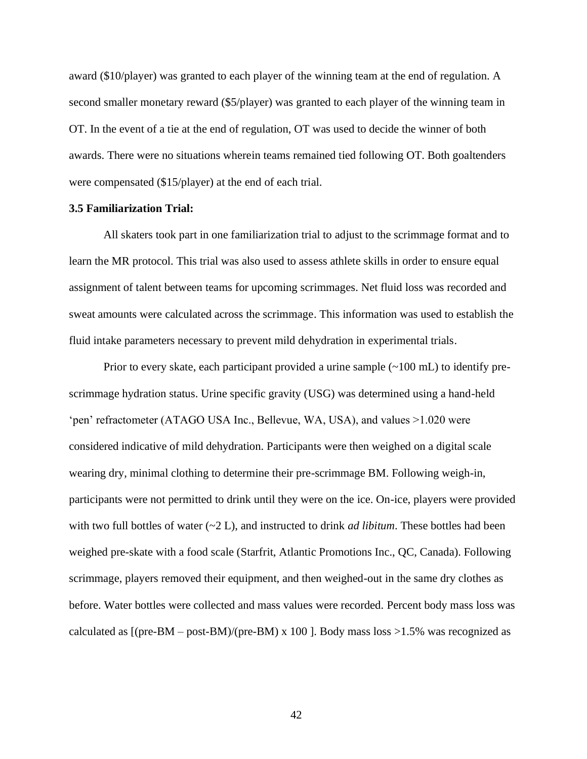award ($10/player) was granted to each player of the winning team at the end of regulation. A second smaller monetary reward ($5/player) was granted to each player of the winning team in OT. In the event of a tie at the end of regulation, OT was used to decide the winner of both awards. There were no situations wherein teams remained tied following OT. Both goaltenders were compensated ($15/player) at the end of each trial.

**3.5 Familiarization Trial:**

All skaters took part in one familiarization trial to adjust to the scrimmage format and to learn the MR protocol. This trial was also used to assess athlete skills in order to ensure equal assignment of talent between teams for upcoming scrimmages. Net fluid loss was recorded and sweat amounts were calculated across the scrimmage. This information was used to establish the fluid intake parameters necessary to prevent mild dehydration in experimental trials.

Prior to every skate, each participant provided a urine sample (~100 mL) to identify pre-scrimmage hydration status. Urine specific gravity (USG) was determined using a hand-held 'pen' refractometer (ATAGO USA Inc., Bellevue, WA, USA), and values >1.020 were considered indicative of mild dehydration. Participants were then weighed on a digital scale wearing dry, minimal clothing to determine their pre-scrimmage BM. Following weigh-in, participants were not permitted to drink until they were on the ice. On-ice, players were provided with two full bottles of water (~2 L), and instructed to drink *ad libitum*. These bottles had been weighed pre-skate with a food scale (Starfrit, Atlantic Promotions Inc., QC, Canada). Following scrimmage, players removed their equipment, and then weighed-out in the same dry clothes as before. Water bottles were collected and mass values were recorded. Percent body mass loss was calculated as [(pre-BM – post-BM)/(pre-BM) x 100 ]. Body mass loss >1.5% was recognized as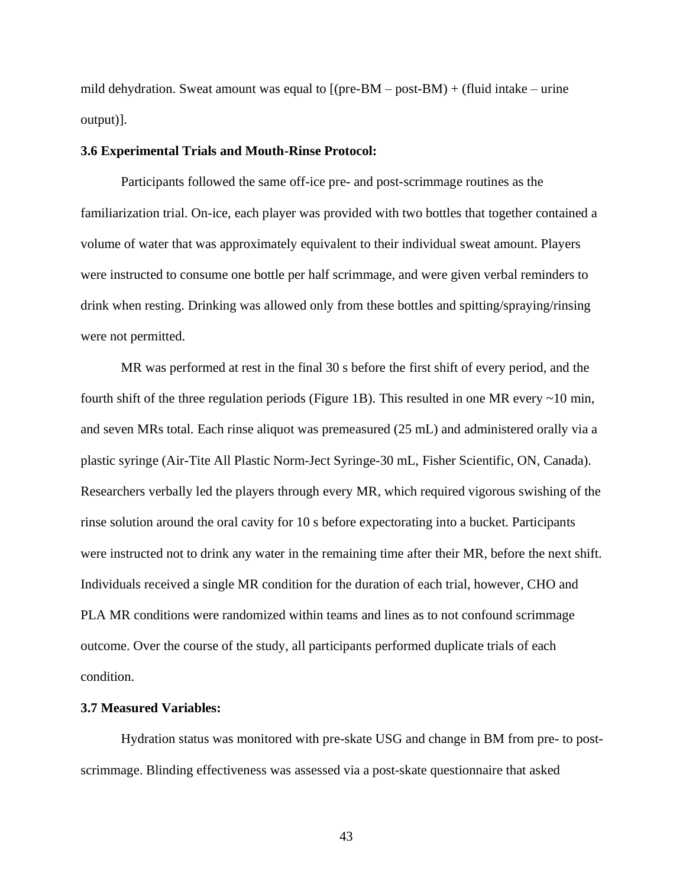mild dehydration. Sweat amount was equal to [(pre-BM – post-BM) + (fluid intake – urine output)].

### 3.6 Experimental Trials and Mouth-Rinse Protocol:

Participants followed the same off-ice pre- and post-scrimmage routines as the familiarization trial. On-ice, each player was provided with two bottles that together contained a volume of water that was approximately equivalent to their individual sweat amount. Players were instructed to consume one bottle per half scrimmage, and were given verbal reminders to drink when resting. Drinking was allowed only from these bottles and spitting/spraying/rinsing were not permitted.

MR was performed at rest in the final 30 s before the first shift of every period, and the fourth shift of the three regulation periods (Figure 1B). This resulted in one MR every ~10 min, and seven MRs total. Each rinse aliquot was premeasured (25 mL) and administered orally via a plastic syringe (Air-Tite All Plastic Norm-Ject Syringe-30 mL, Fisher Scientific, ON, Canada). Researchers verbally led the players through every MR, which required vigorous swishing of the rinse solution around the oral cavity for 10 s before expectorating into a bucket. Participants were instructed not to drink any water in the remaining time after their MR, before the next shift. Individuals received a single MR condition for the duration of each trial, however, CHO and PLA MR conditions were randomized within teams and lines as to not confound scrimmage outcome. Over the course of the study, all participants performed duplicate trials of each condition.

### 3.7 Measured Variables:

Hydration status was monitored with pre-skate USG and change in BM from pre- to post-scrimmage. Blinding effectiveness was assessed via a post-skate questionnaire that asked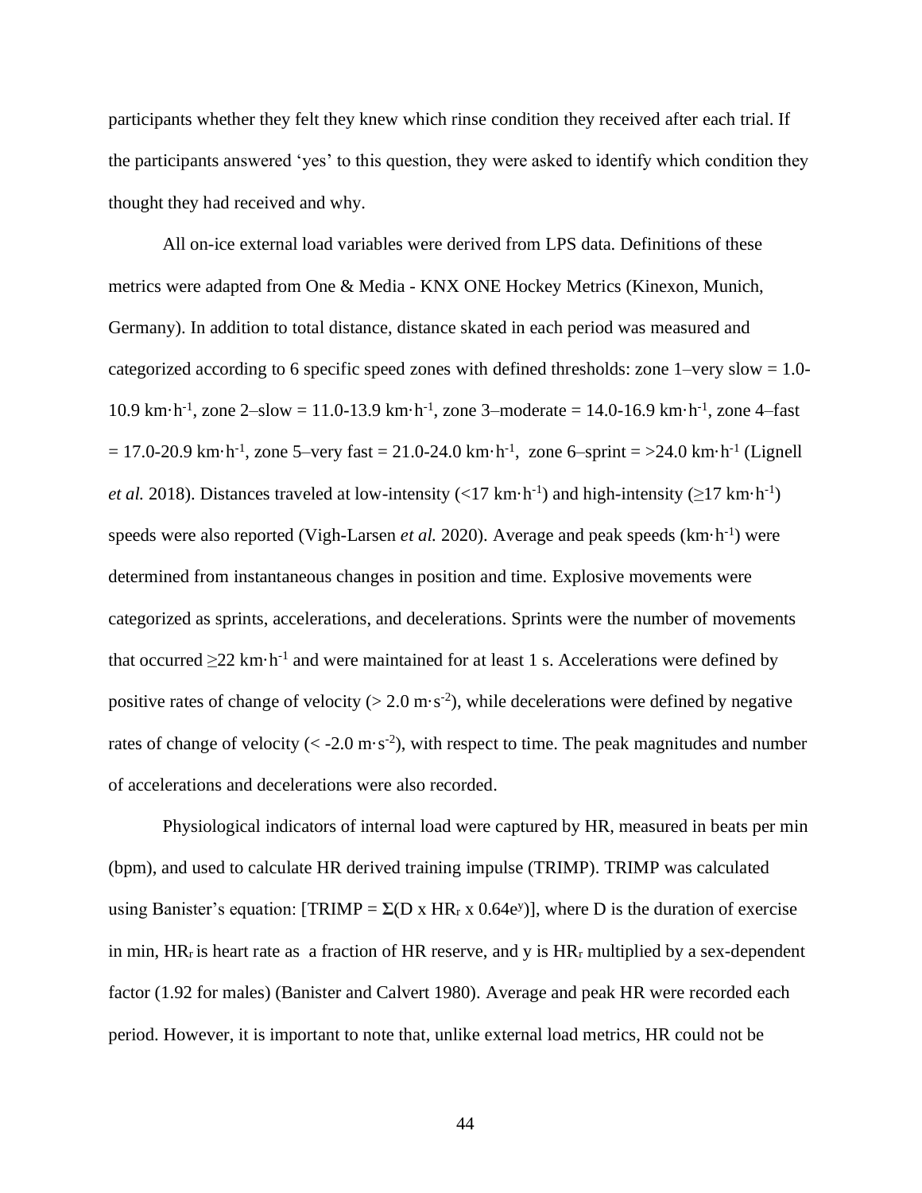participants whether they felt they knew which rinse condition they received after each trial. If the participants answered 'yes' to this question, they were asked to identify which condition they thought they had received and why.

All on-ice external load variables were derived from LPS data. Definitions of these metrics were adapted from One & Media - KNX ONE Hockey Metrics (Kinexon, Munich, Germany). In addition to total distance, distance skated in each period was measured and categorized according to 6 specific speed zones with defined thresholds: zone 1–very slow = 1.0-10.9 km·h$^{-1}$, zone 2–slow = 11.0-13.9 km·h$^{-1}$, zone 3–moderate = 14.0-16.9 km·h$^{-1}$, zone 4–fast = 17.0-20.9 km·h$^{-1}$, zone 5–very fast = 21.0-24.0 km·h$^{-1}$, zone 6–sprint = >24.0 km·h$^{-1}$ (Lignell *et al.* 2018). Distances traveled at low-intensity (<17 km·h$^{-1}$) and high-intensity (≥17 km·h$^{-1}$) speeds were also reported (Vigh-Larsen *et al.* 2020). Average and peak speeds (km·h$^{-1}$) were determined from instantaneous changes in position and time. Explosive movements were categorized as sprints, accelerations, and decelerations. Sprints were the number of movements that occurred ≥22 km·h$^{-1}$ and were maintained for at least 1 s. Accelerations were defined by positive rates of change of velocity (> 2.0 m·s$^{-2}$), while decelerations were defined by negative rates of change of velocity (< -2.0 m·s$^{-2}$), with respect to time. The peak magnitudes and number of accelerations and decelerations were also recorded.

Physiological indicators of internal load were captured by HR, measured in beats per min (bpm), and used to calculate HR derived training impulse (TRIMP). TRIMP was calculated using Banister's equation: [$TRIMP = \Sigma(D \times HR_r \times 0.64e^y)$], where D is the duration of exercise in min, $HR_r$ is heart rate as a fraction of HR reserve, and y is $HR_r$ multiplied by a sex-dependent factor (1.92 for males) (Banister and Calvert 1980). Average and peak HR were recorded each period. However, it is important to note that, unlike external load metrics, HR could not be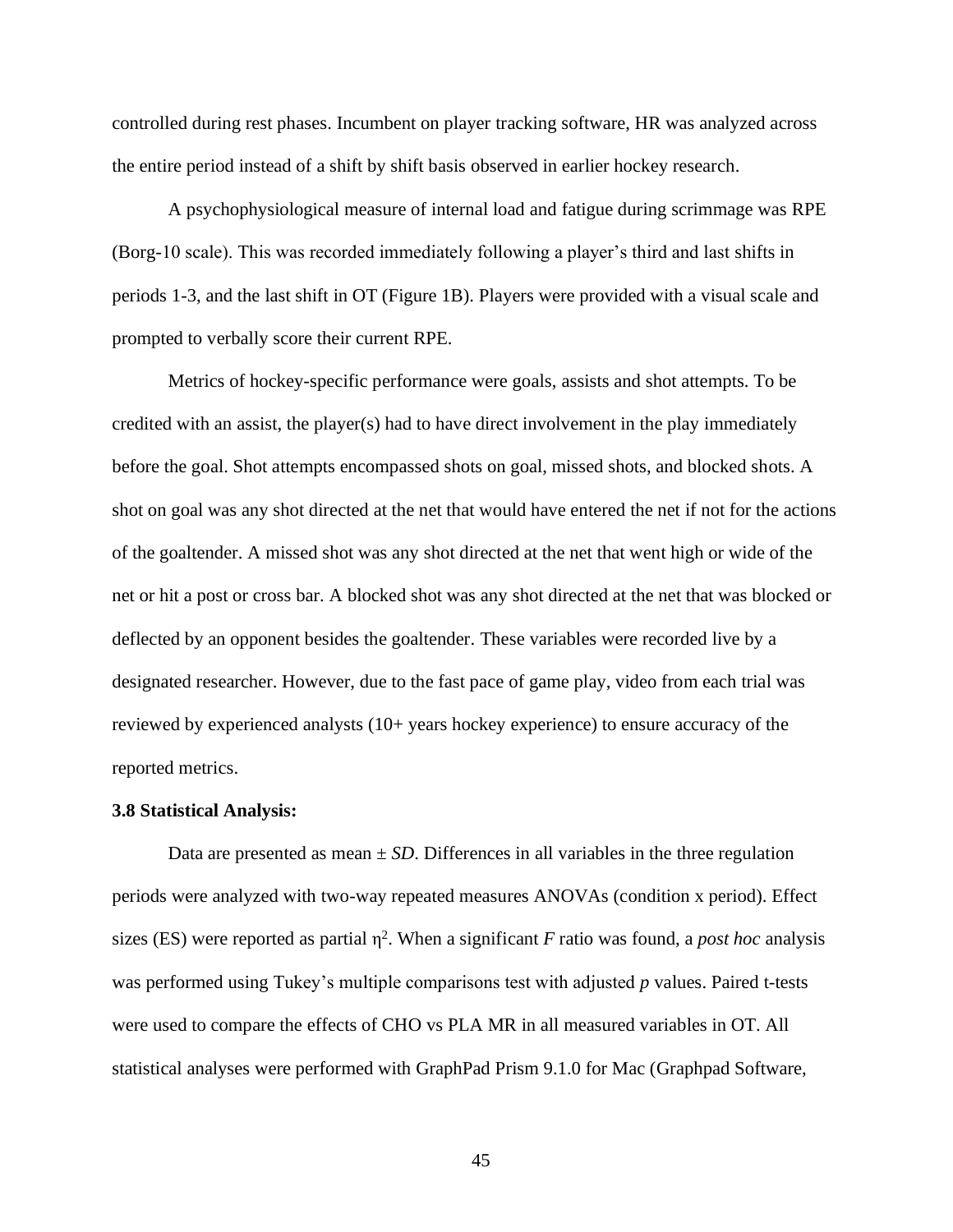controlled during rest phases. Incumbent on player tracking software, HR was analyzed across the entire period instead of a shift by shift basis observed in earlier hockey research.

A psychophysiological measure of internal load and fatigue during scrimmage was RPE (Borg-10 scale). This was recorded immediately following a player's third and last shifts in periods 1-3, and the last shift in OT (Figure 1B). Players were provided with a visual scale and prompted to verbally score their current RPE.

Metrics of hockey-specific performance were goals, assists and shot attempts. To be credited with an assist, the player(s) had to have direct involvement in the play immediately before the goal. Shot attempts encompassed shots on goal, missed shots, and blocked shots. A shot on goal was any shot directed at the net that would have entered the net if not for the actions of the goaltender. A missed shot was any shot directed at the net that went high or wide of the net or hit a post or cross bar. A blocked shot was any shot directed at the net that was blocked or deflected by an opponent besides the goaltender. These variables were recorded live by a designated researcher. However, due to the fast pace of game play, video from each trial was reviewed by experienced analysts (10+ years hockey experience) to ensure accuracy of the reported metrics.

**3.8 Statistical Analysis:**

Data are presented as mean ± *SD*. Differences in all variables in the three regulation periods were analyzed with two-way repeated measures ANOVAs (condition x period). Effect sizes (ES) were reported as partial $\eta^2$. When a significant $F$ ratio was found, a *post hoc* analysis was performed using Tukey's multiple comparisons test with adjusted $p$ values. Paired t-tests were used to compare the effects of CHO vs PLA MR in all measured variables in OT. All statistical analyses were performed with GraphPad Prism 9.1.0 for Mac (Graphpad Software,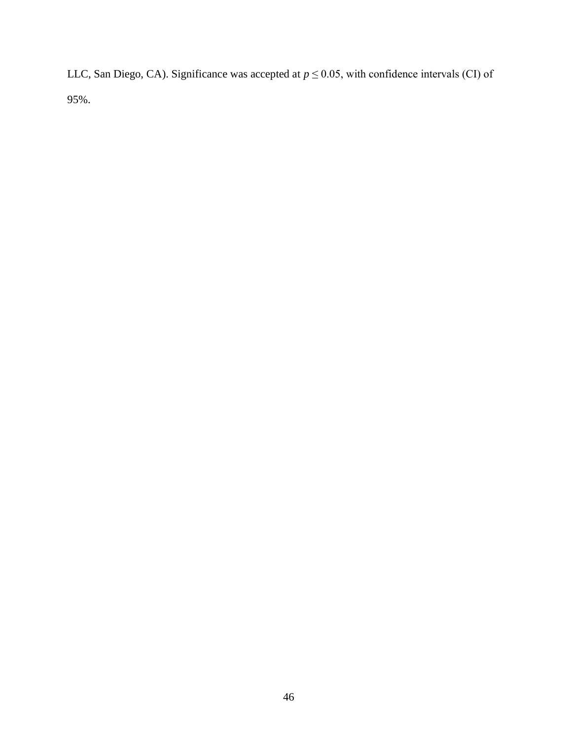LLC, San Diego, CA). Significance was accepted at $p \leq 0.05$, with confidence intervals (CI) of 95%.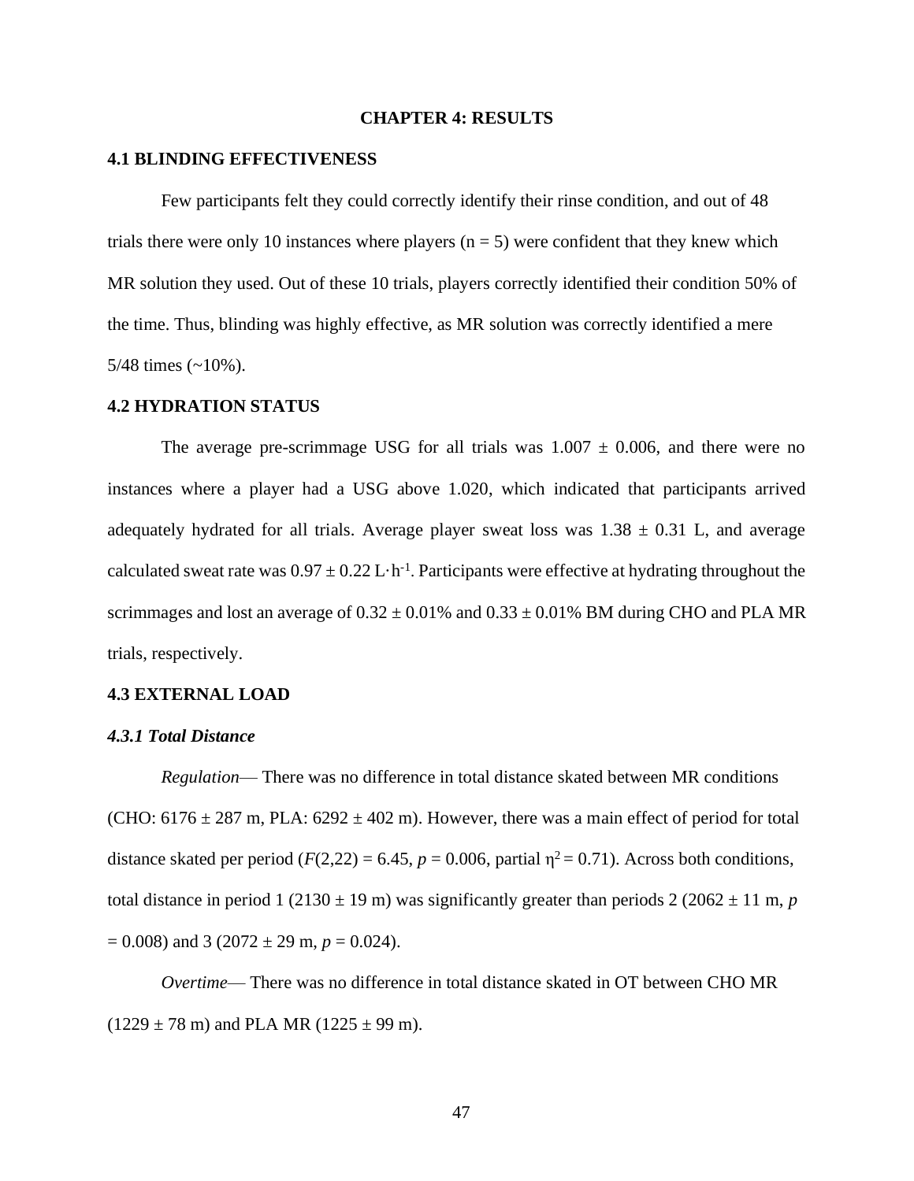# CHAPTER 4: RESULTS

## 4.1 BLINDING EFFECTIVENESS

Few participants felt they could correctly identify their rinse condition, and out of 48 trials there were only 10 instances where players ($n = 5$) were confident that they knew which MR solution they used. Out of these 10 trials, players correctly identified their condition 50% of the time. Thus, blinding was highly effective, as MR solution was correctly identified a mere 5/48 times (~10%).

## 4.2 HYDRATION STATUS

The average pre-scrimmage USG for all trials was $1.007 \pm 0.006$, and there were no instances where a player had a USG above 1.020, which indicated that participants arrived adequately hydrated for all trials. Average player sweat loss was $1.38 \pm 0.31$ L, and average calculated sweat rate was $0.97 \pm 0.22$ $L \cdot h^{-1}$. Participants were effective at hydrating throughout the scrimmages and lost an average of $0.32 \pm 0.01\%$ and $0.33 \pm 0.01\%$ BM during CHO and PLA MR trials, respectively.

## 4.3 EXTERNAL LOAD

### *4.3.1 Total Distance*

*Regulation*— There was no difference in total distance skated between MR conditions (CHO: $6176 \pm 287$ m, PLA: $6292 \pm 402$ m). However, there was a main effect of period for total distance skated per period ($F(2,22) = 6.45$, $p = 0.006$, partial $\eta^2 = 0.71$). Across both conditions, total distance in period 1 ($2130 \pm 19$ m) was significantly greater than periods 2 ($2062 \pm 11$ m, $p = 0.008$) and 3 ($2072 \pm 29$ m, $p = 0.024$).

*Overtime*— There was no difference in total distance skated in OT between CHO MR ($1229 \pm 78$ m) and PLA MR ($1225 \pm 99$ m).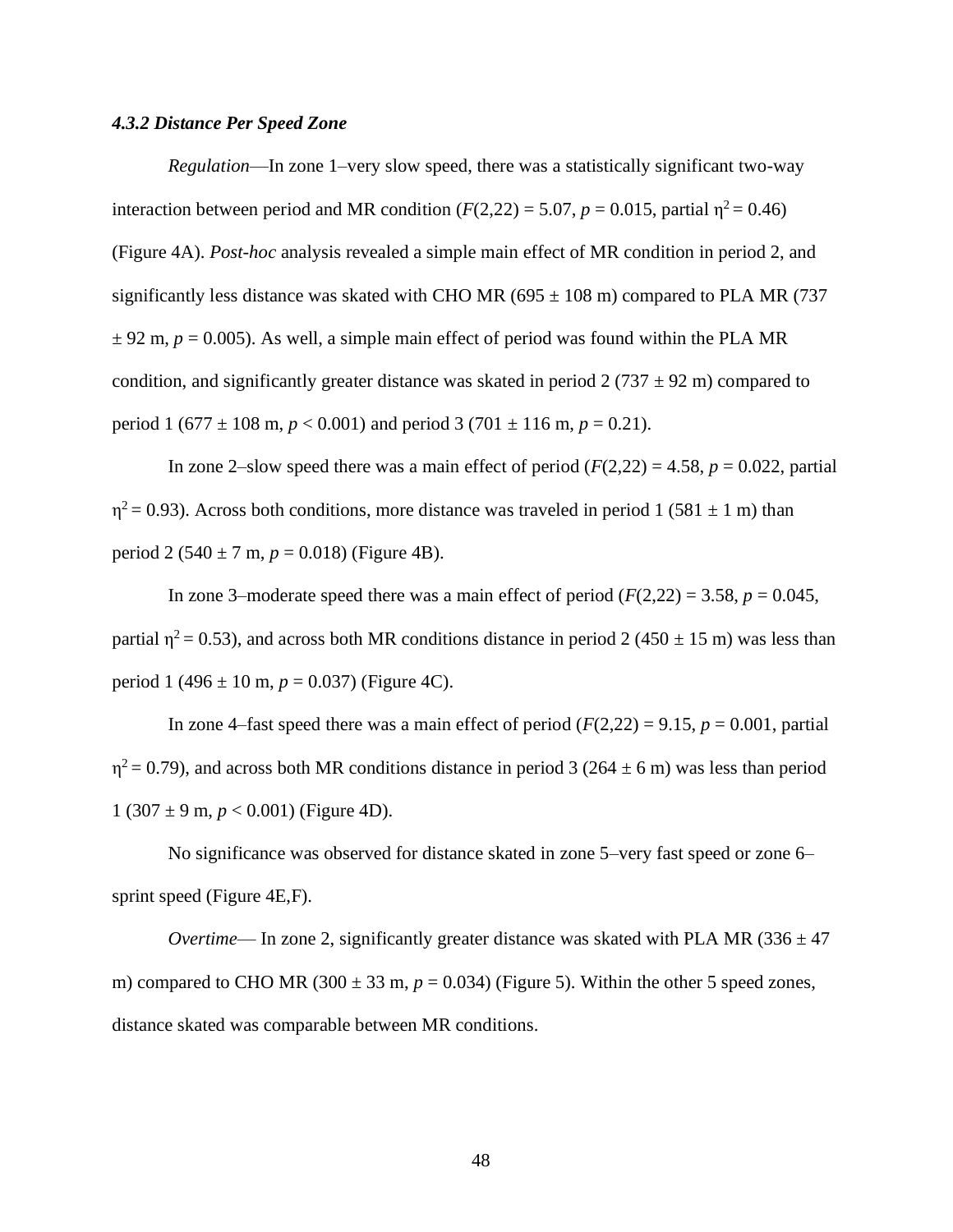#### *4.3.2 Distance Per Speed Zone*

*Regulation*—In zone 1–very slow speed, there was a statistically significant two-way interaction between period and MR condition ($F(2,22) = 5.07$, $p = 0.015$, partial $\eta^2 = 0.46$) (Figure 4A). *Post-hoc* analysis revealed a simple main effect of MR condition in period 2, and significantly less distance was skated with CHO MR (695 ± 108 m) compared to PLA MR (737 ± 92 m, $p = 0.005$). As well, a simple main effect of period was found within the PLA MR condition, and significantly greater distance was skated in period 2 (737 ± 92 m) compared to period 1 (677 ± 108 m, $p < 0.001$) and period 3 (701 ± 116 m, $p = 0.21$).

In zone 2–slow speed there was a main effect of period ($F(2,22) = 4.58$, $p = 0.022$, partial $\eta^2 = 0.93$). Across both conditions, more distance was traveled in period 1 (581 ± 1 m) than period 2 (540 ± 7 m, $p = 0.018$) (Figure 4B).

In zone 3–moderate speed there was a main effect of period ($F(2,22) = 3.58$, $p = 0.045$, partial $\eta^2 = 0.53$), and across both MR conditions distance in period 2 (450 ± 15 m) was less than period 1 (496 ± 10 m, $p = 0.037$) (Figure 4C).

In zone 4–fast speed there was a main effect of period ($F(2,22) = 9.15$, $p = 0.001$, partial $\eta^2 = 0.79$), and across both MR conditions distance in period 3 (264 ± 6 m) was less than period 1 (307 ± 9 m, $p < 0.001$) (Figure 4D).

No significance was observed for distance skated in zone 5–very fast speed or zone 6–sprint speed (Figure 4E,F).

*Overtime*— In zone 2, significantly greater distance was skated with PLA MR (336 ± 47 m) compared to CHO MR (300 ± 33 m, $p = 0.034$) (Figure 5). Within the other 5 speed zones, distance skated was comparable between MR conditions.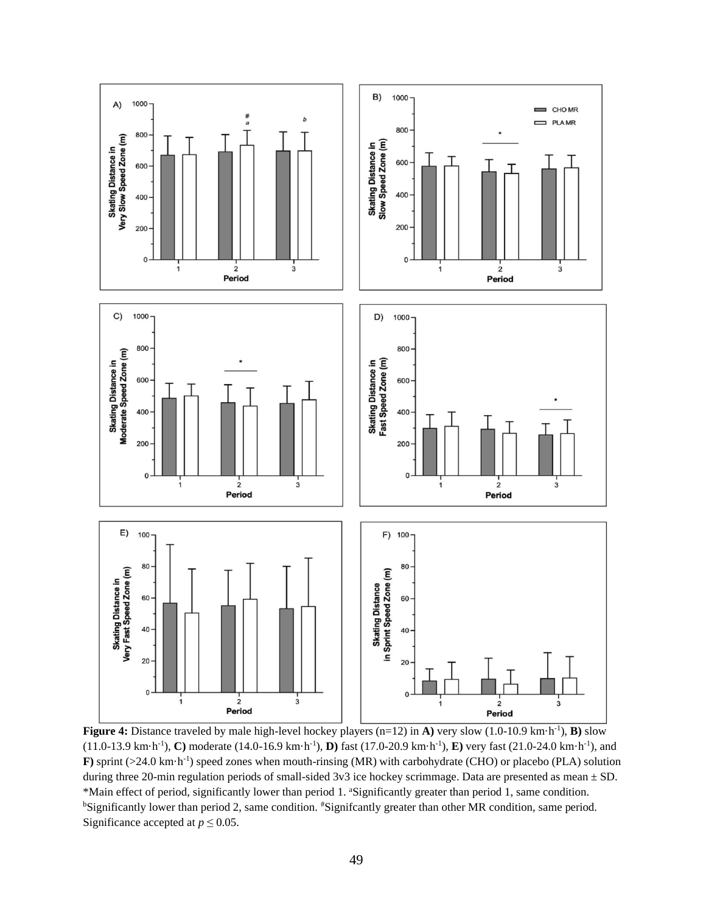**Figure 4:** Distance traveled by male high-level hockey players (n=12) in **A)** very slow (1.0-10.9 km·h$^{-1}$), **B)** slow (11.0-13.9 km·h$^{-1}$), **C)** moderate (14.0-16.9 km·h$^{-1}$), **D)** fast (17.0-20.9 km·h$^{-1}$), **E)** very fast (21.0-24.0 km·h$^{-1}$), and **F)** sprint (>24.0 km·h$^{-1}$) speed zones when mouth-rinsing (MR) with carbohydrate (CHO) or placebo (PLA) solution during three 20-min regulation periods of small-sided 3v3 ice hockey scrimmage. Data are presented as mean ± SD. *Main effect of period, significantly lower than period 1. [a]Significantly greater than period 1, same condition. [b]Significantly lower than period 2, same condition. [#]Signifcantly greater than other MR condition, same period. Significance accepted at $p \leq 0.05$.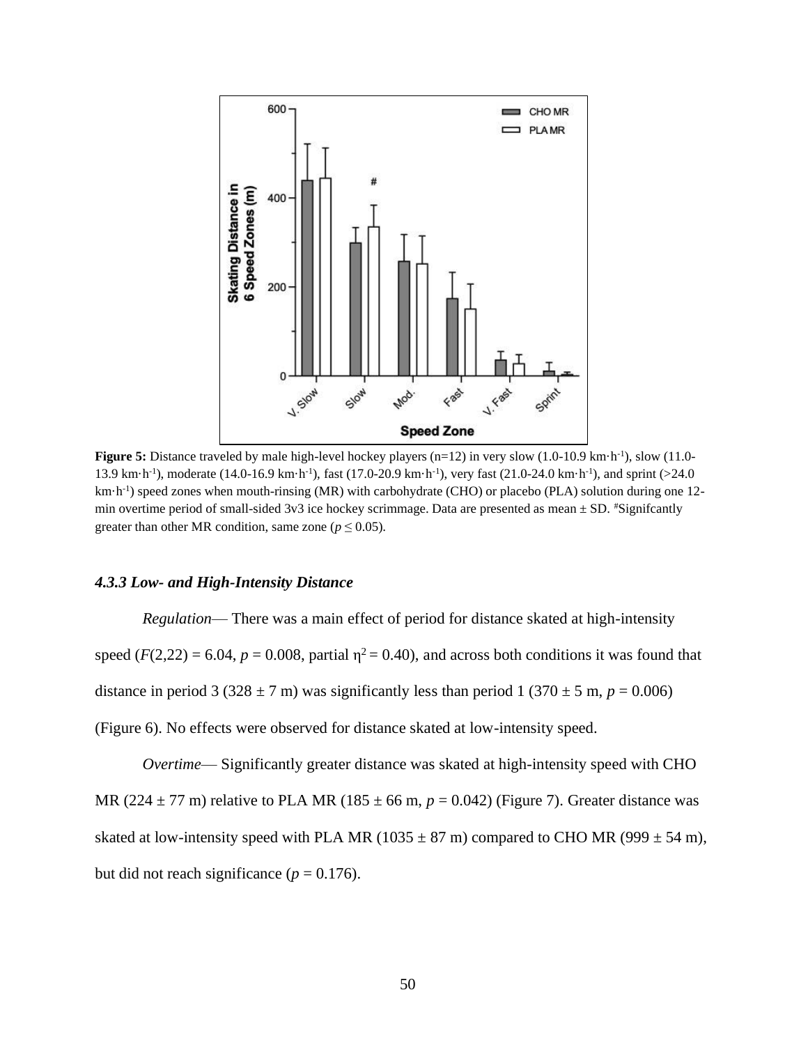**Figure 5:** Distance traveled by male high-level hockey players (n=12) in very slow (1.0-10.9 km·h$^{-1}$), slow (11.0-13.9 km·h$^{-1}$), moderate (14.0-16.9 km·h$^{-1}$), fast (17.0-20.9 km·h$^{-1}$), very fast (21.0-24.0 km·h$^{-1}$), and sprint (>24.0 km·h$^{-1}$) speed zones when mouth-rinsing (MR) with carbohydrate (CHO) or placebo (PLA) solution during one 12-min overtime period of small-sided 3v3 ice hockey scrimmage. Data are presented as mean ± SD. #Signifcantly greater than other MR condition, same zone ($p \leq 0.05$).

#### *4.3.3 Low- and High-Intensity Distance*

*Regulation*— There was a main effect of period for distance skated at high-intensity speed ($F(2,22) = 6.04$, $p = 0.008$, partial $\eta^2 = 0.40$), and across both conditions it was found that distance in period 3 (328 ± 7 m) was significantly less than period 1 (370 ± 5 m, $p = 0.006$) (Figure 6). No effects were observed for distance skated at low-intensity speed.

*Overtime*— Significantly greater distance was skated at high-intensity speed with CHO MR (224 ± 77 m) relative to PLA MR (185 ± 66 m, $p = 0.042$) (Figure 7). Greater distance was skated at low-intensity speed with PLA MR (1035 ± 87 m) compared to CHO MR (999 ± 54 m), but did not reach significance ($p = 0.176$).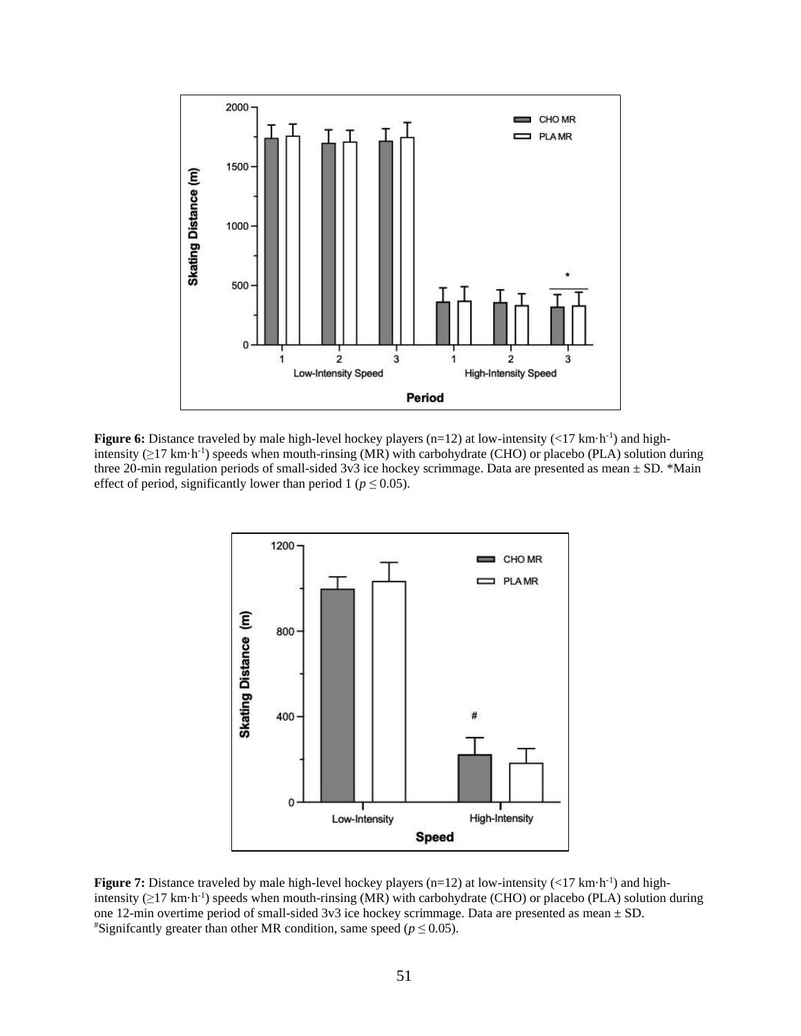**Figure 6:** Distance traveled by male high-level hockey players (n=12) at low-intensity (<17 km·h$^{-1}$) and high-intensity (≥17 km·h$^{-1}$) speeds when mouth-rinsing (MR) with carbohydrate (CHO) or placebo (PLA) solution during three 20-min regulation periods of small-sided 3v3 ice hockey scrimmage. Data are presented as mean ± SD. *Main effect of period, significantly lower than period 1 ($p \leq 0.05$).

**Figure 7:** Distance traveled by male high-level hockey players (n=12) at low-intensity (<17 km·h$^{-1}$) and high-intensity (≥17 km·h$^{-1}$) speeds when mouth-rinsing (MR) with carbohydrate (CHO) or placebo (PLA) solution during one 12-min overtime period of small-sided 3v3 ice hockey scrimmage. Data are presented as mean ± SD. [#]Signifcantly greater than other MR condition, same speed ($p \leq 0.05$).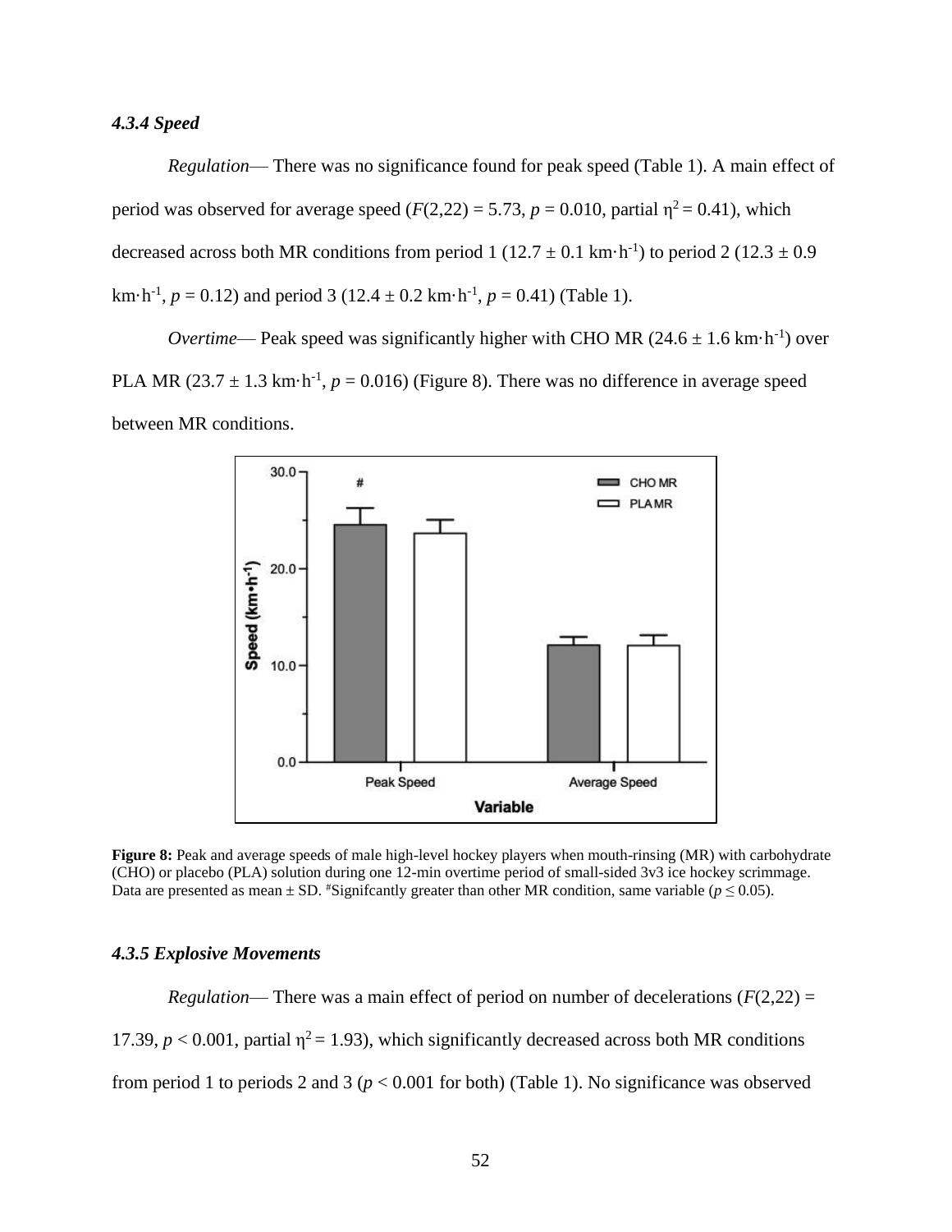#### *4.3.4 Speed*

*Regulation*— There was no significance found for peak speed (Table 1). A main effect of period was observed for average speed ($F(2,22) = 5.73$, $p = 0.010$, partial $\eta^2 = 0.41$), which decreased across both MR conditions from period 1 ($12.7 \pm 0.1$ km·h$^{-1}$) to period 2 ($12.3 \pm 0.9$ km·h$^{-1}$, $p = 0.12$) and period 3 ($12.4 \pm 0.2$ km·h$^{-1}$, $p = 0.41$) (Table 1).

*Overtime*— Peak speed was significantly higher with CHO MR ($24.6 \pm 1.6$ km·h$^{-1}$) over PLA MR ($23.7 \pm 1.3$ km·h$^{-1}$, $p = 0.016$) (Figure 8). There was no difference in average speed between MR conditions.

**Figure 8:** Peak and average speeds of male high-level hockey players when mouth-rinsing (MR) with carbohydrate (CHO) or placebo (PLA) solution during one 12-min overtime period of small-sided 3v3 ice hockey scrimmage. Data are presented as mean ± SD. #Signifcantly greater than other MR condition, same variable ($p \leq 0.05$).

#### *4.3.5 Explosive Movements*

*Regulation*— There was a main effect of period on number of decelerations ($F(2,22) = 17.39$, $p < 0.001$, partial $\eta^2 = 1.93$), which significantly decreased across both MR conditions from period 1 to periods 2 and 3 ($p < 0.001$ for both) (Table 1). No significance was observed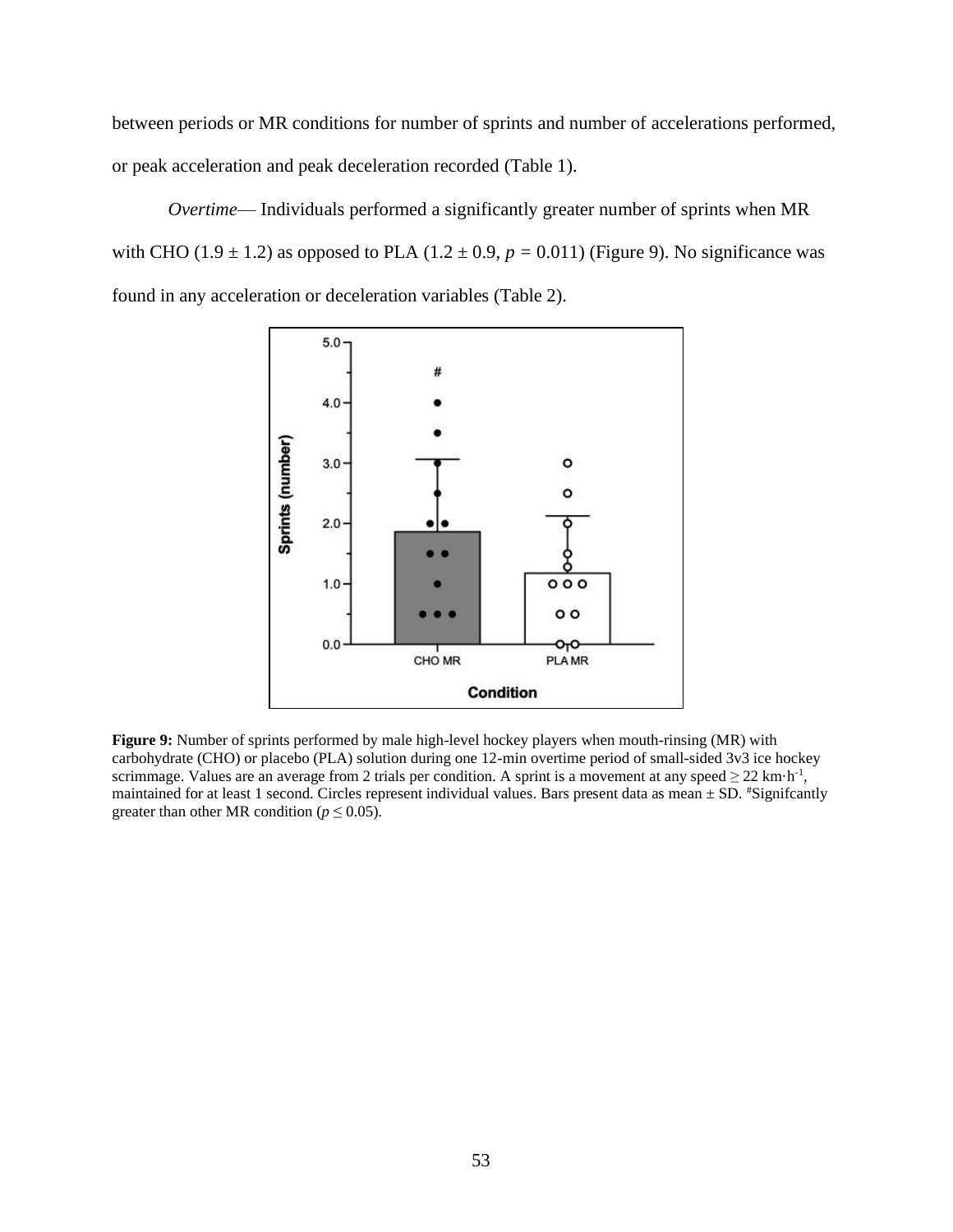between periods or MR conditions for number of sprints and number of accelerations performed, or peak acceleration and peak deceleration recorded (Table 1).

*Overtime*— Individuals performed a significantly greater number of sprints when MR with CHO ($1.9 \pm 1.2$) as opposed to PLA ($1.2 \pm 0.9$, $p = 0.011$) (Figure 9). No significance was found in any acceleration or deceleration variables (Table 2).

**Figure 9:** Number of sprints performed by male high-level hockey players when mouth-rinsing (MR) with carbohydrate (CHO) or placebo (PLA) solution during one 12-min overtime period of small-sided 3v3 ice hockey scrimmage. Values are an average from 2 trials per condition. A sprint is a movement at any speed $\geq 22$ $km \cdot h^{-1}$, maintained for at least 1 second. Circles represent individual values. Bars present data as mean ± SD. #Signifcantly greater than other MR condition ($p \leq 0.05$).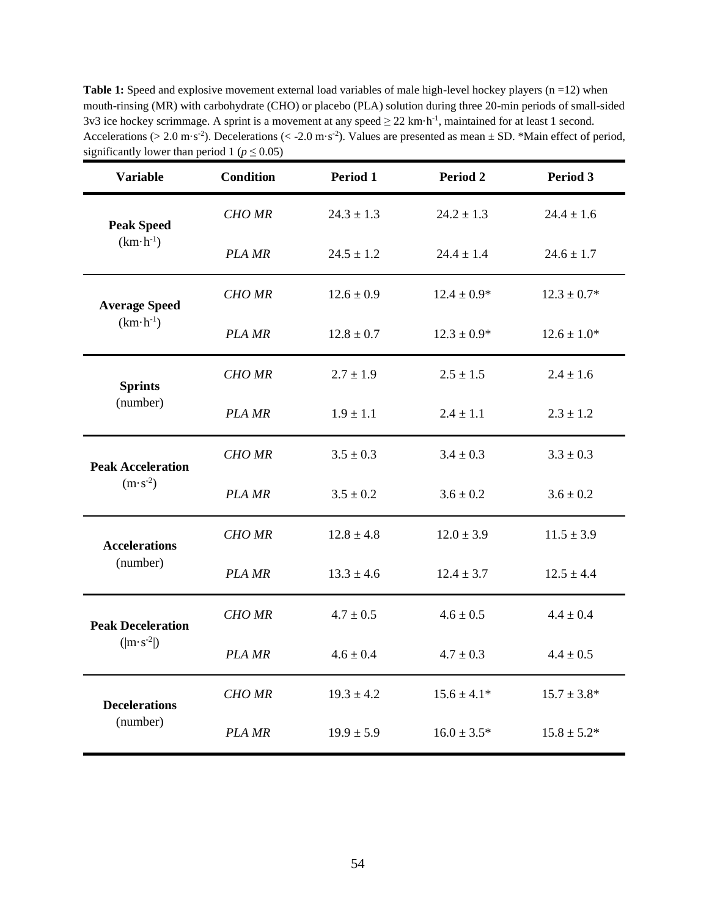**Table 1:** Speed and explosive movement external load variables of male high-level hockey players (n =12) when mouth-rinsing (MR) with carbohydrate (CHO) or placebo (PLA) solution during three 20-min periods of small-sided 3v3 ice hockey scrimmage. A sprint is a movement at any speed ≥ 22 km·h$^{-1}$, maintained for at least 1 second. Accelerations (> 2.0 m·s$^{-2}$). Decelerations (< -2.0 m·s$^{-2}$). Values are presented as mean ± SD. *Main effect of period, significantly lower than period 1 ($p \leq 0.05$)

| Variable | Condition | Period 1 | Period 2 | Period 3 |
|---|---|---|---|---|
| **Peak Speed** (km·h$^{-1}$) | *CHO MR* | 24.3 ± 1.3 | 24.2 ± 1.3 | 24.4 ± 1.6 |
| | *PLA MR* | 24.5 ± 1.2 | 24.4 ± 1.4 | 24.6 ± 1.7 |
| **Average Speed** (km·h$^{-1}$) | *CHO MR* | 12.6 ± 0.9 | 12.4 ± 0.9* | 12.3 ± 0.7* |
| | *PLA MR* | 12.8 ± 0.7 | 12.3 ± 0.9* | 12.6 ± 1.0* |
| **Sprints** (number) | *CHO MR* | 2.7 ± 1.9 | 2.5 ± 1.5 | 2.4 ± 1.6 |
| | *PLA MR* | 1.9 ± 1.1 | 2.4 ± 1.1 | 2.3 ± 1.2 |
| **Peak Acceleration** (m·s$^{-2}$) | *CHO MR* | 3.5 ± 0.3 | 3.4 ± 0.3 | 3.3 ± 0.3 |
| | *PLA MR* | 3.5 ± 0.2 | 3.6 ± 0.2 | 3.6 ± 0.2 |
| **Accelerations** (number) | *CHO MR* | 12.8 ± 4.8 | 12.0 ± 3.9 | 11.5 ± 3.9 |
| | *PLA MR* | 13.3 ± 4.6 | 12.4 ± 3.7 | 12.5 ± 4.4 |
| **Peak Deceleration** (\|m·s$^{-2}$\|) | *CHO MR* | 4.7 ± 0.5 | 4.6 ± 0.5 | 4.4 ± 0.4 |
| | *PLA MR* | 4.6 ± 0.4 | 4.7 ± 0.3 | 4.4 ± 0.5 |
| **Decelerations** (number) | *CHO MR* | 19.3 ± 4.2 | 15.6 ± 4.1* | 15.7 ± 3.8* |
| | *PLA MR* | 19.9 ± 5.9 | 16.0 ± 3.5* | 15.8 ± 5.2* |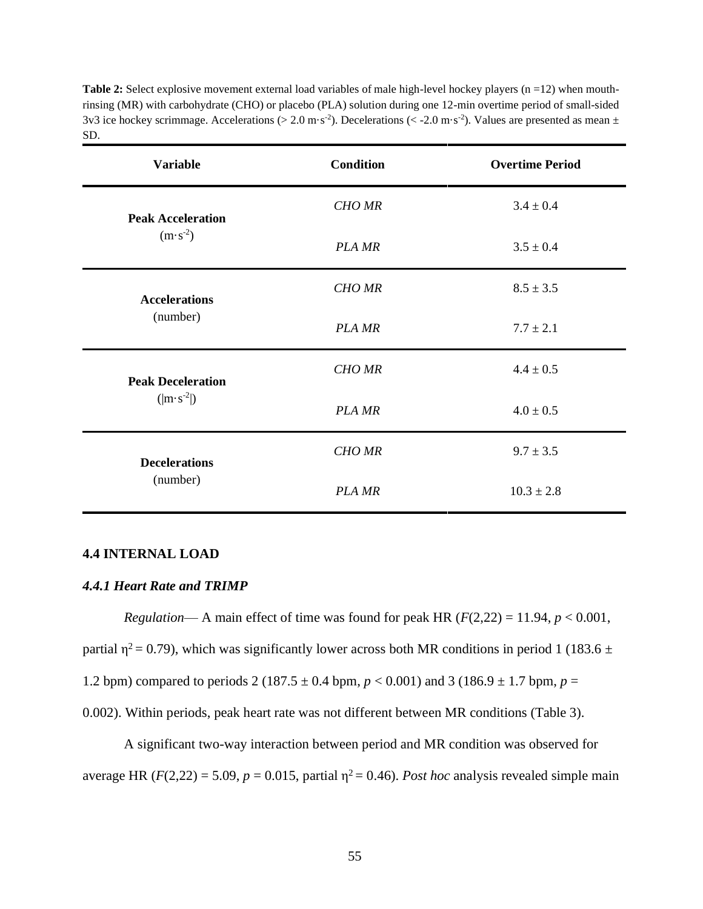**Table 2:** Select explosive movement external load variables of male high-level hockey players (n =12) when mouth-rinsing (MR) with carbohydrate (CHO) or placebo (PLA) solution during one 12-min overtime period of small-sided 3v3 ice hockey scrimmage. Accelerations (> 2.0 m·s$^{-2}$). Decelerations (< -2.0 m·s$^{-2}$). Values are presented as mean ± SD.

| Variable | Condition | Overtime Period |
|---|---|---|
| **Peak Acceleration** (m·s$^{-2}$) | *CHO MR* | 3.4 ± 0.4 |
| | *PLA MR* | 3.5 ± 0.4 |
| **Accelerations** (number) | *CHO MR* | 8.5 ± 3.5 |
| | *PLA MR* | 7.7 ± 2.1 |
| **Peak Deceleration** (\|m·s$^{-2}$\|) | *CHO MR* | 4.4 ± 0.5 |
| | *PLA MR* | 4.0 ± 0.5 |
| **Decelerations** (number) | *CHO MR* | 9.7 ± 3.5 |
| | *PLA MR* | 10.3 ± 2.8 |

## 4.4 INTERNAL LOAD

### *4.4.1 Heart Rate and TRIMP*

*Regulation*— A main effect of time was found for peak HR ($F(2,22) = 11.94$, $p < 0.001$, partial $\eta^2 = 0.79$), which was significantly lower across both MR conditions in period 1 (183.6 ± 1.2 bpm) compared to periods 2 (187.5 ± 0.4 bpm, $p < 0.001$) and 3 (186.9 ± 1.7 bpm, $p = 0.002$). Within periods, peak heart rate was not different between MR conditions (Table 3).

A significant two-way interaction between period and MR condition was observed for average HR ($F(2,22) = 5.09$, $p = 0.015$, partial $\eta^2 = 0.46$). *Post hoc* analysis revealed simple main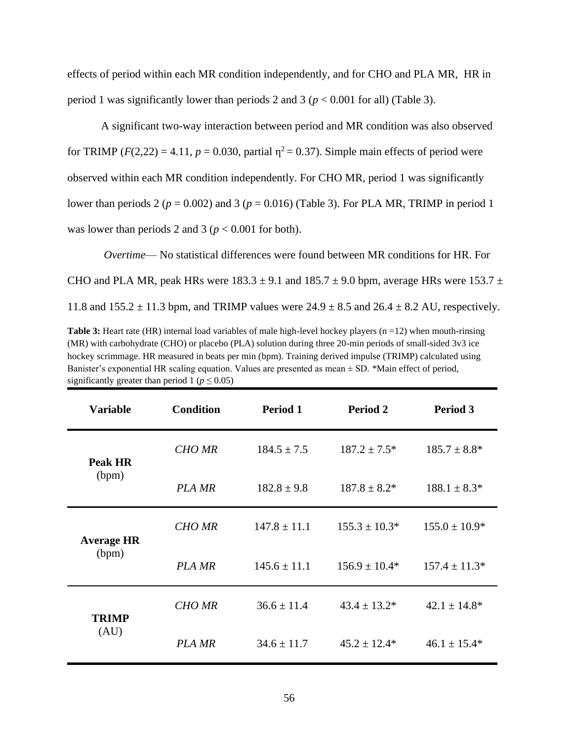effects of period within each MR condition independently, and for CHO and PLA MR, HR in period 1 was significantly lower than periods 2 and 3 ($p < 0.001$ for all) (Table 3).

A significant two-way interaction between period and MR condition was also observed for TRIMP ($F(2,22) = 4.11$, $p = 0.030$, partial $\eta^2 = 0.37$). Simple main effects of period were observed within each MR condition independently. For CHO MR, period 1 was significantly lower than periods 2 ($p = 0.002$) and 3 ($p = 0.016$) (Table 3). For PLA MR, TRIMP in period 1 was lower than periods 2 and 3 ($p < 0.001$ for both).

*Overtime*— No statistical differences were found between MR conditions for HR. For CHO and PLA MR, peak HRs were 183.3 ± 9.1 and 185.7 ± 9.0 bpm, average HRs were 153.7 ± 11.8 and 155.2 ± 11.3 bpm, and TRIMP values were 24.9 ± 8.5 and 26.4 ± 8.2 AU, respectively.

**Table 3:** Heart rate (HR) internal load variables of male high-level hockey players (n =12) when mouth-rinsing (MR) with carbohydrate (CHO) or placebo (PLA) solution during three 20-min periods of small-sided 3v3 ice hockey scrimmage. HR measured in beats per min (bpm). Training derived impulse (TRIMP) calculated using Banister's exponential HR scaling equation. Values are presented as mean ± SD. *Main effect of period, significantly greater than period 1 ($p \leq 0.05$)

| Variable | Condition | Period 1 | Period 2 | Period 3 |
|---|---|---|---|---|
| **Peak HR** (bpm) | *CHO MR* | 184.5 ± 7.5 | 187.2 ± 7.5* | 185.7 ± 8.8* |
| | *PLA MR* | 182.8 ± 9.8 | 187.8 ± 8.2* | 188.1 ± 8.3* |
| **Average HR** (bpm) | *CHO MR* | 147.8 ± 11.1 | 155.3 ± 10.3* | 155.0 ± 10.9* |
| | *PLA MR* | 145.6 ± 11.1 | 156.9 ± 10.4* | 157.4 ± 11.3* |
| **TRIMP** (AU) | *CHO MR* | 36.6 ± 11.4 | 43.4 ± 13.2* | 42.1 ± 14.8* |
| | *PLA MR* | 34.6 ± 11.7 | 45.2 ± 12.4* | 46.1 ± 15.4* |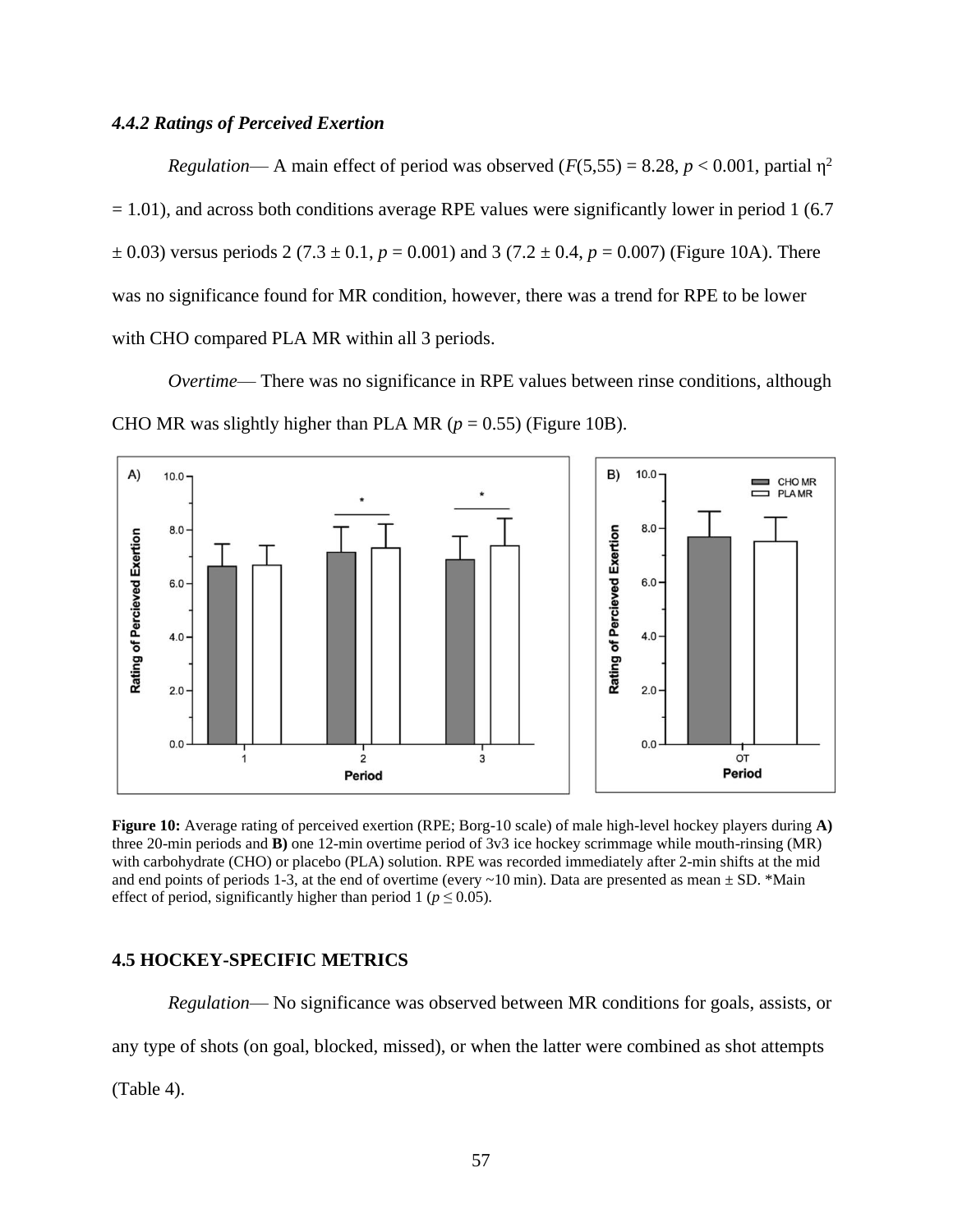#### *4.4.2 Ratings of Perceived Exertion*

*Regulation*— A main effect of period was observed ($F(5,55) = 8.28$, $p < 0.001$, partial $\eta^2 = 1.01$), and across both conditions average RPE values were significantly lower in period 1 (6.7 ± 0.03) versus periods 2 (7.3 ± 0.1, $p = 0.001$) and 3 (7.2 ± 0.4, $p = 0.007$) (Figure 10A). There was no significance found for MR condition, however, there was a trend for RPE to be lower with CHO compared PLA MR within all 3 periods.

*Overtime*— There was no significance in RPE values between rinse conditions, although CHO MR was slightly higher than PLA MR ($p = 0.55$) (Figure 10B).

**Figure 10:** Average rating of perceived exertion (RPE; Borg-10 scale) of male high-level hockey players during **A)** three 20-min periods and **B)** one 12-min overtime period of 3v3 ice hockey scrimmage while mouth-rinsing (MR) with carbohydrate (CHO) or placebo (PLA) solution. RPE was recorded immediately after 2-min shifts at the mid and end points of periods 1-3, at the end of overtime (every ~10 min). Data are presented as mean ± SD. *Main effect of period, significantly higher than period 1 ($p \leq 0.05$).

### 4.5 HOCKEY-SPECIFIC METRICS

*Regulation*— No significance was observed between MR conditions for goals, assists, or any type of shots (on goal, blocked, missed), or when the latter were combined as shot attempts (Table 4).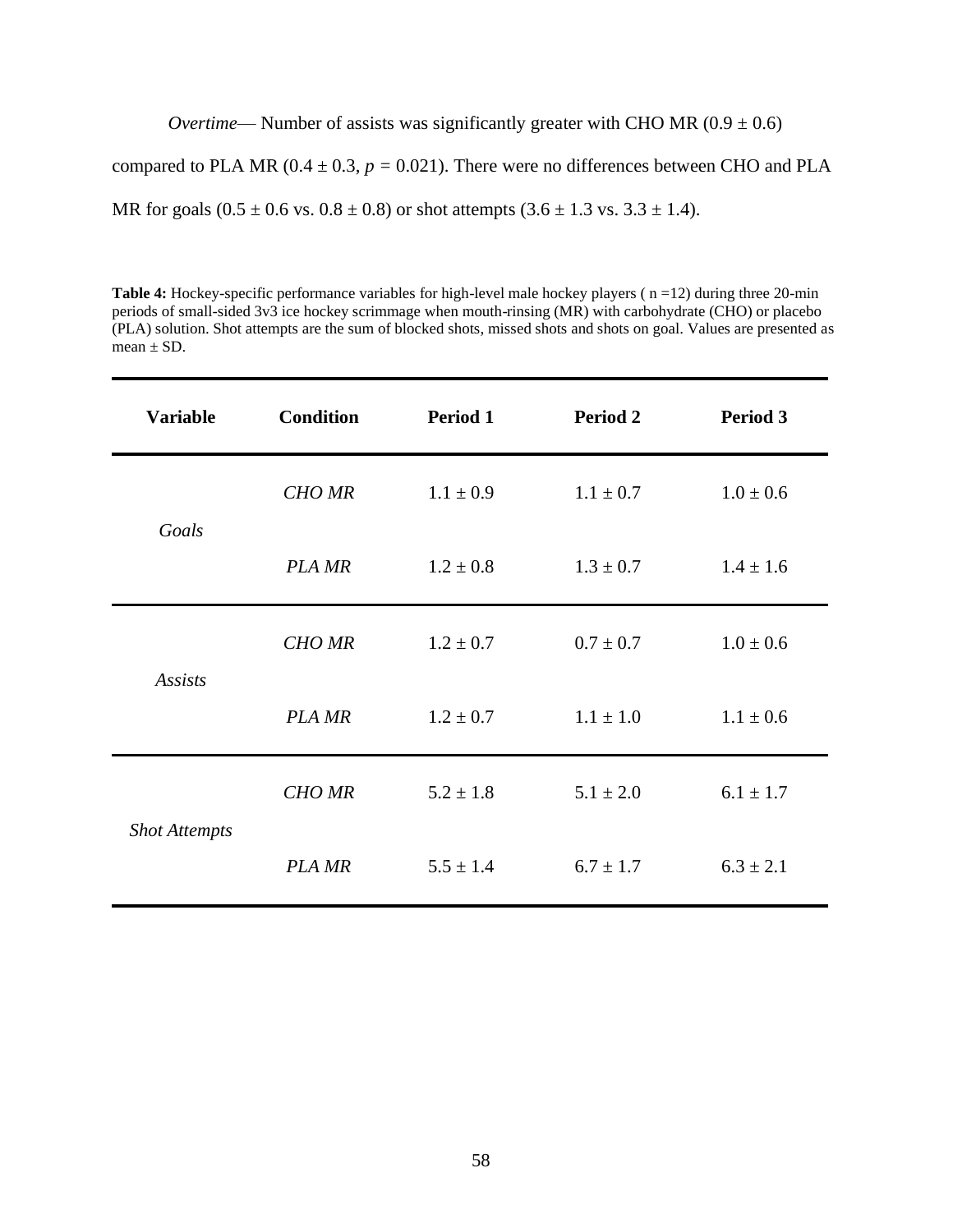*Overtime*— Number of assists was significantly greater with CHO MR (0.9 ± 0.6) compared to PLA MR (0.4 ± 0.3, $p$ = 0.021). There were no differences between CHO and PLA MR for goals (0.5 ± 0.6 vs. 0.8 ± 0.8) or shot attempts (3.6 ± 1.3 vs. 3.3 ± 1.4).

**Table 4:** Hockey-specific performance variables for high-level male hockey players ( n =12) during three 20-min periods of small-sided 3v3 ice hockey scrimmage when mouth-rinsing (MR) with carbohydrate (CHO) or placebo (PLA) solution. Shot attempts are the sum of blocked shots, missed shots and shots on goal. Values are presented as mean ± SD.

| Variable | Condition | Period 1 | Period 2 | Period 3 |
|---|---|---|---|---|
| *Goals* | *CHO MR* | 1.1 ± 0.9 | 1.1 ± 0.7 | 1.0 ± 0.6 |
| | *PLA MR* | 1.2 ± 0.8 | 1.3 ± 0.7 | 1.4 ± 1.6 |
| *Assists* | *CHO MR* | 1.2 ± 0.7 | 0.7 ± 0.7 | 1.0 ± 0.6 |
| | *PLA MR* | 1.2 ± 0.7 | 1.1 ± 1.0 | 1.1 ± 0.6 |
| *Shot Attempts* | *CHO MR* | 5.2 ± 1.8 | 5.1 ± 2.0 | 6.1 ± 1.7 |
| | *PLA MR* | 5.5 ± 1.4 | 6.7 ± 1.7 | 6.3 ± 2.1 |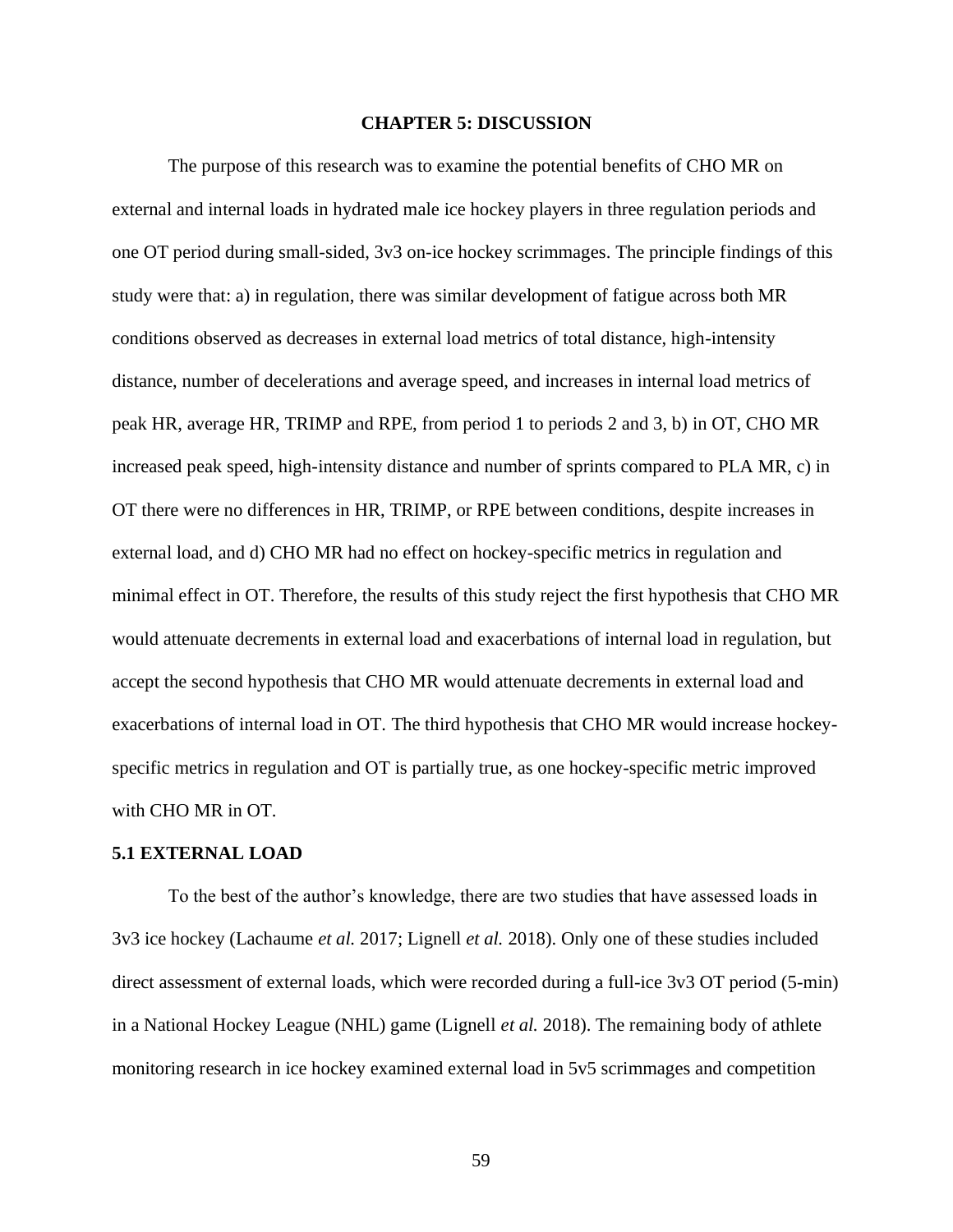# CHAPTER 5: DISCUSSION

The purpose of this research was to examine the potential benefits of CHO MR on external and internal loads in hydrated male ice hockey players in three regulation periods and one OT period during small-sided, 3v3 on-ice hockey scrimmages. The principle findings of this study were that: a) in regulation, there was similar development of fatigue across both MR conditions observed as decreases in external load metrics of total distance, high-intensity distance, number of decelerations and average speed, and increases in internal load metrics of peak HR, average HR, TRIMP and RPE, from period 1 to periods 2 and 3, b) in OT, CHO MR increased peak speed, high-intensity distance and number of sprints compared to PLA MR, c) in OT there were no differences in HR, TRIMP, or RPE between conditions, despite increases in external load, and d) CHO MR had no effect on hockey-specific metrics in regulation and minimal effect in OT. Therefore, the results of this study reject the first hypothesis that CHO MR would attenuate decrements in external load and exacerbations of internal load in regulation, but accept the second hypothesis that CHO MR would attenuate decrements in external load and exacerbations of internal load in OT. The third hypothesis that CHO MR would increase hockey-specific metrics in regulation and OT is partially true, as one hockey-specific metric improved with CHO MR in OT.

## 5.1 EXTERNAL LOAD

To the best of the author's knowledge, there are two studies that have assessed loads in 3v3 ice hockey (Lachaume *et al.* 2017; Lignell *et al.* 2018). Only one of these studies included direct assessment of external loads, which were recorded during a full-ice 3v3 OT period (5-min) in a National Hockey League (NHL) game (Lignell *et al.* 2018). The remaining body of athlete monitoring research in ice hockey examined external load in 5v5 scrimmages and competition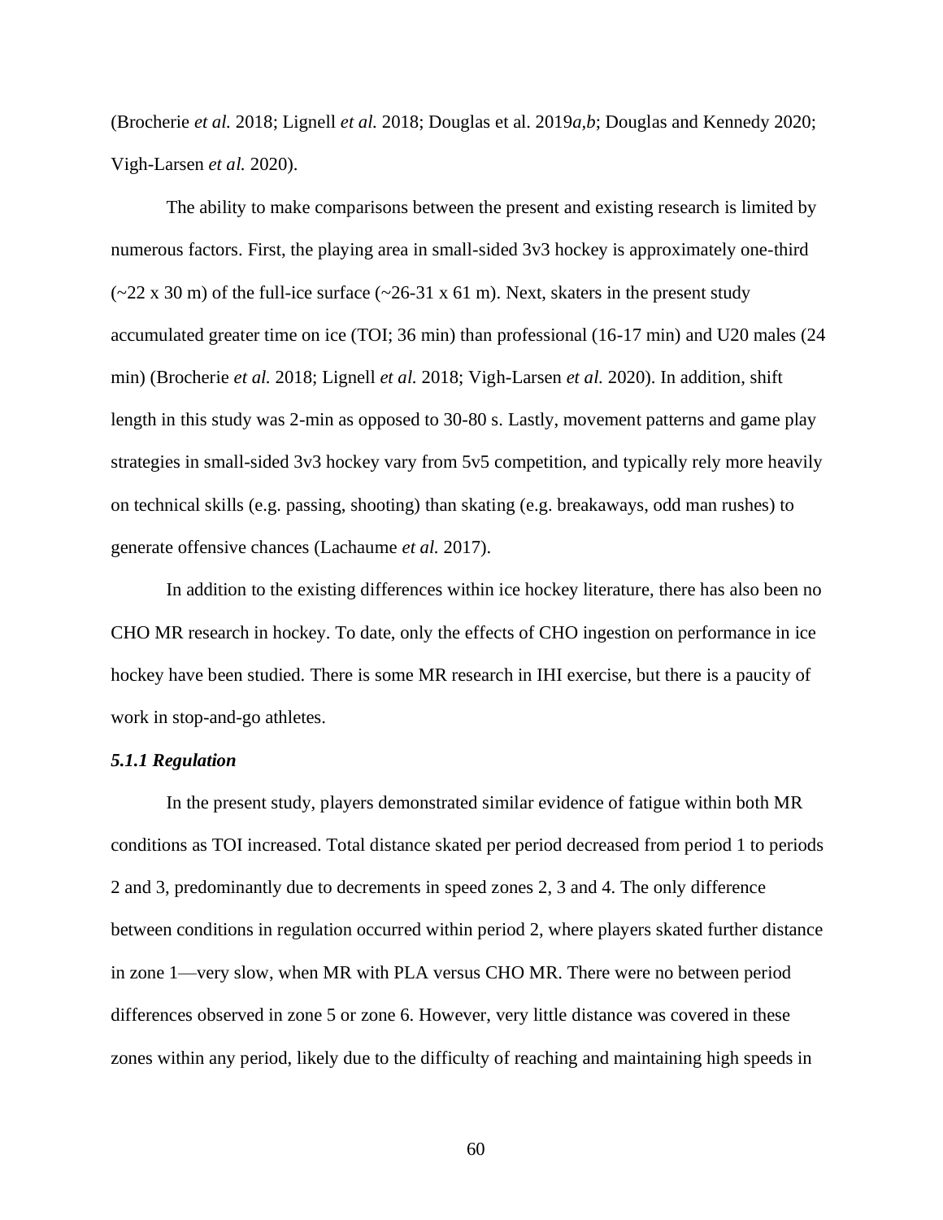(Brocherie *et al.* 2018; Lignell *et al.* 2018; Douglas et al. 2019*a,b*; Douglas and Kennedy 2020; Vigh-Larsen *et al.* 2020).

The ability to make comparisons between the present and existing research is limited by numerous factors. First, the playing area in small-sided 3v3 hockey is approximately one-third (~22 x 30 m) of the full-ice surface (~26-31 x 61 m). Next, skaters in the present study accumulated greater time on ice (TOI; 36 min) than professional (16-17 min) and U20 males (24 min) (Brocherie *et al.* 2018; Lignell *et al.* 2018; Vigh-Larsen *et al.* 2020). In addition, shift length in this study was 2-min as opposed to 30-80 s. Lastly, movement patterns and game play strategies in small-sided 3v3 hockey vary from 5v5 competition, and typically rely more heavily on technical skills (e.g. passing, shooting) than skating (e.g. breakaways, odd man rushes) to generate offensive chances (Lachaume *et al.* 2017).

In addition to the existing differences within ice hockey literature, there has also been no CHO MR research in hockey. To date, only the effects of CHO ingestion on performance in ice hockey have been studied. There is some MR research in IHI exercise, but there is a paucity of work in stop-and-go athletes.

### *5.1.1 Regulation*

In the present study, players demonstrated similar evidence of fatigue within both MR conditions as TOI increased. Total distance skated per period decreased from period 1 to periods 2 and 3, predominantly due to decrements in speed zones 2, 3 and 4. The only difference between conditions in regulation occurred within period 2, where players skated further distance in zone 1—very slow, when MR with PLA versus CHO MR. There were no between period differences observed in zone 5 or zone 6. However, very little distance was covered in these zones within any period, likely due to the difficulty of reaching and maintaining high speeds in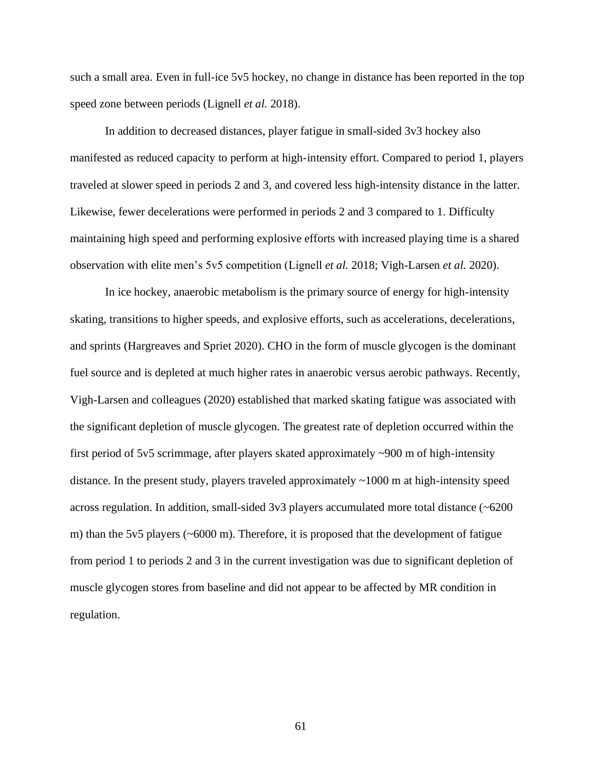such a small area. Even in full-ice 5v5 hockey, no change in distance has been reported in the top speed zone between periods (Lignell *et al.* 2018).

In addition to decreased distances, player fatigue in small-sided 3v3 hockey also manifested as reduced capacity to perform at high-intensity effort. Compared to period 1, players traveled at slower speed in periods 2 and 3, and covered less high-intensity distance in the latter. Likewise, fewer decelerations were performed in periods 2 and 3 compared to 1. Difficulty maintaining high speed and performing explosive efforts with increased playing time is a shared observation with elite men's 5v5 competition (Lignell *et al.* 2018; Vigh-Larsen *et al.* 2020).

In ice hockey, anaerobic metabolism is the primary source of energy for high-intensity skating, transitions to higher speeds, and explosive efforts, such as accelerations, decelerations, and sprints (Hargreaves and Spriet 2020). CHO in the form of muscle glycogen is the dominant fuel source and is depleted at much higher rates in anaerobic versus aerobic pathways. Recently, Vigh-Larsen and colleagues (2020) established that marked skating fatigue was associated with the significant depletion of muscle glycogen. The greatest rate of depletion occurred within the first period of 5v5 scrimmage, after players skated approximately ~900 m of high-intensity distance. In the present study, players traveled approximately ~1000 m at high-intensity speed across regulation. In addition, small-sided 3v3 players accumulated more total distance (~6200 m) than the 5v5 players (~6000 m). Therefore, it is proposed that the development of fatigue from period 1 to periods 2 and 3 in the current investigation was due to significant depletion of muscle glycogen stores from baseline and did not appear to be affected by MR condition in regulation.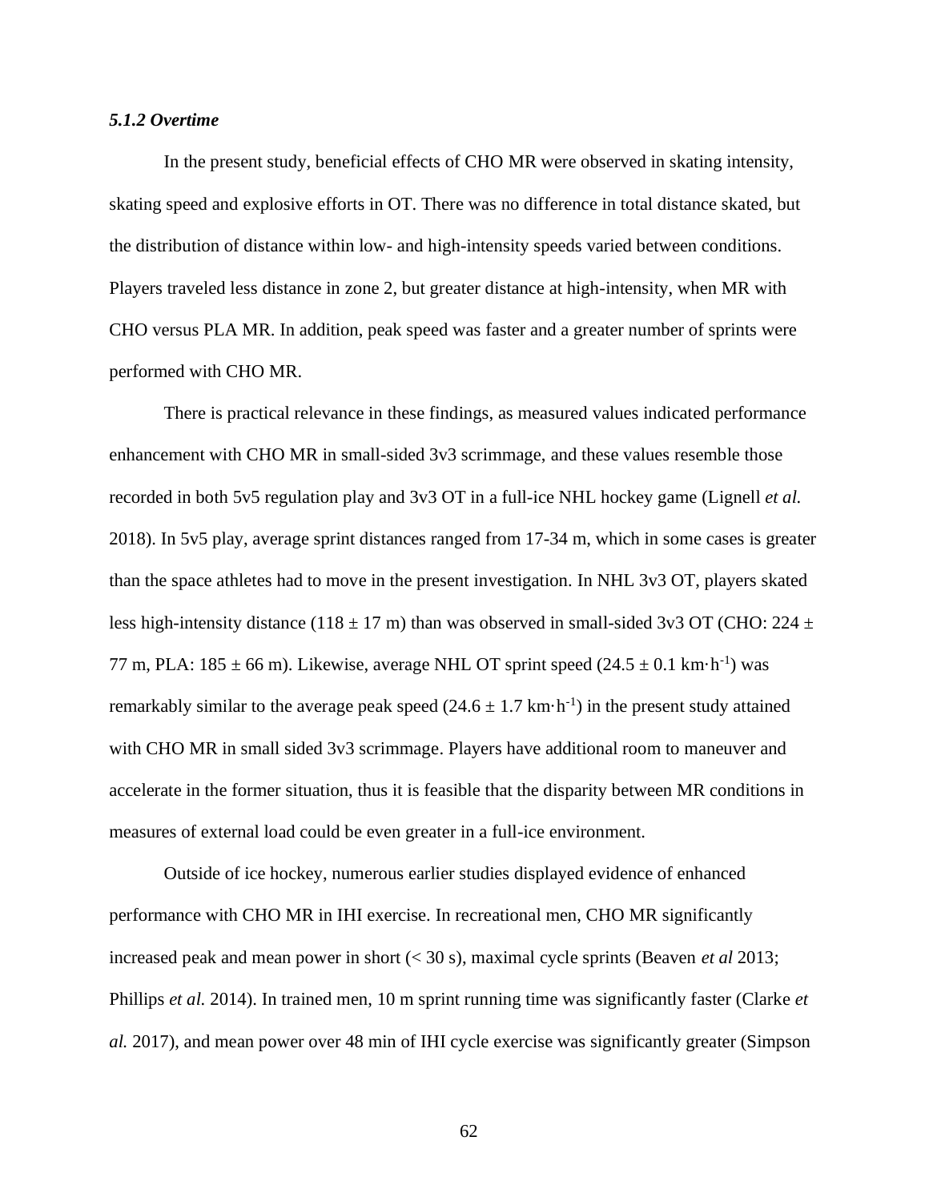### *5.1.2 Overtime*

In the present study, beneficial effects of CHO MR were observed in skating intensity, skating speed and explosive efforts in OT. There was no difference in total distance skated, but the distribution of distance within low- and high-intensity speeds varied between conditions. Players traveled less distance in zone 2, but greater distance at high-intensity, when MR with CHO versus PLA MR. In addition, peak speed was faster and a greater number of sprints were performed with CHO MR.

There is practical relevance in these findings, as measured values indicated performance enhancement with CHO MR in small-sided 3v3 scrimmage, and these values resemble those recorded in both 5v5 regulation play and 3v3 OT in a full-ice NHL hockey game (Lignell *et al.* 2018). In 5v5 play, average sprint distances ranged from 17-34 m, which in some cases is greater than the space athletes had to move in the present investigation. In NHL 3v3 OT, players skated less high-intensity distance (118 ± 17 m) than was observed in small-sided 3v3 OT (CHO: 224 ± 77 m, PLA: 185 ± 66 m). Likewise, average NHL OT sprint speed (24.5 ± 0.1 km·h$^{-1}$) was remarkably similar to the average peak speed (24.6 ± 1.7 km·h$^{-1}$) in the present study attained with CHO MR in small sided 3v3 scrimmage. Players have additional room to maneuver and accelerate in the former situation, thus it is feasible that the disparity between MR conditions in measures of external load could be even greater in a full-ice environment.

Outside of ice hockey, numerous earlier studies displayed evidence of enhanced performance with CHO MR in IHI exercise. In recreational men, CHO MR significantly increased peak and mean power in short (< 30 s), maximal cycle sprints (Beaven *et al* 2013; Phillips *et al.* 2014). In trained men, 10 m sprint running time was significantly faster (Clarke *et al.* 2017), and mean power over 48 min of IHI cycle exercise was significantly greater (Simpson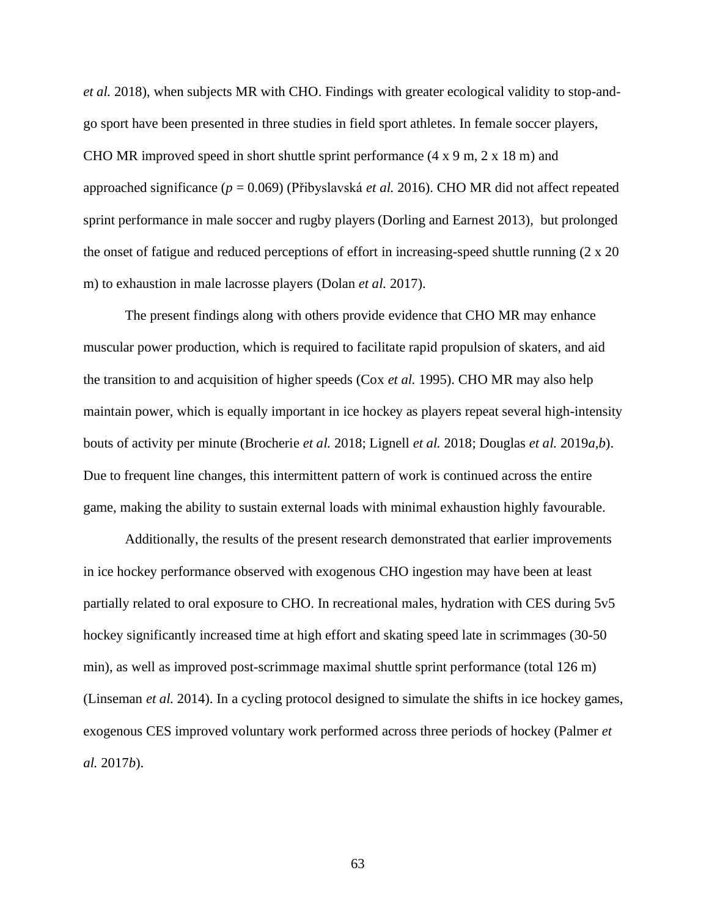*et al.* 2018), when subjects MR with CHO. Findings with greater ecological validity to stop-and-go sport have been presented in three studies in field sport athletes. In female soccer players, CHO MR improved speed in short shuttle sprint performance (4 x 9 m, 2 x 18 m) and approached significance ($p = 0.069$) (Přibyslavská *et al.* 2016). CHO MR did not affect repeated sprint performance in male soccer and rugby players (Dorling and Earnest 2013), but prolonged the onset of fatigue and reduced perceptions of effort in increasing-speed shuttle running (2 x 20 m) to exhaustion in male lacrosse players (Dolan *et al.* 2017).

The present findings along with others provide evidence that CHO MR may enhance muscular power production, which is required to facilitate rapid propulsion of skaters, and aid the transition to and acquisition of higher speeds (Cox *et al.* 1995). CHO MR may also help maintain power, which is equally important in ice hockey as players repeat several high-intensity bouts of activity per minute (Brocherie *et al.* 2018; Lignell *et al.* 2018; Douglas *et al.* 2019*a,b*). Due to frequent line changes, this intermittent pattern of work is continued across the entire game, making the ability to sustain external loads with minimal exhaustion highly favourable.

Additionally, the results of the present research demonstrated that earlier improvements in ice hockey performance observed with exogenous CHO ingestion may have been at least partially related to oral exposure to CHO. In recreational males, hydration with CES during 5v5 hockey significantly increased time at high effort and skating speed late in scrimmages (30-50 min), as well as improved post-scrimmage maximal shuttle sprint performance (total 126 m) (Linseman *et al.* 2014). In a cycling protocol designed to simulate the shifts in ice hockey games, exogenous CES improved voluntary work performed across three periods of hockey (Palmer *et al.* 2017*b*).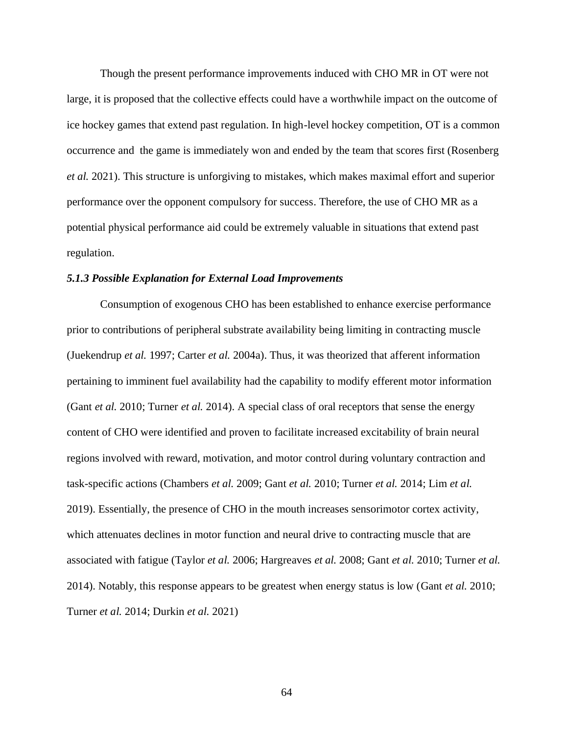Though the present performance improvements induced with CHO MR in OT were not large, it is proposed that the collective effects could have a worthwhile impact on the outcome of ice hockey games that extend past regulation. In high-level hockey competition, OT is a common occurrence and the game is immediately won and ended by the team that scores first (Rosenberg *et al.* 2021). This structure is unforgiving to mistakes, which makes maximal effort and superior performance over the opponent compulsory for success. Therefore, the use of CHO MR as a potential physical performance aid could be extremely valuable in situations that extend past regulation.

### *5.1.3 Possible Explanation for External Load Improvements*

Consumption of exogenous CHO has been established to enhance exercise performance prior to contributions of peripheral substrate availability being limiting in contracting muscle (Juekendrup *et al.* 1997; Carter *et al.* 2004a). Thus, it was theorized that afferent information pertaining to imminent fuel availability had the capability to modify efferent motor information (Gant *et al.* 2010; Turner *et al.* 2014). A special class of oral receptors that sense the energy content of CHO were identified and proven to facilitate increased excitability of brain neural regions involved with reward, motivation, and motor control during voluntary contraction and task-specific actions (Chambers *et al.* 2009; Gant *et al.* 2010; Turner *et al.* 2014; Lim *et al.* 2019). Essentially, the presence of CHO in the mouth increases sensorimotor cortex activity, which attenuates declines in motor function and neural drive to contracting muscle that are associated with fatigue (Taylor *et al.* 2006; Hargreaves *et al.* 2008; Gant *et al.* 2010; Turner *et al.* 2014). Notably, this response appears to be greatest when energy status is low (Gant *et al.* 2010; Turner *et al.* 2014; Durkin *et al.* 2021)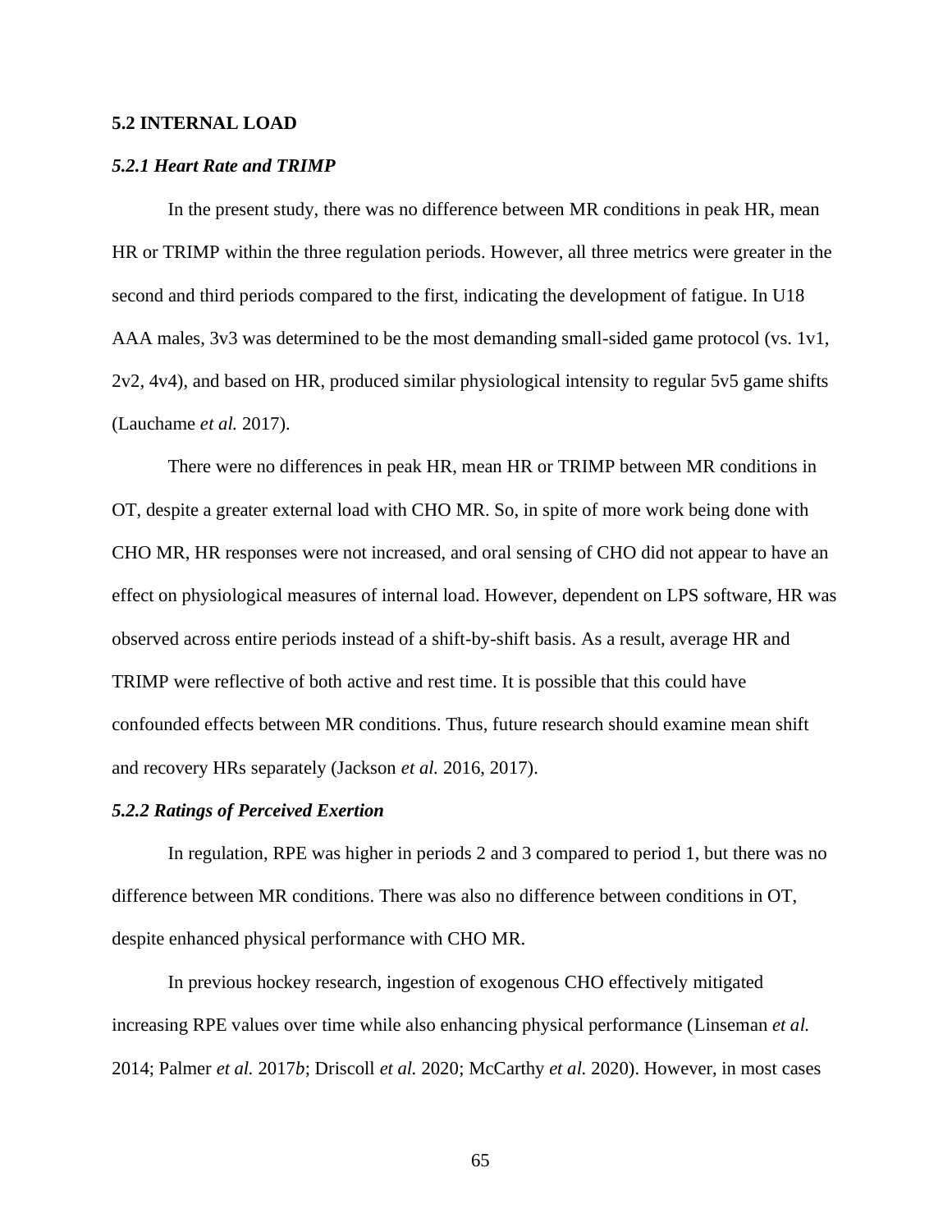## 5.2 INTERNAL LOAD

### *5.2.1 Heart Rate and TRIMP*

In the present study, there was no difference between MR conditions in peak HR, mean HR or TRIMP within the three regulation periods. However, all three metrics were greater in the second and third periods compared to the first, indicating the development of fatigue. In U18 AAA males, 3v3 was determined to be the most demanding small-sided game protocol (vs. 1v1, 2v2, 4v4), and based on HR, produced similar physiological intensity to regular 5v5 game shifts (Lauchame *et al.* 2017).

There were no differences in peak HR, mean HR or TRIMP between MR conditions in OT, despite a greater external load with CHO MR. So, in spite of more work being done with CHO MR, HR responses were not increased, and oral sensing of CHO did not appear to have an effect on physiological measures of internal load. However, dependent on LPS software, HR was observed across entire periods instead of a shift-by-shift basis. As a result, average HR and TRIMP were reflective of both active and rest time. It is possible that this could have confounded effects between MR conditions. Thus, future research should examine mean shift and recovery HRs separately (Jackson *et al.* 2016, 2017).

### *5.2.2 Ratings of Perceived Exertion*

In regulation, RPE was higher in periods 2 and 3 compared to period 1, but there was no difference between MR conditions. There was also no difference between conditions in OT, despite enhanced physical performance with CHO MR.

In previous hockey research, ingestion of exogenous CHO effectively mitigated increasing RPE values over time while also enhancing physical performance (Linseman *et al.* 2014; Palmer *et al.* 2017*b*; Driscoll *et al.* 2020; McCarthy *et al.* 2020). However, in most cases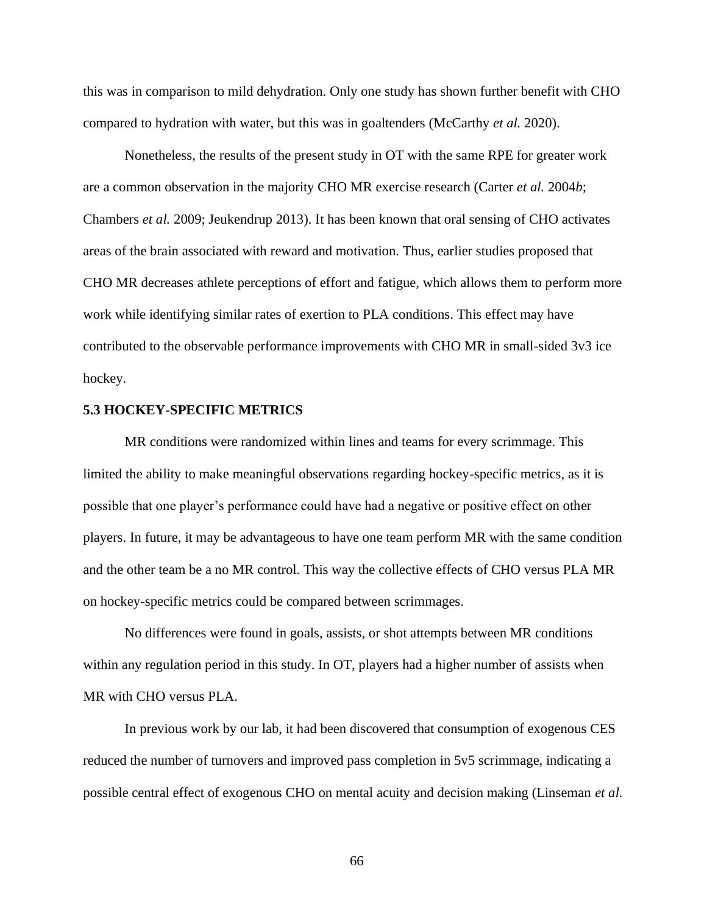this was in comparison to mild dehydration. Only one study has shown further benefit with CHO compared to hydration with water, but this was in goaltenders (McCarthy *et al.* 2020).

Nonetheless, the results of the present study in OT with the same RPE for greater work are a common observation in the majority CHO MR exercise research (Carter *et al.* 2004*b*; Chambers *et al.* 2009; Jeukendrup 2013). It has been known that oral sensing of CHO activates areas of the brain associated with reward and motivation. Thus, earlier studies proposed that CHO MR decreases athlete perceptions of effort and fatigue, which allows them to perform more work while identifying similar rates of exertion to PLA conditions. This effect may have contributed to the observable performance improvements with CHO MR in small-sided 3v3 ice hockey.

### 5.3 HOCKEY-SPECIFIC METRICS

MR conditions were randomized within lines and teams for every scrimmage. This limited the ability to make meaningful observations regarding hockey-specific metrics, as it is possible that one player's performance could have had a negative or positive effect on other players. In future, it may be advantageous to have one team perform MR with the same condition and the other team be a no MR control. This way the collective effects of CHO versus PLA MR on hockey-specific metrics could be compared between scrimmages.

No differences were found in goals, assists, or shot attempts between MR conditions within any regulation period in this study. In OT, players had a higher number of assists when MR with CHO versus PLA.

In previous work by our lab, it had been discovered that consumption of exogenous CES reduced the number of turnovers and improved pass completion in 5v5 scrimmage, indicating a possible central effect of exogenous CHO on mental acuity and decision making (Linseman *et al.*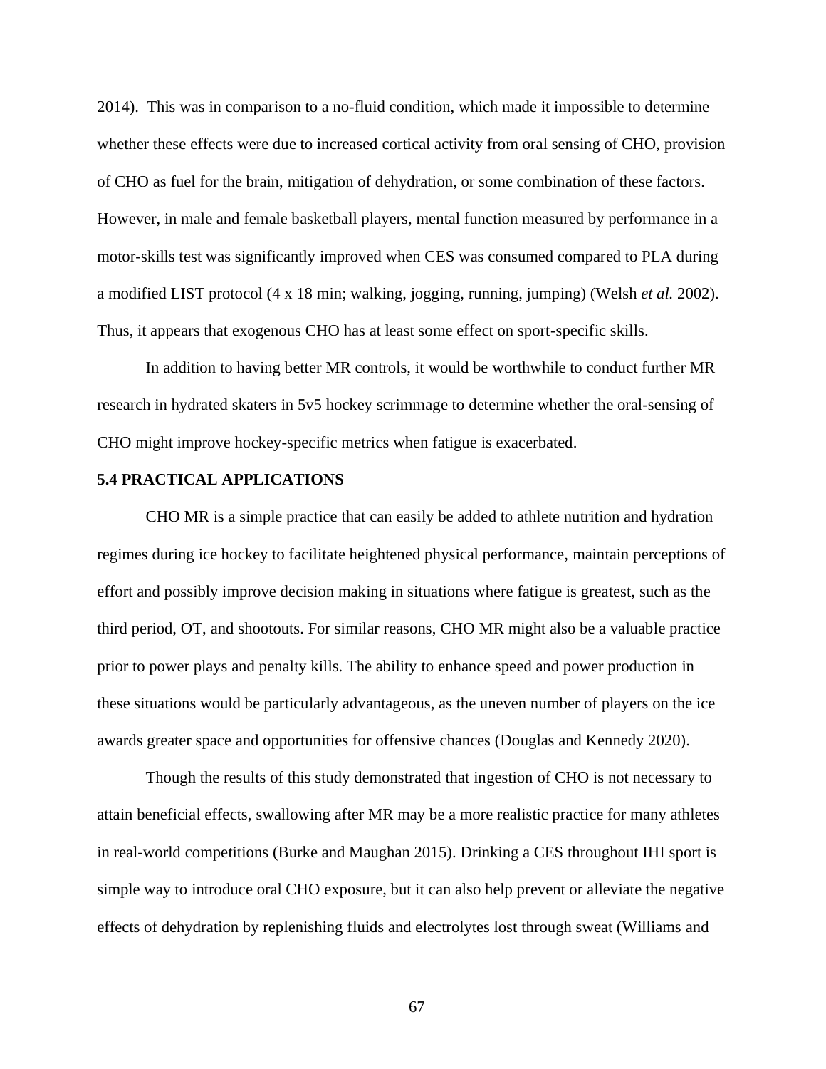2014). This was in comparison to a no-fluid condition, which made it impossible to determine whether these effects were due to increased cortical activity from oral sensing of CHO, provision of CHO as fuel for the brain, mitigation of dehydration, or some combination of these factors. However, in male and female basketball players, mental function measured by performance in a motor-skills test was significantly improved when CES was consumed compared to PLA during a modified LIST protocol (4 x 18 min; walking, jogging, running, jumping) (Welsh *et al.* 2002). Thus, it appears that exogenous CHO has at least some effect on sport-specific skills.

In addition to having better MR controls, it would be worthwhile to conduct further MR research in hydrated skaters in 5v5 hockey scrimmage to determine whether the oral-sensing of CHO might improve hockey-specific metrics when fatigue is exacerbated.

### 5.4 PRACTICAL APPLICATIONS

CHO MR is a simple practice that can easily be added to athlete nutrition and hydration regimes during ice hockey to facilitate heightened physical performance, maintain perceptions of effort and possibly improve decision making in situations where fatigue is greatest, such as the third period, OT, and shootouts. For similar reasons, CHO MR might also be a valuable practice prior to power plays and penalty kills. The ability to enhance speed and power production in these situations would be particularly advantageous, as the uneven number of players on the ice awards greater space and opportunities for offensive chances (Douglas and Kennedy 2020).

Though the results of this study demonstrated that ingestion of CHO is not necessary to attain beneficial effects, swallowing after MR may be a more realistic practice for many athletes in real-world competitions (Burke and Maughan 2015). Drinking a CES throughout IHI sport is simple way to introduce oral CHO exposure, but it can also help prevent or alleviate the negative effects of dehydration by replenishing fluids and electrolytes lost through sweat (Williams and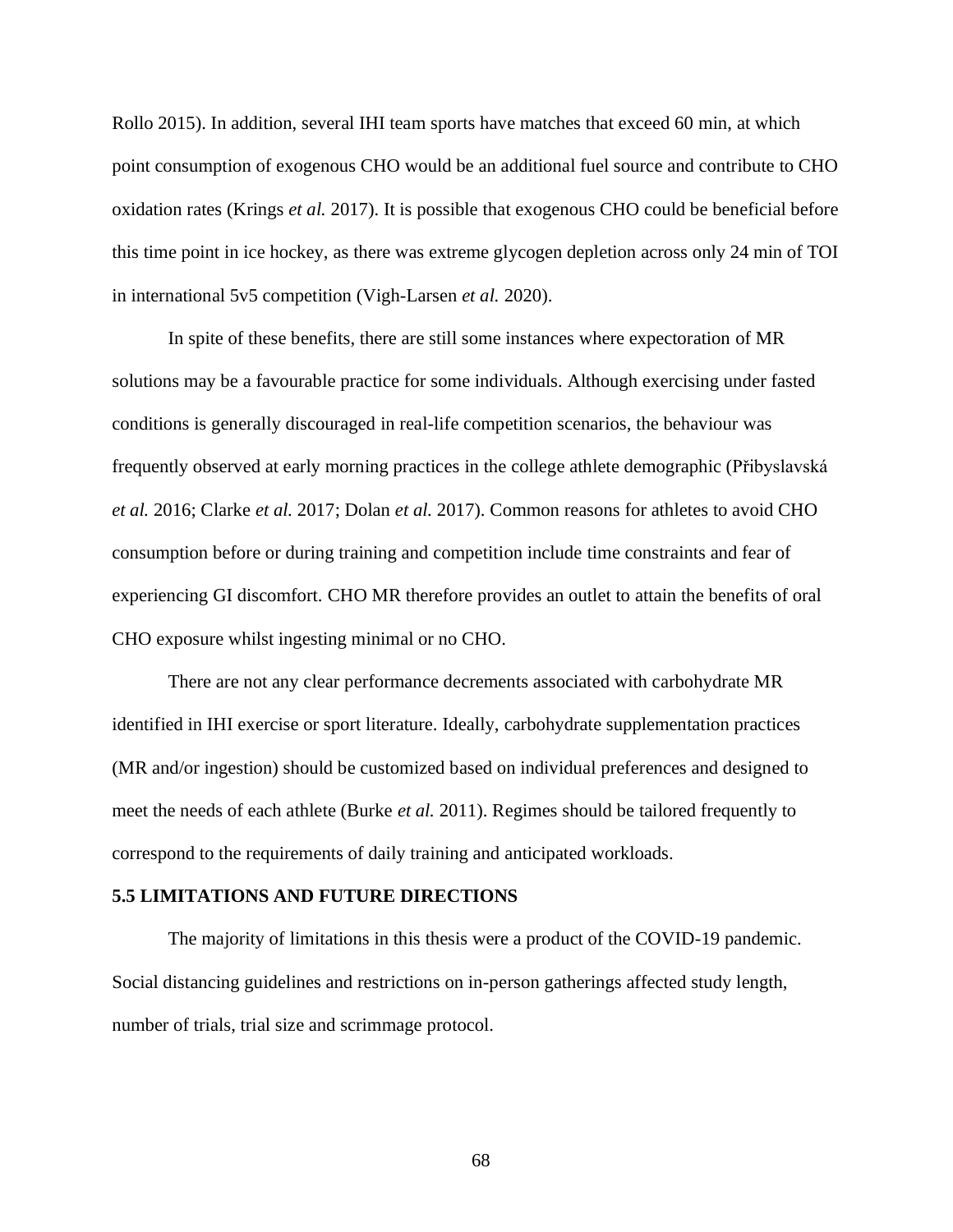Rollo 2015). In addition, several IHI team sports have matches that exceed 60 min, at which point consumption of exogenous CHO would be an additional fuel source and contribute to CHO oxidation rates (Krings *et al.* 2017). It is possible that exogenous CHO could be beneficial before this time point in ice hockey, as there was extreme glycogen depletion across only 24 min of TOI in international 5v5 competition (Vigh-Larsen *et al.* 2020).

In spite of these benefits, there are still some instances where expectoration of MR solutions may be a favourable practice for some individuals. Although exercising under fasted conditions is generally discouraged in real-life competition scenarios, the behaviour was frequently observed at early morning practices in the college athlete demographic (Přibyslavská *et al.* 2016; Clarke *et al.* 2017; Dolan *et al.* 2017). Common reasons for athletes to avoid CHO consumption before or during training and competition include time constraints and fear of experiencing GI discomfort. CHO MR therefore provides an outlet to attain the benefits of oral CHO exposure whilst ingesting minimal or no CHO.

There are not any clear performance decrements associated with carbohydrate MR identified in IHI exercise or sport literature. Ideally, carbohydrate supplementation practices (MR and/or ingestion) should be customized based on individual preferences and designed to meet the needs of each athlete (Burke *et al.* 2011). Regimes should be tailored frequently to correspond to the requirements of daily training and anticipated workloads.

### 5.5 LIMITATIONS AND FUTURE DIRECTIONS

The majority of limitations in this thesis were a product of the COVID-19 pandemic. Social distancing guidelines and restrictions on in-person gatherings affected study length, number of trials, trial size and scrimmage protocol.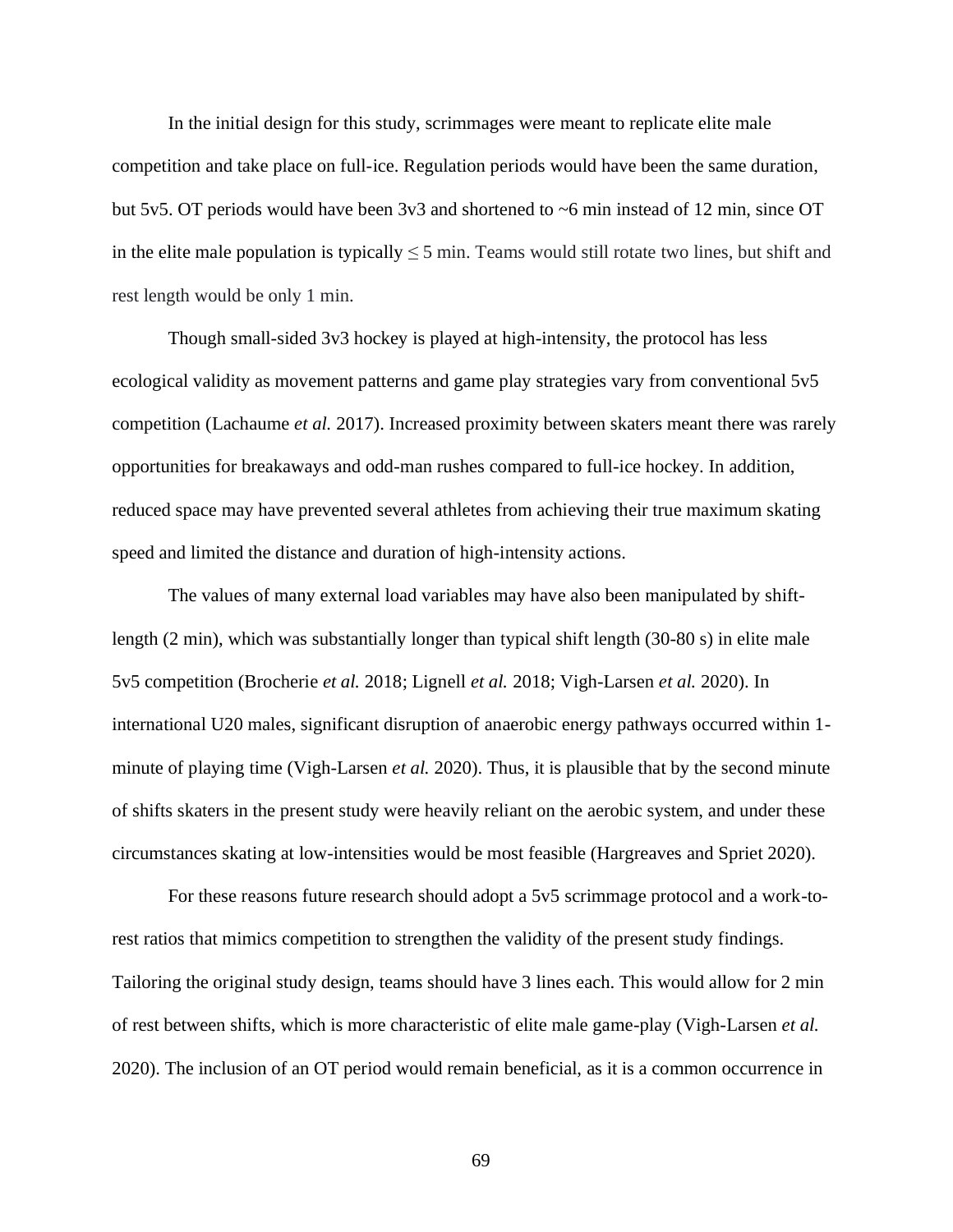In the initial design for this study, scrimmages were meant to replicate elite male competition and take place on full-ice. Regulation periods would have been the same duration, but 5v5. OT periods would have been 3v3 and shortened to ~6 min instead of 12 min, since OT in the elite male population is typically ≤ 5 min. Teams would still rotate two lines, but shift and rest length would be only 1 min.

Though small-sided 3v3 hockey is played at high-intensity, the protocol has less ecological validity as movement patterns and game play strategies vary from conventional 5v5 competition (Lachaume *et al.* 2017). Increased proximity between skaters meant there was rarely opportunities for breakaways and odd-man rushes compared to full-ice hockey. In addition, reduced space may have prevented several athletes from achieving their true maximum skating speed and limited the distance and duration of high-intensity actions.

The values of many external load variables may have also been manipulated by shift-length (2 min), which was substantially longer than typical shift length (30-80 s) in elite male 5v5 competition (Brocherie *et al.* 2018; Lignell *et al.* 2018; Vigh-Larsen *et al.* 2020). In international U20 males, significant disruption of anaerobic energy pathways occurred within 1-minute of playing time (Vigh-Larsen *et al.* 2020). Thus, it is plausible that by the second minute of shifts skaters in the present study were heavily reliant on the aerobic system, and under these circumstances skating at low-intensities would be most feasible (Hargreaves and Spriet 2020).

For these reasons future research should adopt a 5v5 scrimmage protocol and a work-to-rest ratios that mimics competition to strengthen the validity of the present study findings. Tailoring the original study design, teams should have 3 lines each. This would allow for 2 min of rest between shifts, which is more characteristic of elite male game-play (Vigh-Larsen *et al.* 2020). The inclusion of an OT period would remain beneficial, as it is a common occurrence in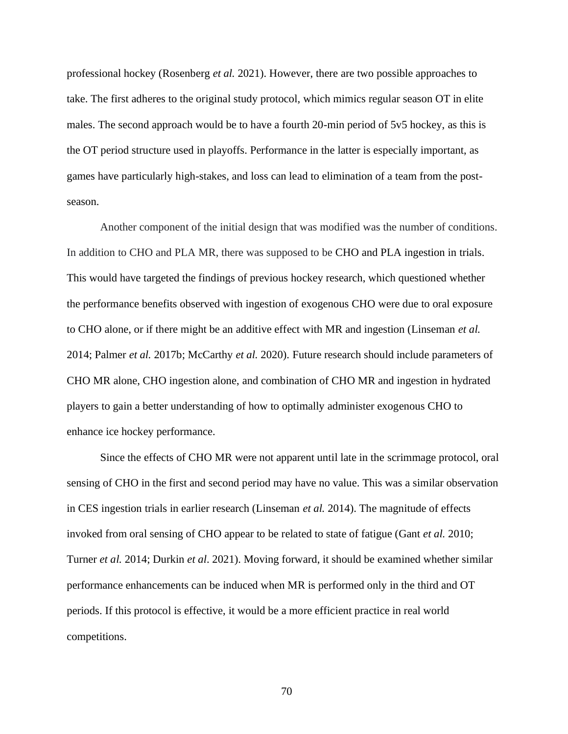professional hockey (Rosenberg *et al.* 2021). However, there are two possible approaches to take. The first adheres to the original study protocol, which mimics regular season OT in elite males. The second approach would be to have a fourth 20-min period of 5v5 hockey, as this is the OT period structure used in playoffs. Performance in the latter is especially important, as games have particularly high-stakes, and loss can lead to elimination of a team from the post-season.

Another component of the initial design that was modified was the number of conditions. In addition to CHO and PLA MR, there was supposed to be CHO and PLA ingestion in trials. This would have targeted the findings of previous hockey research, which questioned whether the performance benefits observed with ingestion of exogenous CHO were due to oral exposure to CHO alone, or if there might be an additive effect with MR and ingestion (Linseman *et al.* 2014; Palmer *et al.* 2017b; McCarthy *et al.* 2020). Future research should include parameters of CHO MR alone, CHO ingestion alone, and combination of CHO MR and ingestion in hydrated players to gain a better understanding of how to optimally administer exogenous CHO to enhance ice hockey performance.

Since the effects of CHO MR were not apparent until late in the scrimmage protocol, oral sensing of CHO in the first and second period may have no value. This was a similar observation in CES ingestion trials in earlier research (Linseman *et al.* 2014). The magnitude of effects invoked from oral sensing of CHO appear to be related to state of fatigue (Gant *et al.* 2010; Turner *et al.* 2014; Durkin *et al*. 2021). Moving forward, it should be examined whether similar performance enhancements can be induced when MR is performed only in the third and OT periods. If this protocol is effective, it would be a more efficient practice in real world competitions.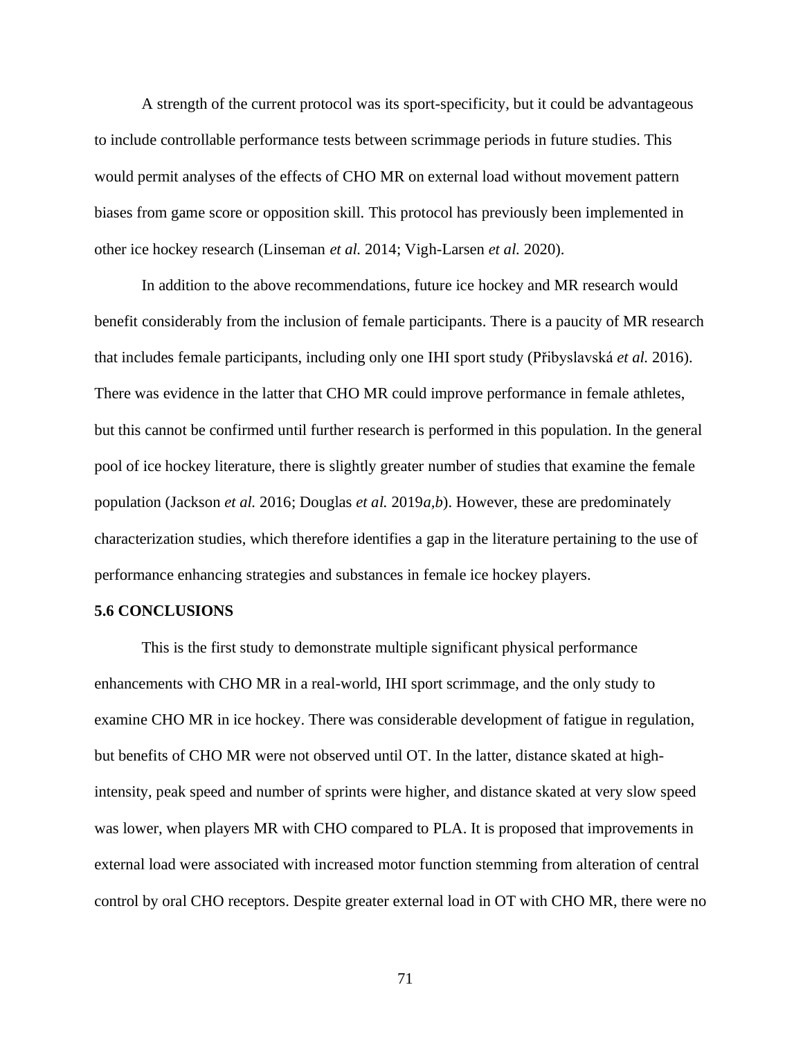A strength of the current protocol was its sport-specificity, but it could be advantageous to include controllable performance tests between scrimmage periods in future studies. This would permit analyses of the effects of CHO MR on external load without movement pattern biases from game score or opposition skill. This protocol has previously been implemented in other ice hockey research (Linseman *et al.* 2014; Vigh-Larsen *et al.* 2020).

In addition to the above recommendations, future ice hockey and MR research would benefit considerably from the inclusion of female participants. There is a paucity of MR research that includes female participants, including only one IHI sport study (Přibyslavská *et al.* 2016). There was evidence in the latter that CHO MR could improve performance in female athletes, but this cannot be confirmed until further research is performed in this population. In the general pool of ice hockey literature, there is slightly greater number of studies that examine the female population (Jackson *et al.* 2016; Douglas *et al.* 2019*a,b*). However, these are predominately characterization studies, which therefore identifies a gap in the literature pertaining to the use of performance enhancing strategies and substances in female ice hockey players.

### 5.6 CONCLUSIONS

This is the first study to demonstrate multiple significant physical performance enhancements with CHO MR in a real-world, IHI sport scrimmage, and the only study to examine CHO MR in ice hockey. There was considerable development of fatigue in regulation, but benefits of CHO MR were not observed until OT. In the latter, distance skated at high-intensity, peak speed and number of sprints were higher, and distance skated at very slow speed was lower, when players MR with CHO compared to PLA. It is proposed that improvements in external load were associated with increased motor function stemming from alteration of central control by oral CHO receptors. Despite greater external load in OT with CHO MR, there were no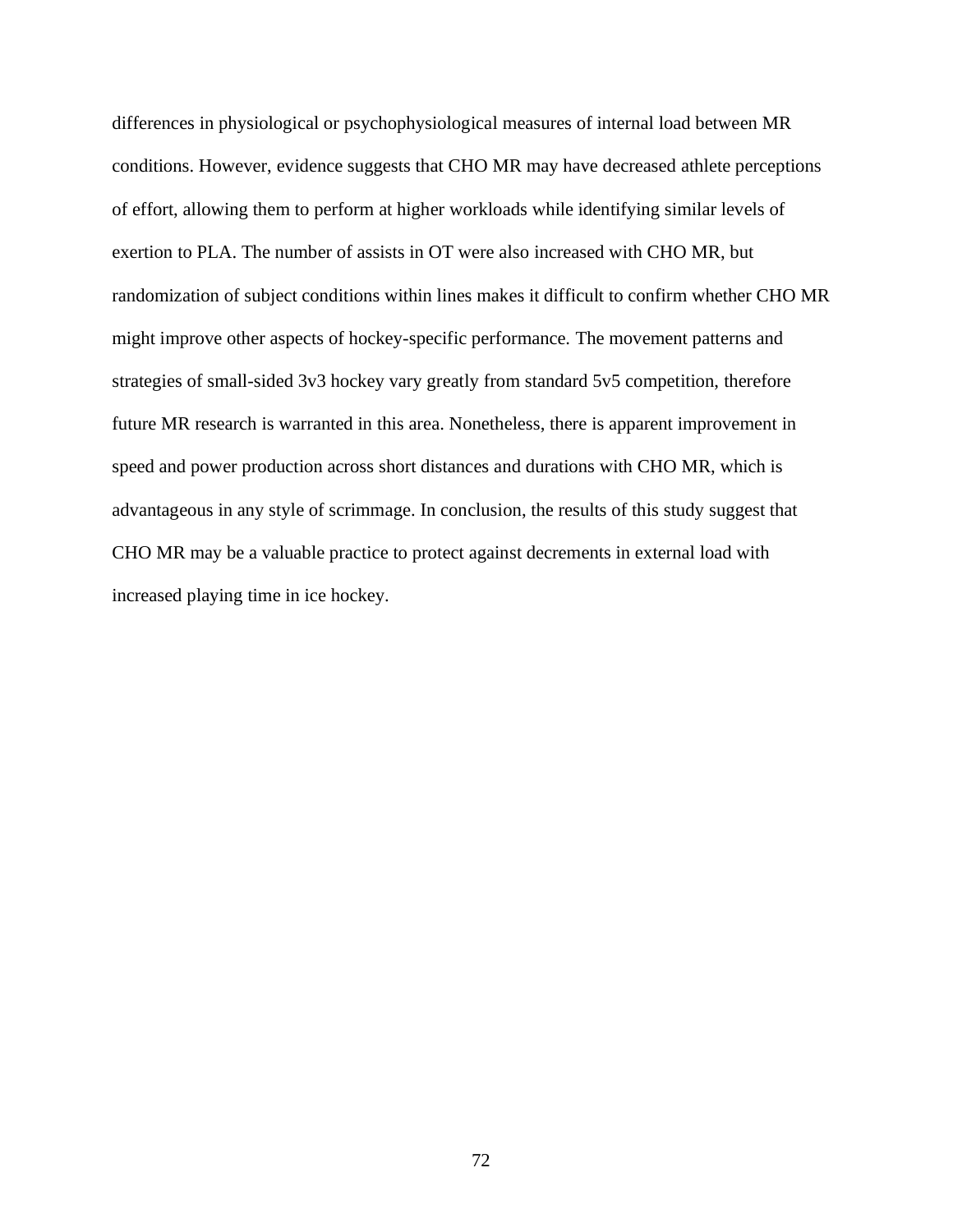differences in physiological or psychophysiological measures of internal load between MR conditions. However, evidence suggests that CHO MR may have decreased athlete perceptions of effort, allowing them to perform at higher workloads while identifying similar levels of exertion to PLA. The number of assists in OT were also increased with CHO MR, but randomization of subject conditions within lines makes it difficult to confirm whether CHO MR might improve other aspects of hockey-specific performance. The movement patterns and strategies of small-sided 3v3 hockey vary greatly from standard 5v5 competition, therefore future MR research is warranted in this area. Nonetheless, there is apparent improvement in speed and power production across short distances and durations with CHO MR, which is advantageous in any style of scrimmage. In conclusion, the results of this study suggest that CHO MR may be a valuable practice to protect against decrements in external load with increased playing time in ice hockey.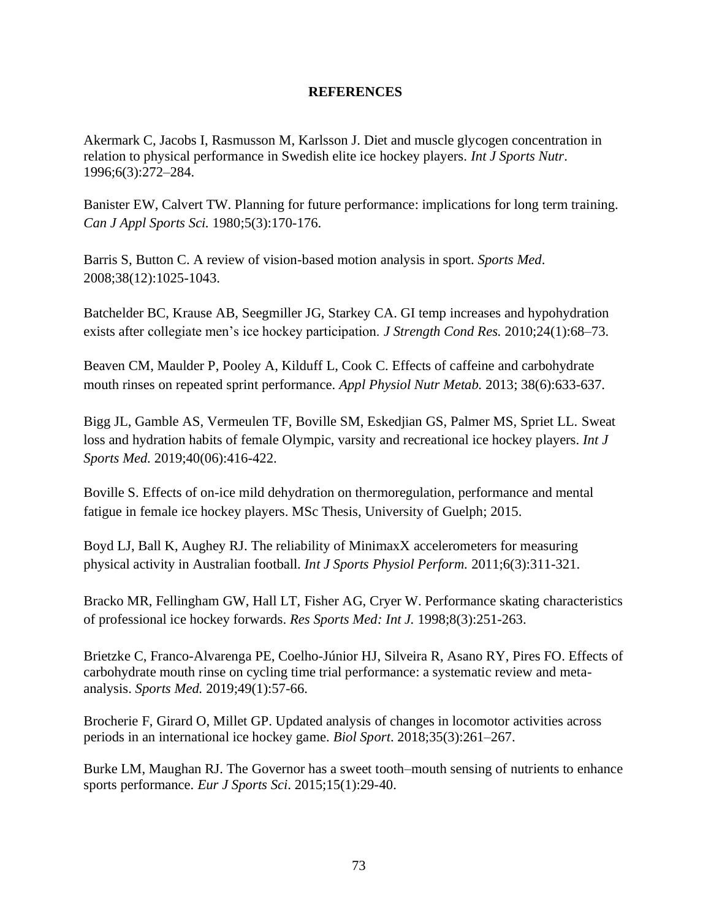# REFERENCES

Akermark C, Jacobs I, Rasmusson M, Karlsson J. Diet and muscle glycogen concentration in relation to physical performance in Swedish elite ice hockey players. *Int J Sports Nutr*. 1996;6(3):272–284.

Banister EW, Calvert TW. Planning for future performance: implications for long term training. *Can J Appl Sports Sci.* 1980;5(3):170-176.

Barris S, Button C. A review of vision-based motion analysis in sport. *Sports Med*. 2008;38(12):1025-1043.

Batchelder BC, Krause AB, Seegmiller JG, Starkey CA. GI temp increases and hypohydration exists after collegiate men's ice hockey participation. *J Strength Cond Res.* 2010;24(1):68–73.

Beaven CM, Maulder P, Pooley A, Kilduff L, Cook C. Effects of caffeine and carbohydrate mouth rinses on repeated sprint performance. *Appl Physiol Nutr Metab.* 2013; 38(6):633-637.

Bigg JL, Gamble AS, Vermeulen TF, Boville SM, Eskedjian GS, Palmer MS, Spriet LL. Sweat loss and hydration habits of female Olympic, varsity and recreational ice hockey players. *Int J Sports Med.* 2019;40(06):416-422.

Boville S. Effects of on-ice mild dehydration on thermoregulation, performance and mental fatigue in female ice hockey players. MSc Thesis, University of Guelph; 2015.

Boyd LJ, Ball K, Aughey RJ. The reliability of MinimaxX accelerometers for measuring physical activity in Australian football. *Int J Sports Physiol Perform.* 2011;6(3):311-321.

Bracko MR, Fellingham GW, Hall LT, Fisher AG, Cryer W. Performance skating characteristics of professional ice hockey forwards. *Res Sports Med: Int J.* 1998;8(3):251-263.

Brietzke C, Franco-Alvarenga PE, Coelho-Júnior HJ, Silveira R, Asano RY, Pires FO. Effects of carbohydrate mouth rinse on cycling time trial performance: a systematic review and meta-analysis. *Sports Med.* 2019;49(1):57-66.

Brocherie F, Girard O, Millet GP. Updated analysis of changes in locomotor activities across periods in an international ice hockey game. *Biol Sport*. 2018;35(3):261–267.

Burke LM, Maughan RJ. The Governor has a sweet tooth–mouth sensing of nutrients to enhance sports performance. *Eur J Sports Sci*. 2015;15(1):29-40.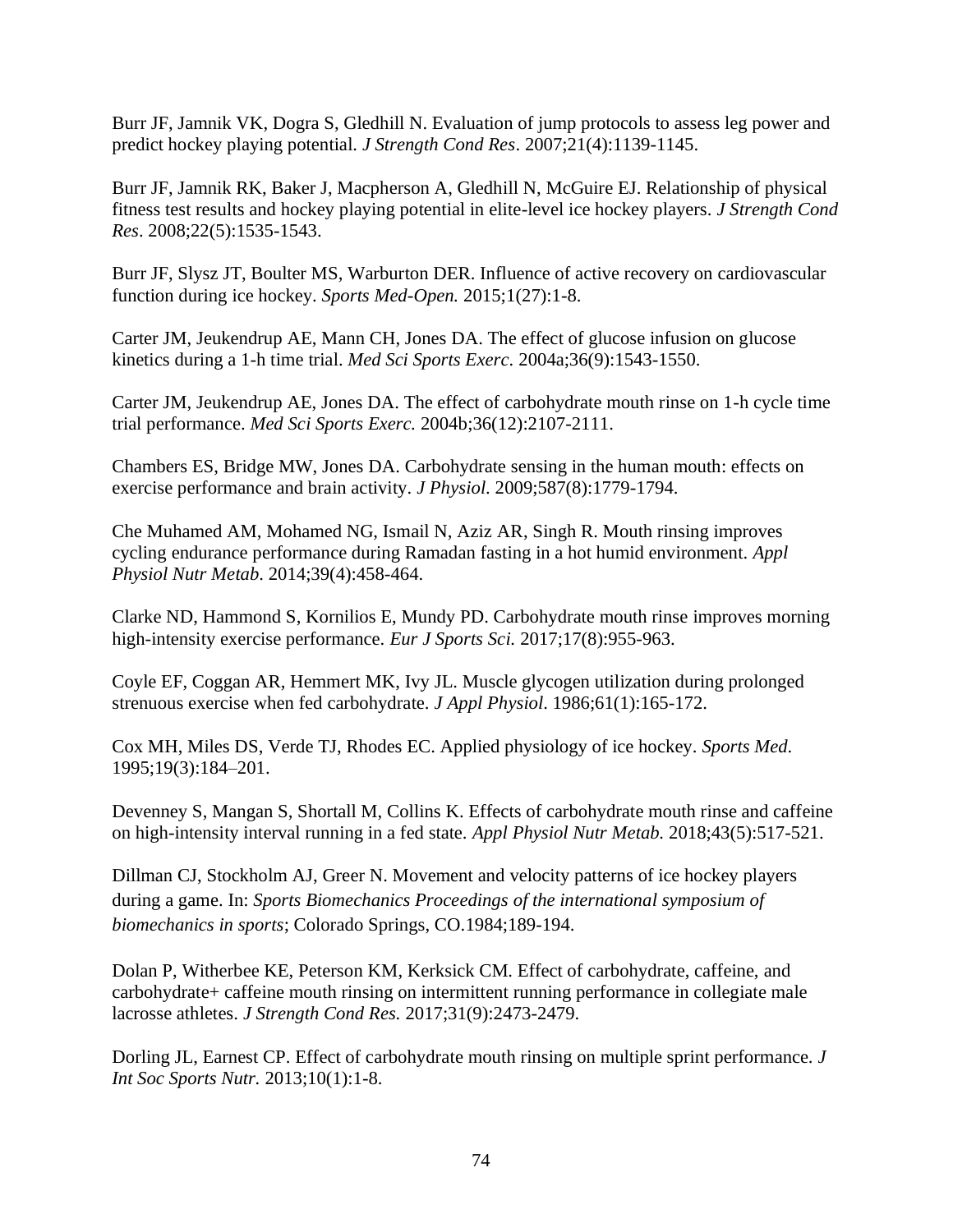Burr JF, Jamnik VK, Dogra S, Gledhill N. Evaluation of jump protocols to assess leg power and predict hockey playing potential. *J Strength Cond Res*. 2007;21(4):1139-1145.

Burr JF, Jamnik RK, Baker J, Macpherson A, Gledhill N, McGuire EJ. Relationship of physical fitness test results and hockey playing potential in elite-level ice hockey players. *J Strength Cond Res*. 2008;22(5):1535-1543.

Burr JF, Slysz JT, Boulter MS, Warburton DER. Influence of active recovery on cardiovascular function during ice hockey. *Sports Med-Open.* 2015;1(27):1-8.

Carter JM, Jeukendrup AE, Mann CH, Jones DA. The effect of glucose infusion on glucose kinetics during a 1-h time trial. *Med Sci Sports Exerc*. 2004a;36(9):1543-1550.

Carter JM, Jeukendrup AE, Jones DA. The effect of carbohydrate mouth rinse on 1-h cycle time trial performance. *Med Sci Sports Exerc.* 2004b;36(12):2107-2111.

Chambers ES, Bridge MW, Jones DA. Carbohydrate sensing in the human mouth: effects on exercise performance and brain activity. *J Physiol.* 2009;587(8):1779-1794.

Che Muhamed AM, Mohamed NG, Ismail N, Aziz AR, Singh R. Mouth rinsing improves cycling endurance performance during Ramadan fasting in a hot humid environment. *Appl Physiol Nutr Metab*. 2014;39(4):458-464.

Clarke ND, Hammond S, Kornilios E, Mundy PD. Carbohydrate mouth rinse improves morning high-intensity exercise performance. *Eur J Sports Sci.* 2017;17(8):955-963.

Coyle EF, Coggan AR, Hemmert MK, Ivy JL. Muscle glycogen utilization during prolonged strenuous exercise when fed carbohydrate. *J Appl Physiol*. 1986;61(1):165-172.

Cox MH, Miles DS, Verde TJ, Rhodes EC. Applied physiology of ice hockey. *Sports Med*. 1995;19(3):184–201.

Devenney S, Mangan S, Shortall M, Collins K. Effects of carbohydrate mouth rinse and caffeine on high-intensity interval running in a fed state. *Appl Physiol Nutr Metab.* 2018;43(5):517-521.

Dillman CJ, Stockholm AJ, Greer N. Movement and velocity patterns of ice hockey players during a game. In: *Sports Biomechanics Proceedings of the international symposium of biomechanics in sports*; Colorado Springs, CO.1984;189-194.

Dolan P, Witherbee KE, Peterson KM, Kerksick CM. Effect of carbohydrate, caffeine, and carbohydrate+ caffeine mouth rinsing on intermittent running performance in collegiate male lacrosse athletes. *J Strength Cond Res.* 2017;31(9):2473-2479.

Dorling JL, Earnest CP. Effect of carbohydrate mouth rinsing on multiple sprint performance. *J Int Soc Sports Nutr.* 2013;10(1):1-8.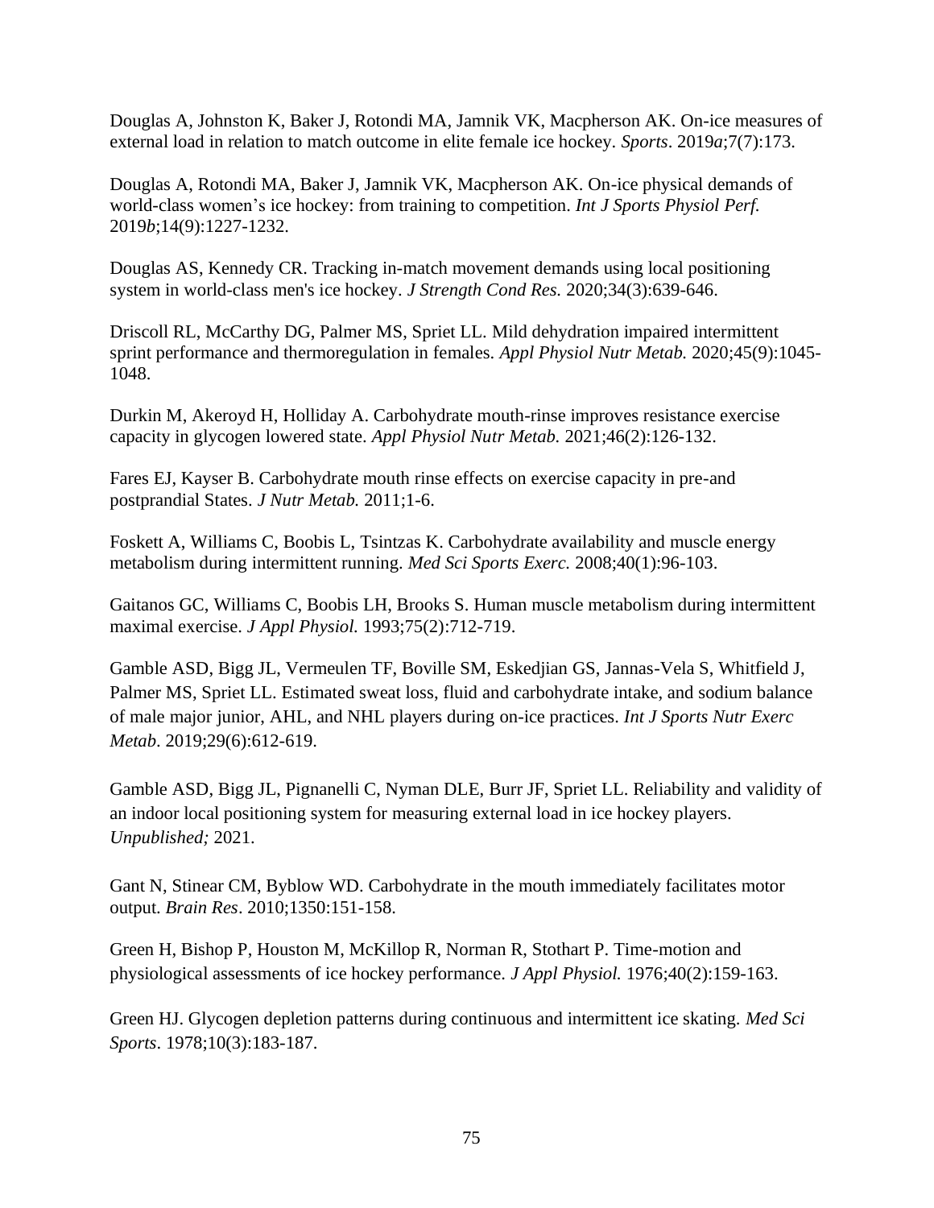Douglas A, Johnston K, Baker J, Rotondi MA, Jamnik VK, Macpherson AK. On-ice measures of external load in relation to match outcome in elite female ice hockey. *Sports*. 2019*a*;7(7):173.

Douglas A, Rotondi MA, Baker J, Jamnik VK, Macpherson AK. On-ice physical demands of world-class women's ice hockey: from training to competition. *Int J Sports Physiol Perf.* 2019*b*;14(9):1227-1232.

Douglas AS, Kennedy CR. Tracking in-match movement demands using local positioning system in world-class men's ice hockey. *J Strength Cond Res.* 2020;34(3):639-646.

Driscoll RL, McCarthy DG, Palmer MS, Spriet LL. Mild dehydration impaired intermittent sprint performance and thermoregulation in females. *Appl Physiol Nutr Metab.* 2020;45(9):1045-1048.

Durkin M, Akeroyd H, Holliday A. Carbohydrate mouth-rinse improves resistance exercise capacity in glycogen lowered state. *Appl Physiol Nutr Metab.* 2021;46(2):126-132.

Fares EJ, Kayser B. Carbohydrate mouth rinse effects on exercise capacity in pre-and postprandial States. *J Nutr Metab.* 2011;1-6.

Foskett A, Williams C, Boobis L, Tsintzas K. Carbohydrate availability and muscle energy metabolism during intermittent running. *Med Sci Sports Exerc.* 2008;40(1):96-103.

Gaitanos GC, Williams C, Boobis LH, Brooks S. Human muscle metabolism during intermittent maximal exercise. *J Appl Physiol.* 1993;75(2):712-719.

Gamble ASD, Bigg JL, Vermeulen TF, Boville SM, Eskedjian GS, Jannas-Vela S, Whitfield J, Palmer MS, Spriet LL. Estimated sweat loss, fluid and carbohydrate intake, and sodium balance of male major junior, AHL, and NHL players during on-ice practices. *Int J Sports Nutr Exerc Metab*. 2019;29(6):612-619.

Gamble ASD, Bigg JL, Pignanelli C, Nyman DLE, Burr JF, Spriet LL. Reliability and validity of an indoor local positioning system for measuring external load in ice hockey players. *Unpublished;* 2021.

Gant N, Stinear CM, Byblow WD. Carbohydrate in the mouth immediately facilitates motor output. *Brain Res*. 2010;1350:151-158.

Green H, Bishop P, Houston M, McKillop R, Norman R, Stothart P. Time-motion and physiological assessments of ice hockey performance. *J Appl Physiol.* 1976;40(2):159-163.

Green HJ. Glycogen depletion patterns during continuous and intermittent ice skating. *Med Sci Sports*. 1978;10(3):183-187.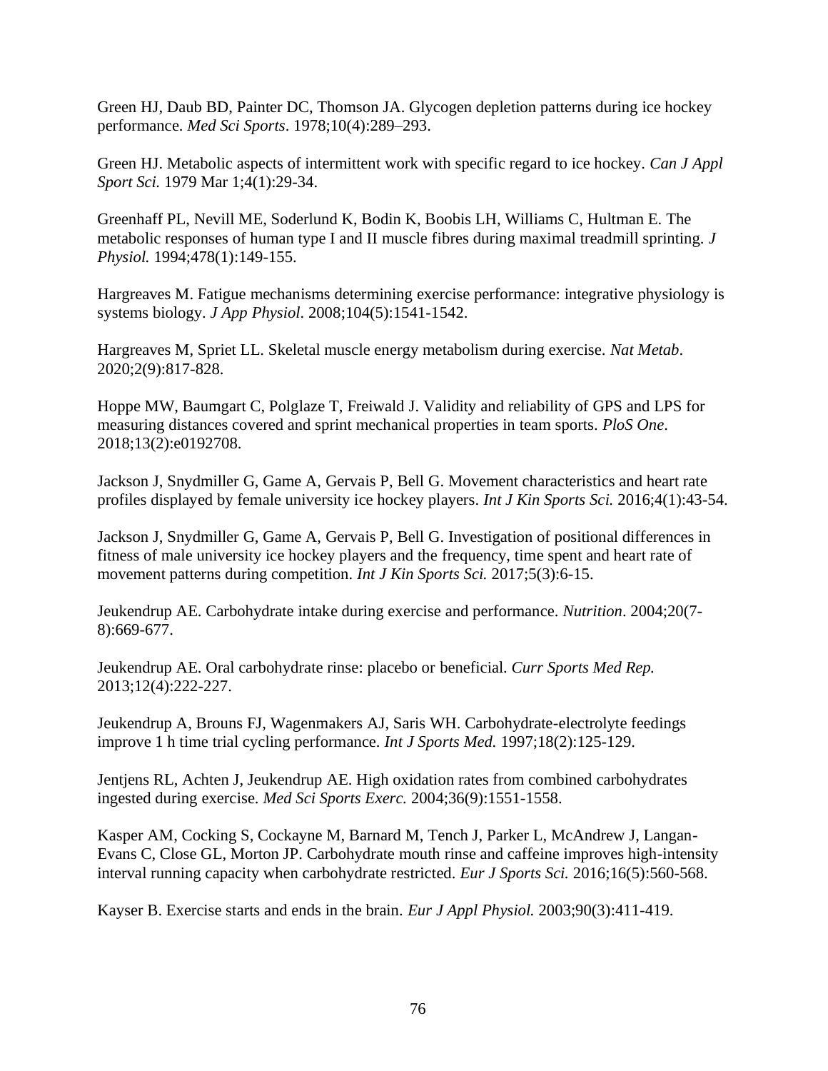Green HJ, Daub BD, Painter DC, Thomson JA. Glycogen depletion patterns during ice hockey performance. *Med Sci Sports*. 1978;10(4):289–293.

Green HJ. Metabolic aspects of intermittent work with specific regard to ice hockey. *Can J Appl Sport Sci.* 1979 Mar 1;4(1):29-34.

Greenhaff PL, Nevill ME, Soderlund K, Bodin K, Boobis LH, Williams C, Hultman E. The metabolic responses of human type I and II muscle fibres during maximal treadmill sprinting. *J Physiol.* 1994;478(1):149-155.

Hargreaves M. Fatigue mechanisms determining exercise performance: integrative physiology is systems biology. *J App Physiol*. 2008;104(5):1541-1542.

Hargreaves M, Spriet LL. Skeletal muscle energy metabolism during exercise. *Nat Metab*. 2020;2(9):817-828.

Hoppe MW, Baumgart C, Polglaze T, Freiwald J. Validity and reliability of GPS and LPS for measuring distances covered and sprint mechanical properties in team sports. *PloS One*. 2018;13(2):e0192708.

Jackson J, Snydmiller G, Game A, Gervais P, Bell G. Movement characteristics and heart rate profiles displayed by female university ice hockey players. *Int J Kin Sports Sci.* 2016;4(1):43-54.

Jackson J, Snydmiller G, Game A, Gervais P, Bell G. Investigation of positional differences in fitness of male university ice hockey players and the frequency, time spent and heart rate of movement patterns during competition. *Int J Kin Sports Sci.* 2017;5(3):6-15.

Jeukendrup AE. Carbohydrate intake during exercise and performance. *Nutrition*. 2004;20(7-8):669-677.

Jeukendrup AE. Oral carbohydrate rinse: placebo or beneficial. *Curr Sports Med Rep.* 2013;12(4):222-227.

Jeukendrup A, Brouns FJ, Wagenmakers AJ, Saris WH. Carbohydrate-electrolyte feedings improve 1 h time trial cycling performance. *Int J Sports Med.* 1997;18(2):125-129.

Jentjens RL, Achten J, Jeukendrup AE. High oxidation rates from combined carbohydrates ingested during exercise. *Med Sci Sports Exerc.* 2004;36(9):1551-1558.

Kasper AM, Cocking S, Cockayne M, Barnard M, Tench J, Parker L, McAndrew J, Langan-Evans C, Close GL, Morton JP. Carbohydrate mouth rinse and caffeine improves high-intensity interval running capacity when carbohydrate restricted. *Eur J Sports Sci.* 2016;16(5):560-568.

Kayser B. Exercise starts and ends in the brain. *Eur J Appl Physiol.* 2003;90(3):411-419.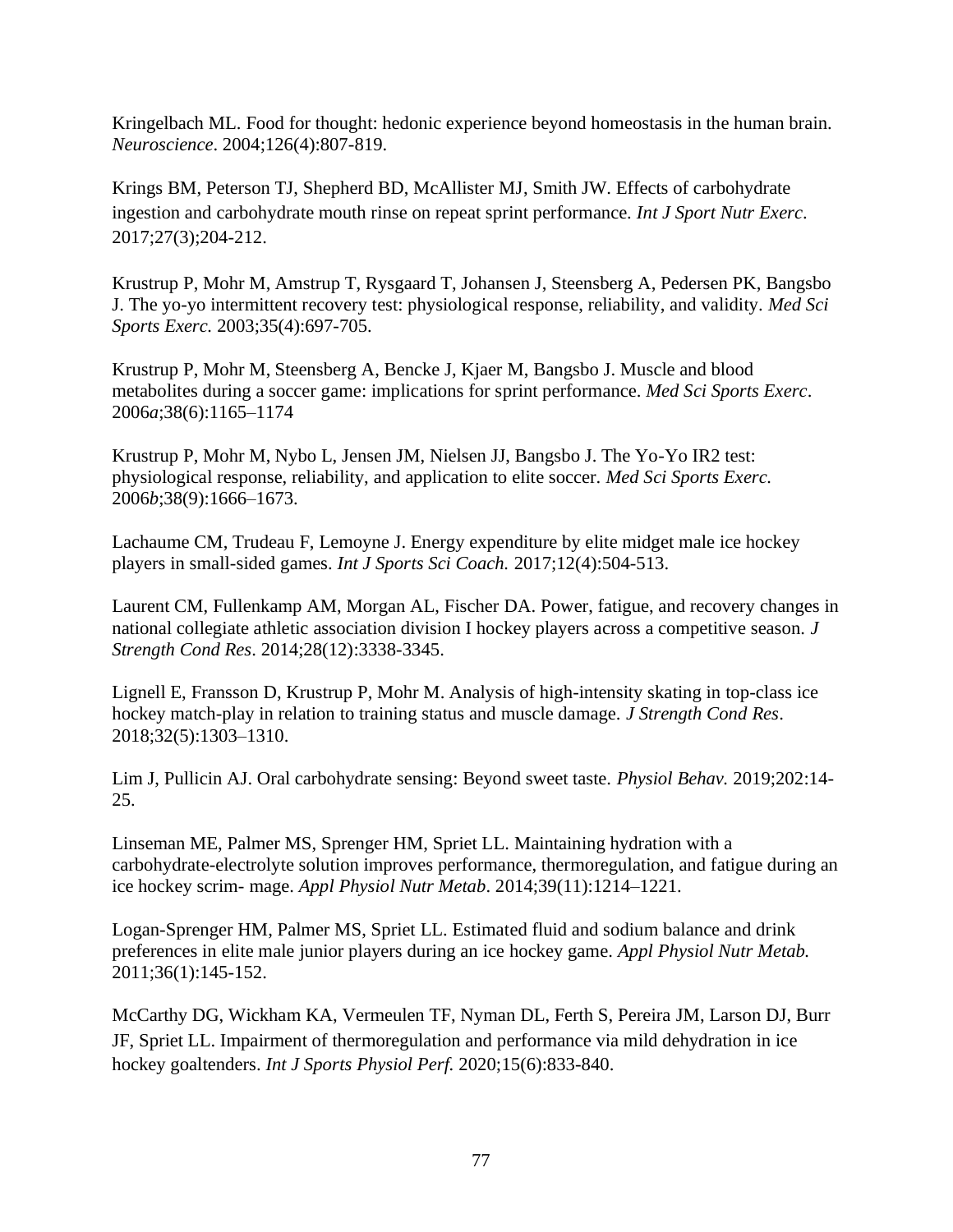Kringelbach ML. Food for thought: hedonic experience beyond homeostasis in the human brain. *Neuroscience*. 2004;126(4):807-819.

Krings BM, Peterson TJ, Shepherd BD, McAllister MJ, Smith JW. Effects of carbohydrate ingestion and carbohydrate mouth rinse on repeat sprint performance. *Int J Sport Nutr Exerc*. 2017;27(3);204-212.

Krustrup P, Mohr M, Amstrup T, Rysgaard T, Johansen J, Steensberg A, Pedersen PK, Bangsbo J. The yo-yo intermittent recovery test: physiological response, reliability, and validity. *Med Sci Sports Exerc.* 2003;35(4):697-705.

Krustrup P, Mohr M, Steensberg A, Bencke J, Kjaer M, Bangsbo J. Muscle and blood metabolites during a soccer game: implications for sprint performance. *Med Sci Sports Exerc*. 2006*a*;38(6):1165–1174

Krustrup P, Mohr M, Nybo L, Jensen JM, Nielsen JJ, Bangsbo J. The Yo-Yo IR2 test: physiological response, reliability, and application to elite soccer. *Med Sci Sports Exerc.* 2006*b*;38(9):1666–1673.

Lachaume CM, Trudeau F, Lemoyne J. Energy expenditure by elite midget male ice hockey players in small-sided games. *Int J Sports Sci Coach.* 2017;12(4):504-513.

Laurent CM, Fullenkamp AM, Morgan AL, Fischer DA. Power, fatigue, and recovery changes in national collegiate athletic association division I hockey players across a competitive season. *J Strength Cond Res*. 2014;28(12):3338-3345.

Lignell E, Fransson D, Krustrup P, Mohr M. Analysis of high-intensity skating in top-class ice hockey match-play in relation to training status and muscle damage. *J Strength Cond Res*. 2018;32(5):1303–1310.

Lim J, Pullicin AJ. Oral carbohydrate sensing: Beyond sweet taste. *Physiol Behav.* 2019;202:14-25.

Linseman ME, Palmer MS, Sprenger HM, Spriet LL. Maintaining hydration with a carbohydrate-electrolyte solution improves performance, thermoregulation, and fatigue during an ice hockey scrim- mage. *Appl Physiol Nutr Metab*. 2014;39(11):1214–1221.

Logan-Sprenger HM, Palmer MS, Spriet LL. Estimated fluid and sodium balance and drink preferences in elite male junior players during an ice hockey game. *Appl Physiol Nutr Metab.* 2011;36(1):145-152.

McCarthy DG, Wickham KA, Vermeulen TF, Nyman DL, Ferth S, Pereira JM, Larson DJ, Burr JF, Spriet LL. Impairment of thermoregulation and performance via mild dehydration in ice hockey goaltenders. *Int J Sports Physiol Perf.* 2020;15(6):833-840.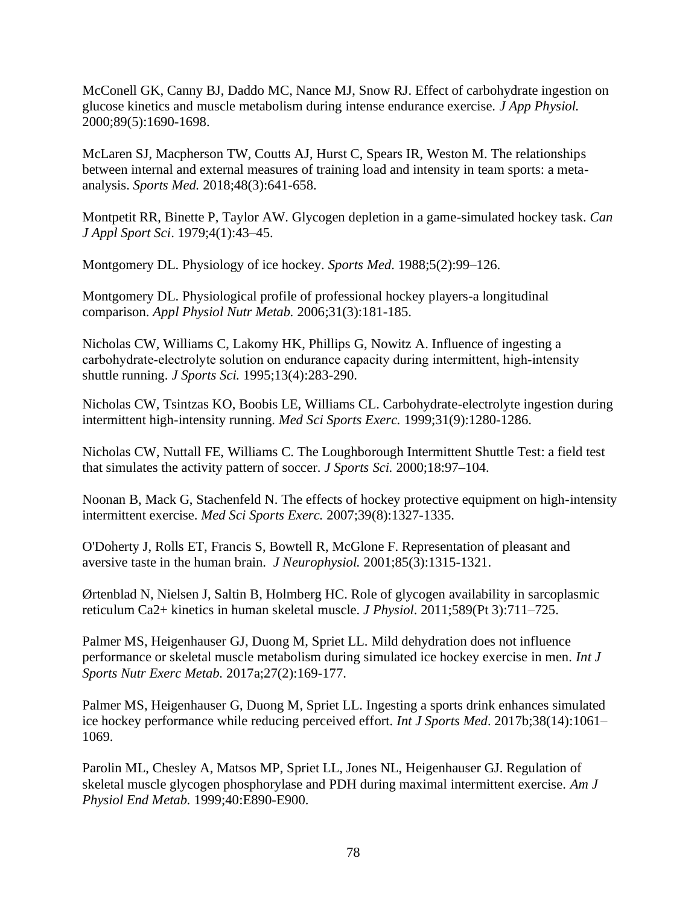McConell GK, Canny BJ, Daddo MC, Nance MJ, Snow RJ. Effect of carbohydrate ingestion on glucose kinetics and muscle metabolism during intense endurance exercise. *J App Physiol.* 2000;89(5):1690-1698.

McLaren SJ, Macpherson TW, Coutts AJ, Hurst C, Spears IR, Weston M. The relationships between internal and external measures of training load and intensity in team sports: a meta-analysis. *Sports Med.* 2018;48(3):641-658.

Montpetit RR, Binette P, Taylor AW. Glycogen depletion in a game-simulated hockey task. *Can J Appl Sport Sci*. 1979;4(1):43–45.

Montgomery DL. Physiology of ice hockey. *Sports Med*. 1988;5(2):99–126.

Montgomery DL. Physiological profile of professional hockey players-a longitudinal comparison. *Appl Physiol Nutr Metab.* 2006;31(3):181-185.

Nicholas CW, Williams C, Lakomy HK, Phillips G, Nowitz A. Influence of ingesting a carbohydrate-electrolyte solution on endurance capacity during intermittent, high-intensity shuttle running. *J Sports Sci.* 1995;13(4):283-290.

Nicholas CW, Tsintzas KO, Boobis LE, Williams CL. Carbohydrate-electrolyte ingestion during intermittent high-intensity running. *Med Sci Sports Exerc.* 1999;31(9):1280-1286.

Nicholas CW, Nuttall FE, Williams C. The Loughborough Intermittent Shuttle Test: a field test that simulates the activity pattern of soccer. *J Sports Sci.* 2000;18:97–104.

Noonan B, Mack G, Stachenfeld N. The effects of hockey protective equipment on high-intensity intermittent exercise. *Med Sci Sports Exerc.* 2007;39(8):1327-1335.

O'Doherty J, Rolls ET, Francis S, Bowtell R, McGlone F. Representation of pleasant and aversive taste in the human brain. *J Neurophysiol.* 2001;85(3):1315-1321.

Ørtenblad N, Nielsen J, Saltin B, Holmberg HC. Role of glycogen availability in sarcoplasmic reticulum Ca2+ kinetics in human skeletal muscle. *J Physiol*. 2011;589(Pt 3):711–725.

Palmer MS, Heigenhauser GJ, Duong M, Spriet LL. Mild dehydration does not influence performance or skeletal muscle metabolism during simulated ice hockey exercise in men. *Int J Sports Nutr Exerc Metab.* 2017a;27(2):169-177.

Palmer MS, Heigenhauser G, Duong M, Spriet LL. Ingesting a sports drink enhances simulated ice hockey performance while reducing perceived effort. *Int J Sports Med*. 2017b;38(14):1061–1069.

Parolin ML, Chesley A, Matsos MP, Spriet LL, Jones NL, Heigenhauser GJ. Regulation of skeletal muscle glycogen phosphorylase and PDH during maximal intermittent exercise. *Am J Physiol End Metab.* 1999;40:E890-E900.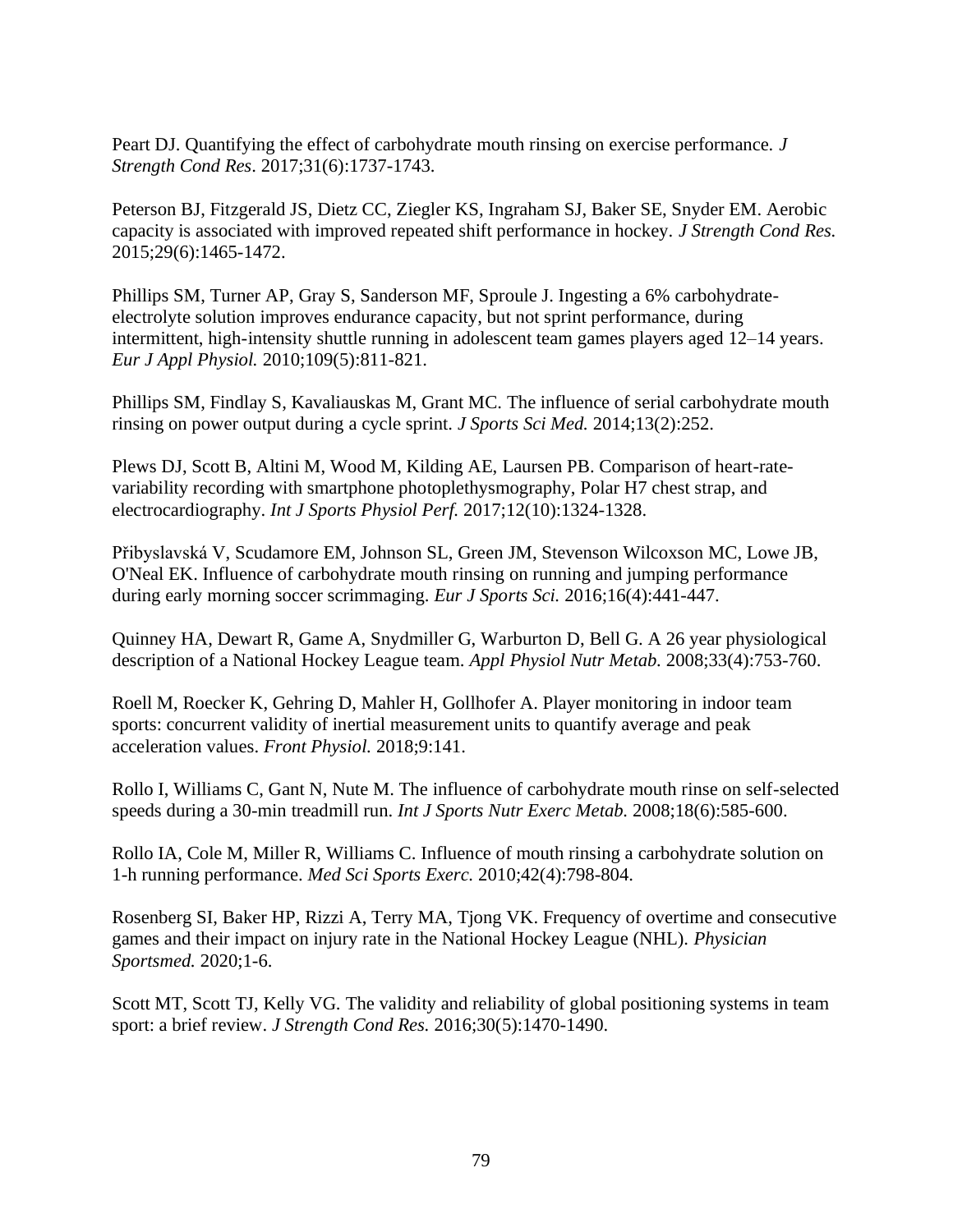Peart DJ. Quantifying the effect of carbohydrate mouth rinsing on exercise performance. *J Strength Cond Res*. 2017;31(6):1737-1743.

Peterson BJ, Fitzgerald JS, Dietz CC, Ziegler KS, Ingraham SJ, Baker SE, Snyder EM. Aerobic capacity is associated with improved repeated shift performance in hockey. *J Strength Cond Res.* 2015;29(6):1465-1472.

Phillips SM, Turner AP, Gray S, Sanderson MF, Sproule J. Ingesting a 6% carbohydrate-electrolyte solution improves endurance capacity, but not sprint performance, during intermittent, high-intensity shuttle running in adolescent team games players aged 12–14 years. *Eur J Appl Physiol.* 2010;109(5):811-821.

Phillips SM, Findlay S, Kavaliauskas M, Grant MC. The influence of serial carbohydrate mouth rinsing on power output during a cycle sprint. *J Sports Sci Med.* 2014;13(2):252.

Plews DJ, Scott B, Altini M, Wood M, Kilding AE, Laursen PB. Comparison of heart-rate-variability recording with smartphone photoplethysmography, Polar H7 chest strap, and electrocardiography. *Int J Sports Physiol Perf.* 2017;12(10):1324-1328.

Přibyslavská V, Scudamore EM, Johnson SL, Green JM, Stevenson Wilcoxson MC, Lowe JB, O'Neal EK. Influence of carbohydrate mouth rinsing on running and jumping performance during early morning soccer scrimmaging. *Eur J Sports Sci.* 2016;16(4):441-447.

Quinney HA, Dewart R, Game A, Snydmiller G, Warburton D, Bell G. A 26 year physiological description of a National Hockey League team. *Appl Physiol Nutr Metab.* 2008;33(4):753-760.

Roell M, Roecker K, Gehring D, Mahler H, Gollhofer A. Player monitoring in indoor team sports: concurrent validity of inertial measurement units to quantify average and peak acceleration values. *Front Physiol.* 2018;9:141.

Rollo I, Williams C, Gant N, Nute M. The influence of carbohydrate mouth rinse on self-selected speeds during a 30-min treadmill run. *Int J Sports Nutr Exerc Metab.* 2008;18(6):585-600.

Rollo IA, Cole M, Miller R, Williams C. Influence of mouth rinsing a carbohydrate solution on 1-h running performance. *Med Sci Sports Exerc.* 2010;42(4):798-804.

Rosenberg SI, Baker HP, Rizzi A, Terry MA, Tjong VK. Frequency of overtime and consecutive games and their impact on injury rate in the National Hockey League (NHL). *Physician Sportsmed.* 2020;1-6.

Scott MT, Scott TJ, Kelly VG. The validity and reliability of global positioning systems in team sport: a brief review. *J Strength Cond Res.* 2016;30(5):1470-1490.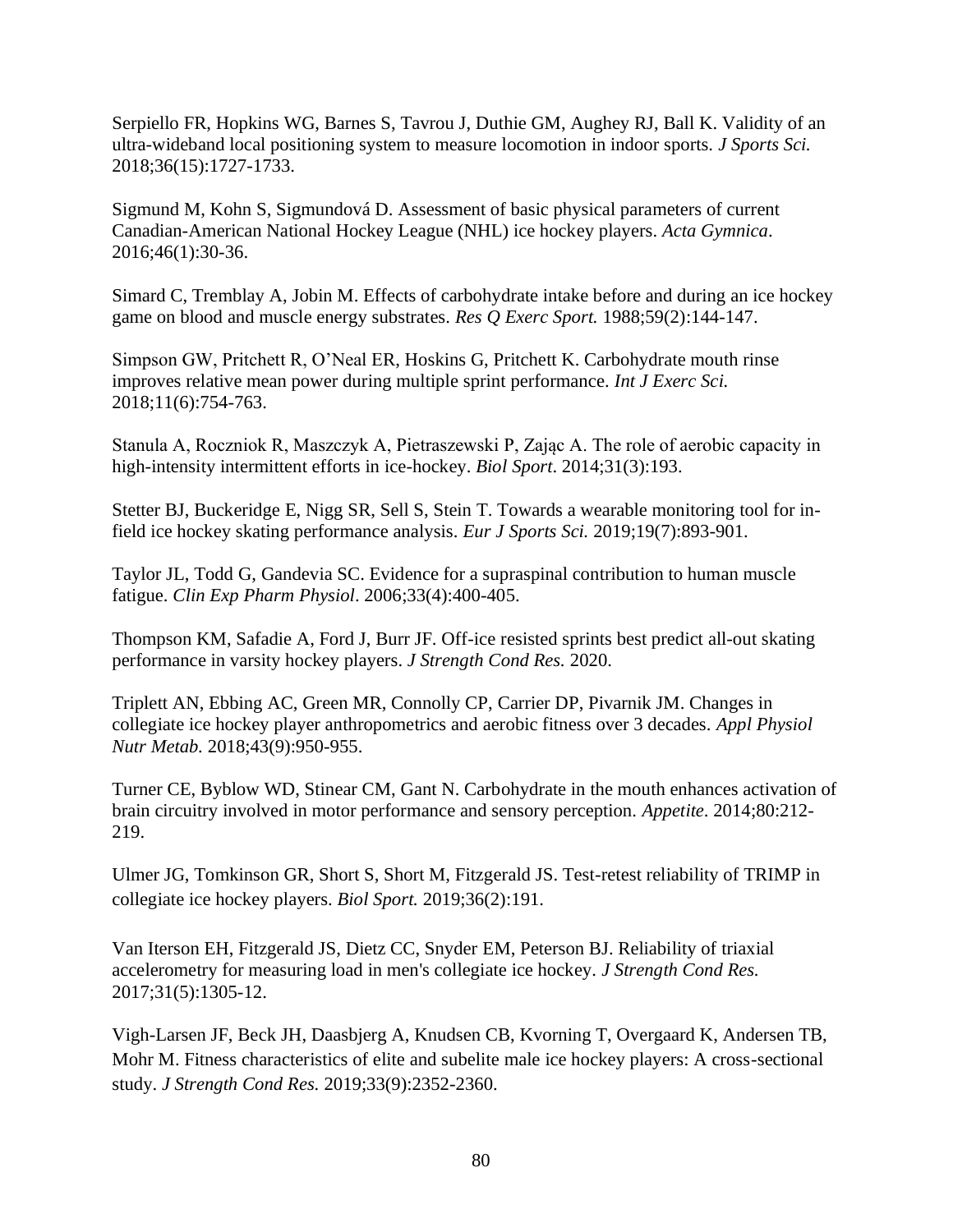Serpiello FR, Hopkins WG, Barnes S, Tavrou J, Duthie GM, Aughey RJ, Ball K. Validity of an ultra-wideband local positioning system to measure locomotion in indoor sports. *J Sports Sci.* 2018;36(15):1727-1733.

Sigmund M, Kohn S, Sigmundová D. Assessment of basic physical parameters of current Canadian-American National Hockey League (NHL) ice hockey players. *Acta Gymnica*. 2016;46(1):30-36.

Simard C, Tremblay A, Jobin M. Effects of carbohydrate intake before and during an ice hockey game on blood and muscle energy substrates. *Res Q Exerc Sport.* 1988;59(2):144-147.

Simpson GW, Pritchett R, O'Neal ER, Hoskins G, Pritchett K. Carbohydrate mouth rinse improves relative mean power during multiple sprint performance. *Int J Exerc Sci.* 2018;11(6):754-763.

Stanula A, Roczniok R, Maszczyk A, Pietraszewski P, Zając A. The role of aerobic capacity in high-intensity intermittent efforts in ice-hockey. *Biol Sport*. 2014;31(3):193.

Stetter BJ, Buckeridge E, Nigg SR, Sell S, Stein T. Towards a wearable monitoring tool for in-field ice hockey skating performance analysis. *Eur J Sports Sci.* 2019;19(7):893-901.

Taylor JL, Todd G, Gandevia SC. Evidence for a supraspinal contribution to human muscle fatigue. *Clin Exp Pharm Physiol*. 2006;33(4):400-405.

Thompson KM, Safadie A, Ford J, Burr JF. Off-ice resisted sprints best predict all-out skating performance in varsity hockey players. *J Strength Cond Res.* 2020.

Triplett AN, Ebbing AC, Green MR, Connolly CP, Carrier DP, Pivarnik JM. Changes in collegiate ice hockey player anthropometrics and aerobic fitness over 3 decades. *Appl Physiol Nutr Metab.* 2018;43(9):950-955.

Turner CE, Byblow WD, Stinear CM, Gant N. Carbohydrate in the mouth enhances activation of brain circuitry involved in motor performance and sensory perception. *Appetite*. 2014;80:212-219.

Ulmer JG, Tomkinson GR, Short S, Short M, Fitzgerald JS. Test-retest reliability of TRIMP in collegiate ice hockey players. *Biol Sport.* 2019;36(2):191.

Van Iterson EH, Fitzgerald JS, Dietz CC, Snyder EM, Peterson BJ. Reliability of triaxial accelerometry for measuring load in men's collegiate ice hockey. *J Strength Cond Res.* 2017;31(5):1305-12.

Vigh-Larsen JF, Beck JH, Daasbjerg A, Knudsen CB, Kvorning T, Overgaard K, Andersen TB, Mohr M. Fitness characteristics of elite and subelite male ice hockey players: A cross-sectional study. *J Strength Cond Res.* 2019;33(9):2352-2360.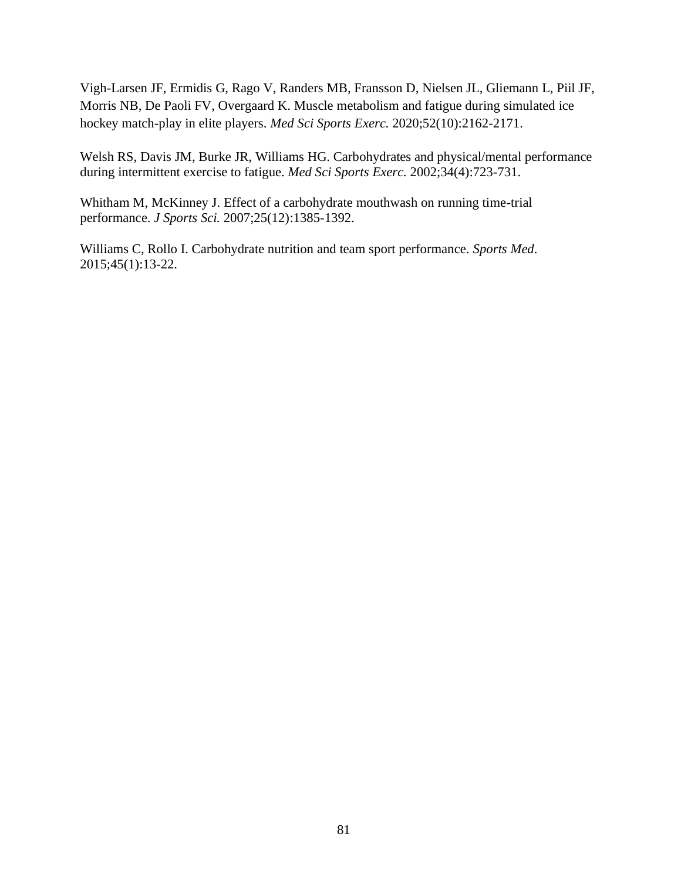Vigh-Larsen JF, Ermidis G, Rago V, Randers MB, Fransson D, Nielsen JL, Gliemann L, Piil JF, Morris NB, De Paoli FV, Overgaard K. Muscle metabolism and fatigue during simulated ice hockey match-play in elite players. *Med Sci Sports Exerc.* 2020;52(10):2162-2171.

Welsh RS, Davis JM, Burke JR, Williams HG. Carbohydrates and physical/mental performance during intermittent exercise to fatigue. *Med Sci Sports Exerc.* 2002;34(4):723-731.

Whitham M, McKinney J. Effect of a carbohydrate mouthwash on running time-trial performance. *J Sports Sci.* 2007;25(12):1385-1392.

Williams C, Rollo I. Carbohydrate nutrition and team sport performance. *Sports Med*. 2015;45(1):13-22.